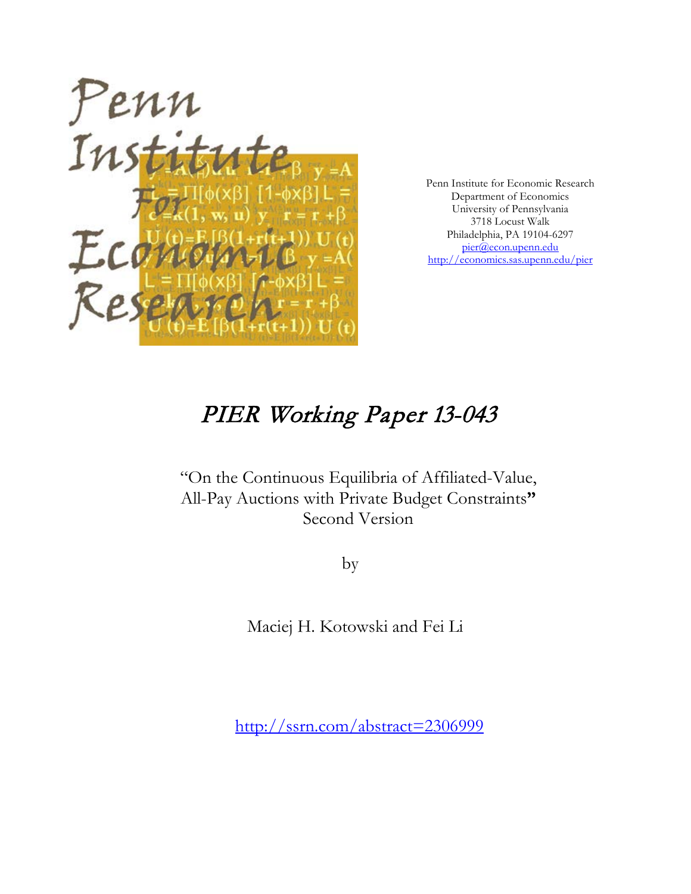Penn Institute for Economic Research
Department of Economics
University of Pennsylvania
3718 Locust Walk
Philadelphia, PA 19104-6297
pier@econ.upenn.edu
http://economics.sas.upenn.edu/pier

# *PIER Working Paper 13-043*

"On the Continuous Equilibria of Affiliated-Value, All-Pay Auctions with Private Budget Constraints"
Second Version

by

Maciej H. Kotowski and Fei Li

http://ssrn.com/abstract=2306999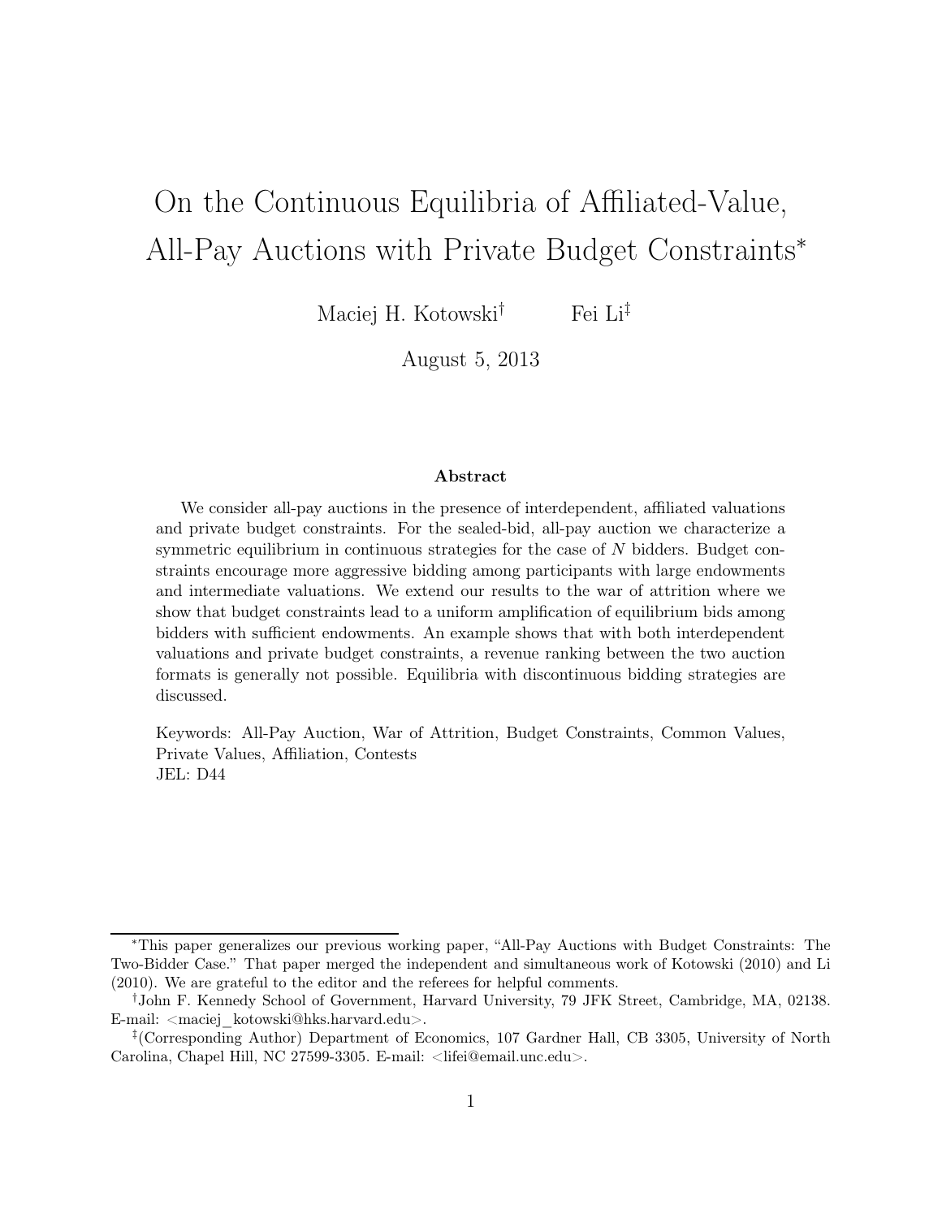# On the Continuous Equilibria of Affiliated-Value, All-Pay Auctions with Private Budget Constraints*

Maciej H. Kotowski† Fei Li‡

August 5, 2013

### Abstract

We consider all-pay auctions in the presence of interdependent, affiliated valuations and private budget constraints. For the sealed-bid, all-pay auction we characterize a symmetric equilibrium in continuous strategies for the case of $N$ bidders. Budget constraints encourage more aggressive bidding among participants with large endowments and intermediate valuations. We extend our results to the war of attrition where we show that budget constraints lead to a uniform amplification of equilibrium bids among bidders with sufficient endowments. An example shows that with both interdependent valuations and private budget constraints, a revenue ranking between the two auction formats is generally not possible. Equilibria with discontinuous bidding strategies are discussed.

Keywords: All-Pay Auction, War of Attrition, Budget Constraints, Common Values, Private Values, Affiliation, Contests
JEL: D44

---

*This paper generalizes our previous working paper, "All-Pay Auctions with Budget Constraints: The Two-Bidder Case." That paper merged the independent and simultaneous work of Kotowski (2010) and Li (2010). We are grateful to the editor and the referees for helpful comments.

†John F. Kennedy School of Government, Harvard University, 79 JFK Street, Cambridge, MA, 02138. E-mail: <maciej_kotowski@hks.harvard.edu>.

‡(Corresponding Author) Department of Economics, 107 Gardner Hall, CB 3305, University of North Carolina, Chapel Hill, NC 27599-3305. E-mail: <lifei@email.unc.edu>.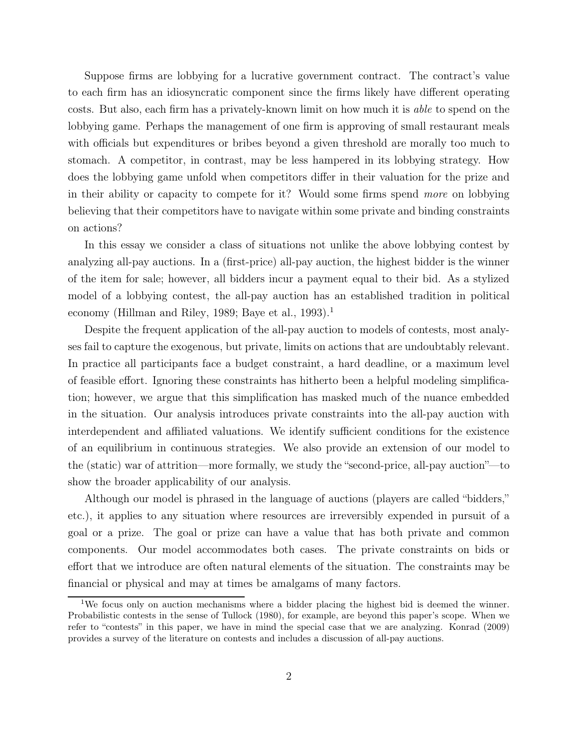Suppose firms are lobbying for a lucrative government contract. The contract's value to each firm has an idiosyncratic component since the firms likely have different operating costs. But also, each firm has a privately-known limit on how much it is *able* to spend on the lobbying game. Perhaps the management of one firm is approving of small restaurant meals with officials but expenditures or bribes beyond a given threshold are morally too much to stomach. A competitor, in contrast, may be less hampered in its lobbying strategy. How does the lobbying game unfold when competitors differ in their valuation for the prize and in their ability or capacity to compete for it? Would some firms spend *more* on lobbying believing that their competitors have to navigate within some private and binding constraints on actions?

In this essay we consider a class of situations not unlike the above lobbying contest by analyzing all-pay auctions. In a (first-price) all-pay auction, the highest bidder is the winner of the item for sale; however, all bidders incur a payment equal to their bid. As a stylized model of a lobbying contest, the all-pay auction has an established tradition in political economy (Hillman and Riley, 1989; Baye et al., 1993).[1]

Despite the frequent application of the all-pay auction to models of contests, most analyses fail to capture the exogenous, but private, limits on actions that are undoubtably relevant. In practice all participants face a budget constraint, a hard deadline, or a maximum level of feasible effort. Ignoring these constraints has hitherto been a helpful modeling simplification; however, we argue that this simplification has masked much of the nuance embedded in the situation. Our analysis introduces private constraints into the all-pay auction with interdependent and affiliated valuations. We identify sufficient conditions for the existence of an equilibrium in continuous strategies. We also provide an extension of our model to the (static) war of attrition—more formally, we study the "second-price, all-pay auction"—to show the broader applicability of our analysis.

Although our model is phrased in the language of auctions (players are called "bidders," etc.), it applies to any situation where resources are irreversibly expended in pursuit of a goal or a prize. The goal or prize can have a value that has both private and common components. Our model accommodates both cases. The private constraints on bids or effort that we introduce are often natural elements of the situation. The constraints may be financial or physical and may at times be amalgams of many factors.

[1] We focus only on auction mechanisms where a bidder placing the highest bid is deemed the winner. Probabilistic contests in the sense of Tullock (1980), for example, are beyond this paper's scope. When we refer to "contests" in this paper, we have in mind the special case that we are analyzing. Konrad (2009) provides a survey of the literature on contests and includes a discussion of all-pay auctions.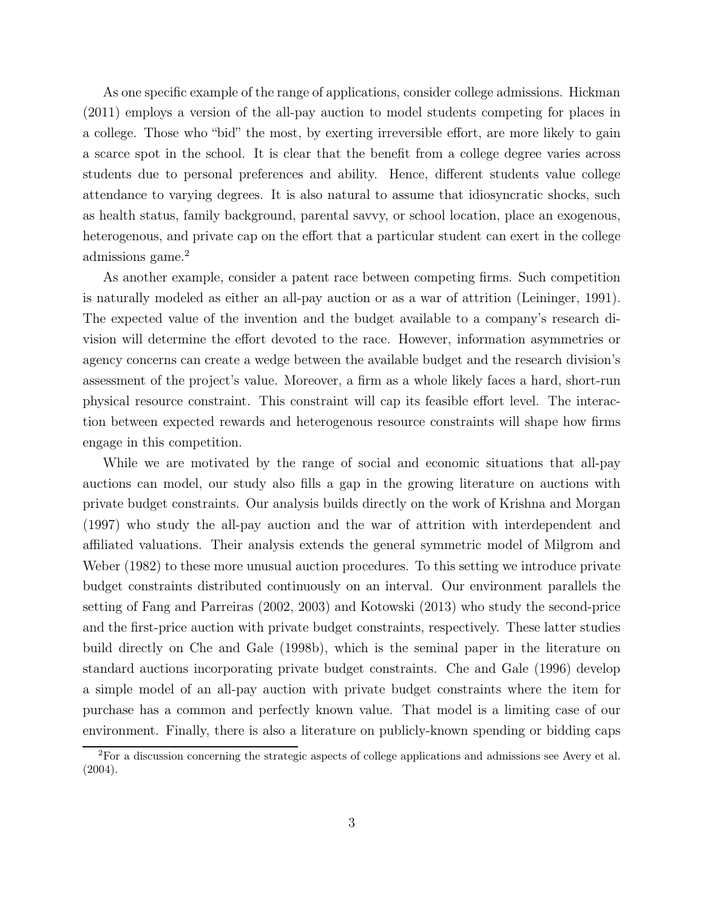As one specific example of the range of applications, consider college admissions. Hickman (2011) employs a version of the all-pay auction to model students competing for places in a college. Those who "bid" the most, by exerting irreversible effort, are more likely to gain a scarce spot in the school. It is clear that the benefit from a college degree varies across students due to personal preferences and ability. Hence, different students value college attendance to varying degrees. It is also natural to assume that idiosyncratic shocks, such as health status, family background, parental savvy, or school location, place an exogenous, heterogenous, and private cap on the effort that a particular student can exert in the college admissions game.[2]

As another example, consider a patent race between competing firms. Such competition is naturally modeled as either an all-pay auction or as a war of attrition (Leininger, 1991). The expected value of the invention and the budget available to a company's research division will determine the effort devoted to the race. However, information asymmetries or agency concerns can create a wedge between the available budget and the research division's assessment of the project's value. Moreover, a firm as a whole likely faces a hard, short-run physical resource constraint. This constraint will cap its feasible effort level. The interaction between expected rewards and heterogenous resource constraints will shape how firms engage in this competition.

While we are motivated by the range of social and economic situations that all-pay auctions can model, our study also fills a gap in the growing literature on auctions with private budget constraints. Our analysis builds directly on the work of Krishna and Morgan (1997) who study the all-pay auction and the war of attrition with interdependent and affiliated valuations. Their analysis extends the general symmetric model of Milgrom and Weber (1982) to these more unusual auction procedures. To this setting we introduce private budget constraints distributed continuously on an interval. Our environment parallels the setting of Fang and Parreiras (2002, 2003) and Kotowski (2013) who study the second-price and the first-price auction with private budget constraints, respectively. These latter studies build directly on Che and Gale (1998b), which is the seminal paper in the literature on standard auctions incorporating private budget constraints. Che and Gale (1996) develop a simple model of an all-pay auction with private budget constraints where the item for purchase has a common and perfectly known value. That model is a limiting case of our environment. Finally, there is also a literature on publicly-known spending or bidding caps

[2] For a discussion concerning the strategic aspects of college applications and admissions see Avery et al. (2004).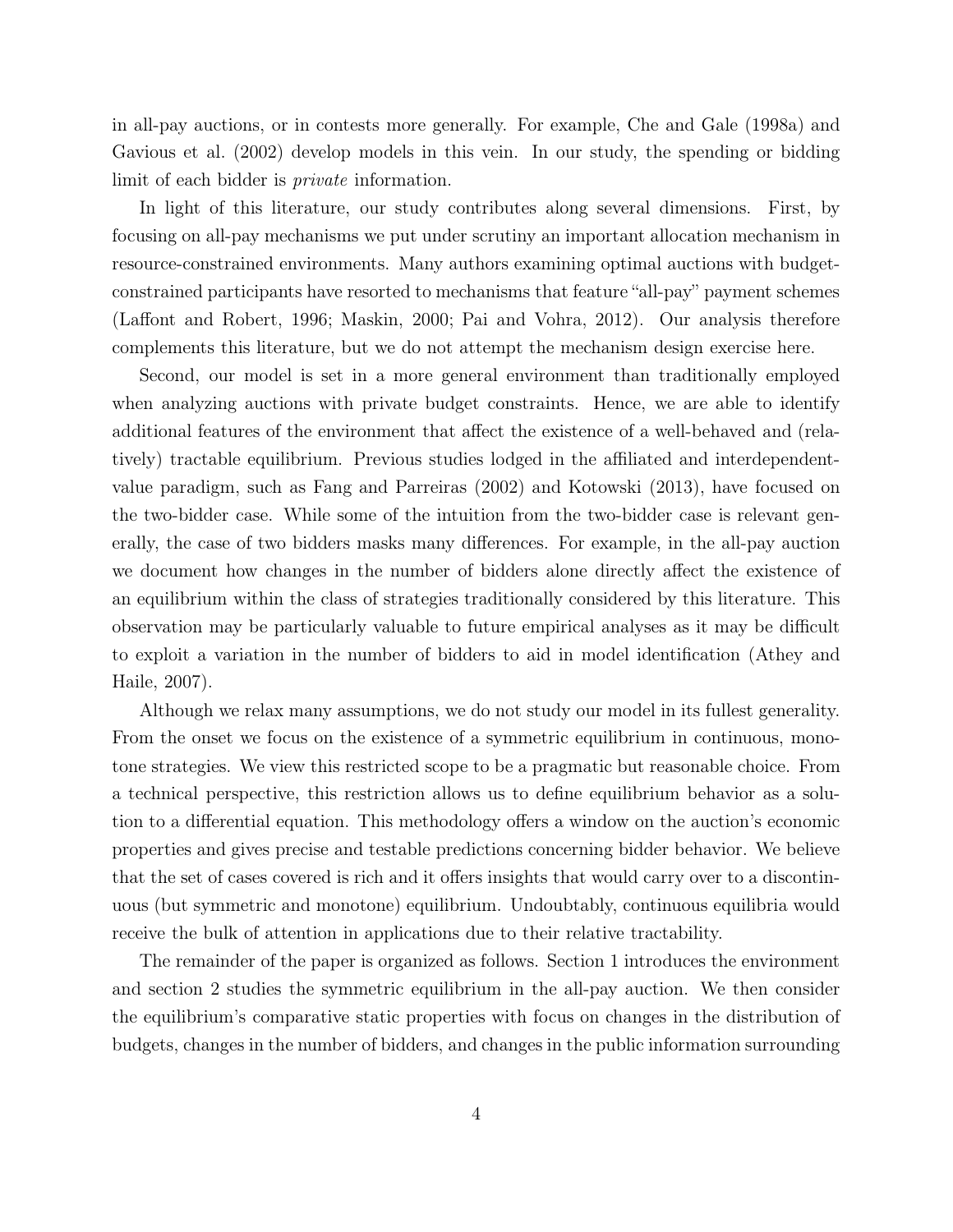in all-pay auctions, or in contests more generally. For example, Che and Gale (1998a) and Gavious et al. (2002) develop models in this vein. In our study, the spending or bidding limit of each bidder is *private* information.

In light of this literature, our study contributes along several dimensions. First, by focusing on all-pay mechanisms we put under scrutiny an important allocation mechanism in resource-constrained environments. Many authors examining optimal auctions with budget-constrained participants have resorted to mechanisms that feature "all-pay" payment schemes (Laffont and Robert, 1996; Maskin, 2000; Pai and Vohra, 2012). Our analysis therefore complements this literature, but we do not attempt the mechanism design exercise here.

Second, our model is set in a more general environment than traditionally employed when analyzing auctions with private budget constraints. Hence, we are able to identify additional features of the environment that affect the existence of a well-behaved and (relatively) tractable equilibrium. Previous studies lodged in the affiliated and interdependent-value paradigm, such as Fang and Parreiras (2002) and Kotowski (2013), have focused on the two-bidder case. While some of the intuition from the two-bidder case is relevant generally, the case of two bidders masks many differences. For example, in the all-pay auction we document how changes in the number of bidders alone directly affect the existence of an equilibrium within the class of strategies traditionally considered by this literature. This observation may be particularly valuable to future empirical analyses as it may be difficult to exploit a variation in the number of bidders to aid in model identification (Athey and Haile, 2007).

Although we relax many assumptions, we do not study our model in its fullest generality. From the onset we focus on the existence of a symmetric equilibrium in continuous, monotone strategies. We view this restricted scope to be a pragmatic but reasonable choice. From a technical perspective, this restriction allows us to define equilibrium behavior as a solution to a differential equation. This methodology offers a window on the auction's economic properties and gives precise and testable predictions concerning bidder behavior. We believe that the set of cases covered is rich and it offers insights that would carry over to a discontinuous (but symmetric and monotone) equilibrium. Undoubtably, continuous equilibria would receive the bulk of attention in applications due to their relative tractability.

The remainder of the paper is organized as follows. Section 1 introduces the environment and section 2 studies the symmetric equilibrium in the all-pay auction. We then consider the equilibrium's comparative static properties with focus on changes in the distribution of budgets, changes in the number of bidders, and changes in the public information surrounding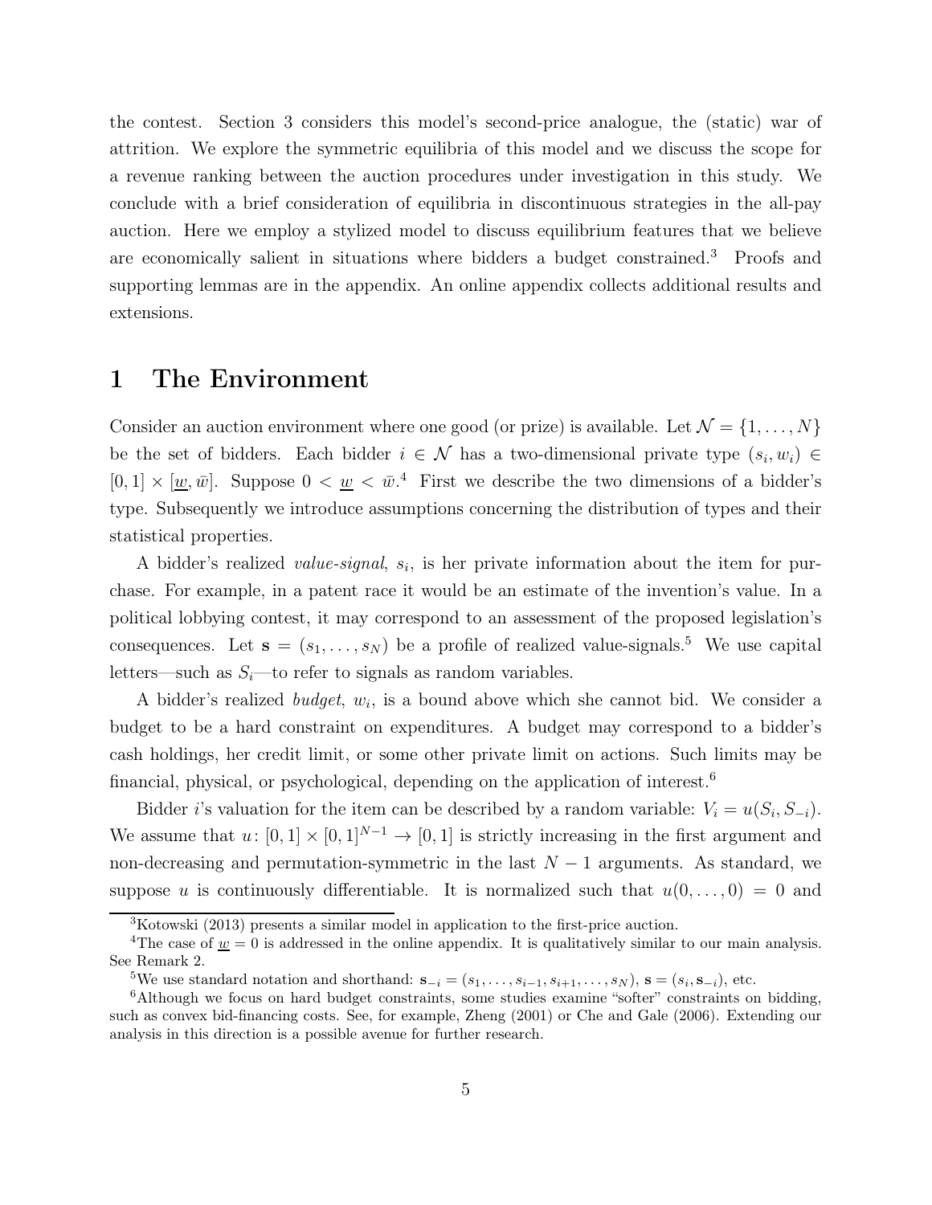the contest. Section 3 considers this model's second-price analogue, the (static) war of attrition. We explore the symmetric equilibria of this model and we discuss the scope for a revenue ranking between the auction procedures under investigation in this study. We conclude with a brief consideration of equilibria in discontinuous strategies in the all-pay auction. Here we employ a stylized model to discuss equilibrium features that we believe are economically salient in situations where bidders a budget constrained.[3] Proofs and supporting lemmas are in the appendix. An online appendix collects additional results and extensions.

# 1 The Environment

Consider an auction environment where one good (or prize) is available. Let $\mathcal{N} = \{1, \ldots, N\}$ be the set of bidders. Each bidder $i \in \mathcal{N}$ has a two-dimensional private type $(s_i, w_i) \in [0, 1] \times [\underline{w}, \bar{w}]$. Suppose $0 < \underline{w} < \bar{w}$.[4] First we describe the two dimensions of a bidder's type. Subsequently we introduce assumptions concerning the distribution of types and their statistical properties.

A bidder's realized *value-signal*, $s_i$, is her private information about the item for purchase. For example, in a patent race it would be an estimate of the invention's value. In a political lobbying contest, it may correspond to an assessment of the proposed legislation's consequences. Let $\mathbf{s} = (s_1, \ldots, s_N)$ be a profile of realized value-signals.[5] We use capital letters—such as $S_i$—to refer to signals as random variables.

A bidder's realized *budget*, $w_i$, is a bound above which she cannot bid. We consider a budget to be a hard constraint on expenditures. A budget may correspond to a bidder's cash holdings, her credit limit, or some other private limit on actions. Such limits may be financial, physical, or psychological, depending on the application of interest.[6]

Bidder $i$'s valuation for the item can be described by a random variable: $V_i = u(S_i, S_{-i})$. We assume that $u\colon [0, 1] \times [0, 1]^{N-1} \to [0, 1]$ is strictly increasing in the first argument and non-decreasing and permutation-symmetric in the last $N - 1$ arguments. As standard, we suppose $u$ is continuously differentiable. It is normalized such that $u(0, \ldots, 0) = 0$ and

[3] Kotowski (2013) presents a similar model in application to the first-price auction.

[4] The case of $\underline{w} = 0$ is addressed in the online appendix. It is qualitatively similar to our main analysis. See Remark 2.

[5] We use standard notation and shorthand: $\mathbf{s}_{-i} = (s_1, \ldots, s_{i-1}, s_{i+1}, \ldots, s_N)$, $\mathbf{s} = (s_i, \mathbf{s}_{-i})$, etc.

[6] Although we focus on hard budget constraints, some studies examine "softer" constraints on bidding, such as convex bid-financing costs. See, for example, Zheng (2001) or Che and Gale (2006). Extending our analysis in this direction is a possible avenue for further research.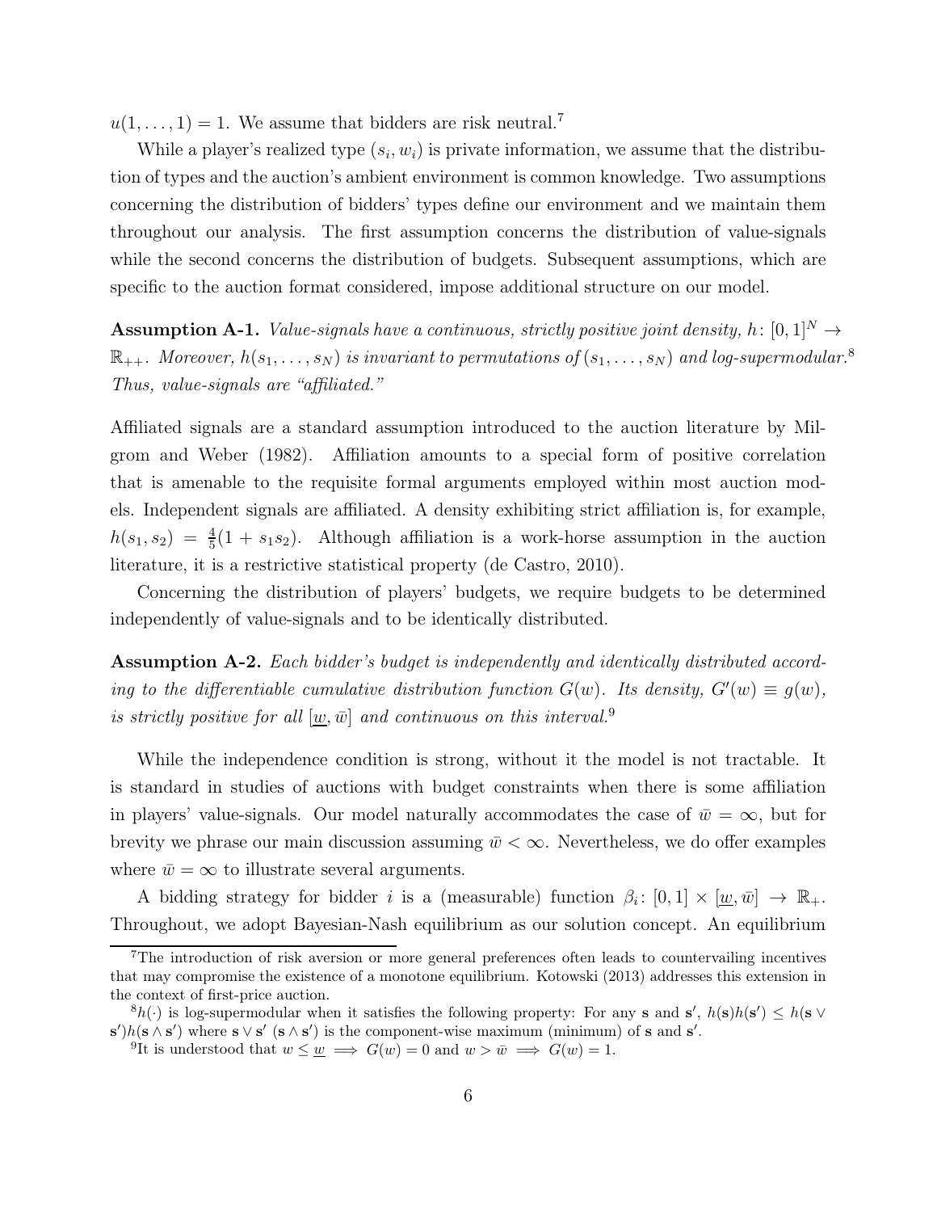$u(1, \ldots, 1) = 1$. We assume that bidders are risk neutral.[7]

While a player's realized type $(s_i, w_i)$ is private information, we assume that the distribution of types and the auction's ambient environment is common knowledge. Two assumptions concerning the distribution of bidders' types define our environment and we maintain them throughout our analysis. The first assumption concerns the distribution of value-signals while the second concerns the distribution of budgets. Subsequent assumptions, which are specific to the auction format considered, impose additional structure on our model.

**Assumption A-1.** *Value-signals have a continuous, strictly positive joint density, $h\colon [0,1]^N \to \mathbb{R}_{++}$. Moreover, $h(s_1, \ldots, s_N)$ is invariant to permutations of $(s_1, \ldots, s_N)$ and log-supermodular.*[8] *Thus, value-signals are "affiliated."*

Affiliated signals are a standard assumption introduced to the auction literature by Milgrom and Weber (1982). Affiliation amounts to a special form of positive correlation that is amenable to the requisite formal arguments employed within most auction models. Independent signals are affiliated. A density exhibiting strict affiliation is, for example, $h(s_1, s_2) = \frac{4}{5}(1 + s_1 s_2)$. Although affiliation is a work-horse assumption in the auction literature, it is a restrictive statistical property (de Castro, 2010).

Concerning the distribution of players' budgets, we require budgets to be determined independently of value-signals and to be identically distributed.

**Assumption A-2.** *Each bidder's budget is independently and identically distributed according to the differentiable cumulative distribution function $G(w)$. Its density, $G'(w) \equiv g(w)$, is strictly positive for all $[\underline{w}, \bar{w}]$ and continuous on this interval.*[9]

While the independence condition is strong, without it the model is not tractable. It is standard in studies of auctions with budget constraints when there is some affiliation in players' value-signals. Our model naturally accommodates the case of $\bar{w} = \infty$, but for brevity we phrase our main discussion assuming $\bar{w} < \infty$. Nevertheless, we do offer examples where $\bar{w} = \infty$ to illustrate several arguments.

A bidding strategy for bidder $i$ is a (measurable) function $\beta_i\colon [0,1] \times [\underline{w}, \bar{w}] \to \mathbb{R}_+$. Throughout, we adopt Bayesian-Nash equilibrium as our solution concept. An equilibrium

---

[7] The introduction of risk aversion or more general preferences often leads to countervailing incentives that may compromise the existence of a monotone equilibrium. Kotowski (2013) addresses this extension in the context of first-price auction.

[8] $h(\cdot)$ is log-supermodular when it satisfies the following property: For any $\mathbf{s}$ and $\mathbf{s}'$, $h(\mathbf{s})h(\mathbf{s}') \leq h(\mathbf{s} \vee \mathbf{s}')h(\mathbf{s} \wedge \mathbf{s}')$ where $\mathbf{s} \vee \mathbf{s}'$ ($\mathbf{s} \wedge \mathbf{s}'$) is the component-wise maximum (minimum) of $\mathbf{s}$ and $\mathbf{s}'$.

[9] It is understood that $w \leq \underline{w} \implies G(w) = 0$ and $w > \bar{w} \implies G(w) = 1$.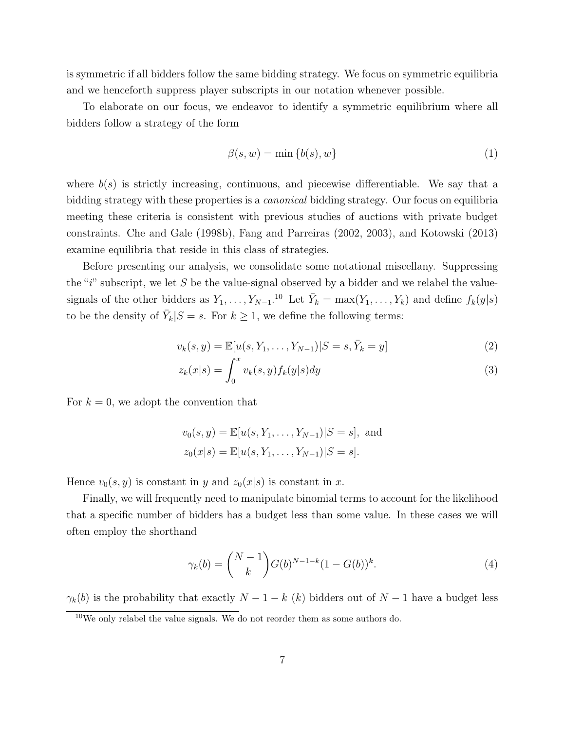is symmetric if all bidders follow the same bidding strategy. We focus on symmetric equilibria and we henceforth suppress player subscripts in our notation whenever possible.

To elaborate on our focus, we endeavor to identify a symmetric equilibrium where all bidders follow a strategy of the form

$$\beta(s, w) = \min\{b(s), w\} \tag{1}$$

where $b(s)$ is strictly increasing, continuous, and piecewise differentiable. We say that a bidding strategy with these properties is a *canonical* bidding strategy. Our focus on equilibria meeting these criteria is consistent with previous studies of auctions with private budget constraints. Che and Gale (1998b), Fang and Parreiras (2002, 2003), and Kotowski (2013) examine equilibria that reside in this class of strategies.

Before presenting our analysis, we consolidate some notational miscellany. Suppressing the "$i$" subscript, we let $S$ be the value-signal observed by a bidder and we relabel the value-signals of the other bidders as $Y_1, \ldots, Y_{N-1}$.[10] Let $\bar{Y}_k = \max(Y_1, \ldots, Y_k)$ and define $f_k(y|s)$ to be the density of $\bar{Y}_k|S = s$. For $k \geq 1$, we define the following terms:

$$v_k(s, y) = \mathbb{E}[u(s, Y_1, \ldots, Y_{N-1})|S = s, \bar{Y}_k = y] \tag{2}$$

$$z_k(x|s) = \int_0^x v_k(s, y) f_k(y|s) dy \tag{3}$$

For $k = 0$, we adopt the convention that

$$v_0(s, y) = \mathbb{E}[u(s, Y_1, \ldots, Y_{N-1})|S = s], \text{ and}$$
$$z_0(x|s) = \mathbb{E}[u(s, Y_1, \ldots, Y_{N-1})|S = s].$$

Hence $v_0(s, y)$ is constant in $y$ and $z_0(x|s)$ is constant in $x$.

Finally, we will frequently need to manipulate binomial terms to account for the likelihood that a specific number of bidders has a budget less than some value. In these cases we will often employ the shorthand

$$\gamma_k(b) = \binom{N-1}{k} G(b)^{N-1-k}(1 - G(b))^k. \tag{4}$$

$\gamma_k(b)$ is the probability that exactly $N - 1 - k$ ($k$) bidders out of $N - 1$ have a budget less

[10] We only relabel the value signals. We do not reorder them as some authors do.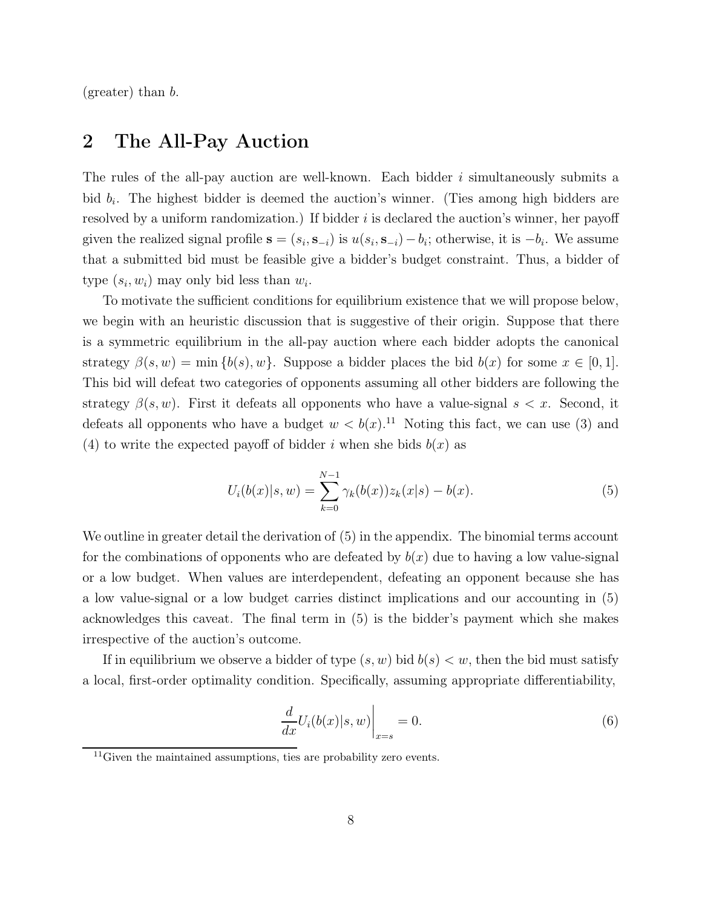(greater) than $b$.

## 2 The All-Pay Auction

The rules of the all-pay auction are well-known. Each bidder $i$ simultaneously submits a bid $b_i$. The highest bidder is deemed the auction's winner. (Ties among high bidders are resolved by a uniform randomization.) If bidder $i$ is declared the auction's winner, her payoff given the realized signal profile $\mathbf{s} = (s_i, \mathbf{s}_{-i})$ is $u(s_i, \mathbf{s}_{-i}) - b_i$; otherwise, it is $-b_i$. We assume that a submitted bid must be feasible give a bidder's budget constraint. Thus, a bidder of type $(s_i, w_i)$ may only bid less than $w_i$.

To motivate the sufficient conditions for equilibrium existence that we will propose below, we begin with an heuristic discussion that is suggestive of their origin. Suppose that there is a symmetric equilibrium in the all-pay auction where each bidder adopts the canonical strategy $\beta(s, w) = \min\{b(s), w\}$. Suppose a bidder places the bid $b(x)$ for some $x \in [0, 1]$. This bid will defeat two categories of opponents assuming all other bidders are following the strategy $\beta(s, w)$. First it defeats all opponents who have a value-signal $s < x$. Second, it defeats all opponents who have a budget $w < b(x)$.[11] Noting this fact, we can use (3) and (4) to write the expected payoff of bidder $i$ when she bids $b(x)$ as

$$U_i(b(x)|s, w) = \sum_{k=0}^{N-1} \gamma_k(b(x)) z_k(x|s) - b(x). \tag{5}$$

We outline in greater detail the derivation of (5) in the appendix. The binomial terms account for the combinations of opponents who are defeated by $b(x)$ due to having a low value-signal or a low budget. When values are interdependent, defeating an opponent because she has a low value-signal or a low budget carries distinct implications and our accounting in (5) acknowledges this caveat. The final term in (5) is the bidder's payment which she makes irrespective of the auction's outcome.

If in equilibrium we observe a bidder of type $(s, w)$ bid $b(s) < w$, then the bid must satisfy a local, first-order optimality condition. Specifically, assuming appropriate differentiability,

$$\frac{d}{dx} U_i(b(x)|s, w)\bigg|_{x=s} = 0. \tag{6}$$

[11] Given the maintained assumptions, ties are probability zero events.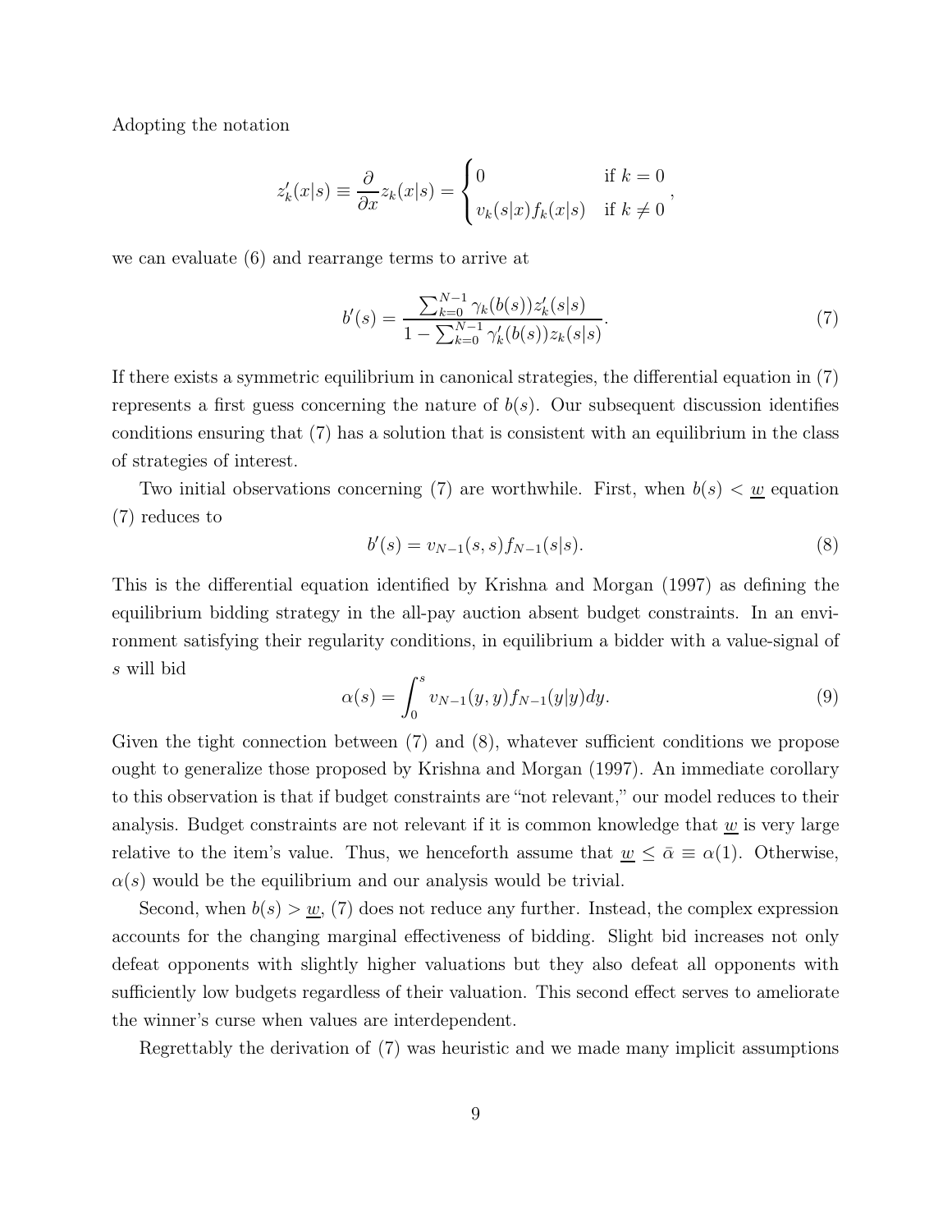Adopting the notation

$$z_k'(x|s) \equiv \frac{\partial}{\partial x} z_k(x|s) = \begin{cases} 0 & \text{if } k = 0 \\ v_k(s|x) f_k(x|s) & \text{if } k \neq 0 \end{cases},$$

we can evaluate (6) and rearrange terms to arrive at

$$b'(s) = \frac{\sum_{k=0}^{N-1} \gamma_k(b(s)) z_k'(s|s)}{1 - \sum_{k=0}^{N-1} \gamma_k'(b(s)) z_k(s|s)}. \tag{7}$$

If there exists a symmetric equilibrium in canonical strategies, the differential equation in (7) represents a first guess concerning the nature of $b(s)$. Our subsequent discussion identifies conditions ensuring that (7) has a solution that is consistent with an equilibrium in the class of strategies of interest.

Two initial observations concerning (7) are worthwhile. First, when $b(s) < \underline{w}$ equation (7) reduces to

$$b'(s) = v_{N-1}(s, s) f_{N-1}(s|s). \tag{8}$$

This is the differential equation identified by Krishna and Morgan (1997) as defining the equilibrium bidding strategy in the all-pay auction absent budget constraints. In an environment satisfying their regularity conditions, in equilibrium a bidder with a value-signal of $s$ will bid

$$\alpha(s) = \int_0^s v_{N-1}(y, y) f_{N-1}(y|y) dy. \tag{9}$$

Given the tight connection between (7) and (8), whatever sufficient conditions we propose ought to generalize those proposed by Krishna and Morgan (1997). An immediate corollary to this observation is that if budget constraints are "not relevant," our model reduces to their analysis. Budget constraints are not relevant if it is common knowledge that $\underline{w}$ is very large relative to the item's value. Thus, we henceforth assume that $\underline{w} \leq \bar{\alpha} \equiv \alpha(1)$. Otherwise, $\alpha(s)$ would be the equilibrium and our analysis would be trivial.

Second, when $b(s) > \underline{w}$, (7) does not reduce any further. Instead, the complex expression accounts for the changing marginal effectiveness of bidding. Slight bid increases not only defeat opponents with slightly higher valuations but they also defeat all opponents with sufficiently low budgets regardless of their valuation. This second effect serves to ameliorate the winner's curse when values are interdependent.

Regrettably the derivation of (7) was heuristic and we made many implicit assumptions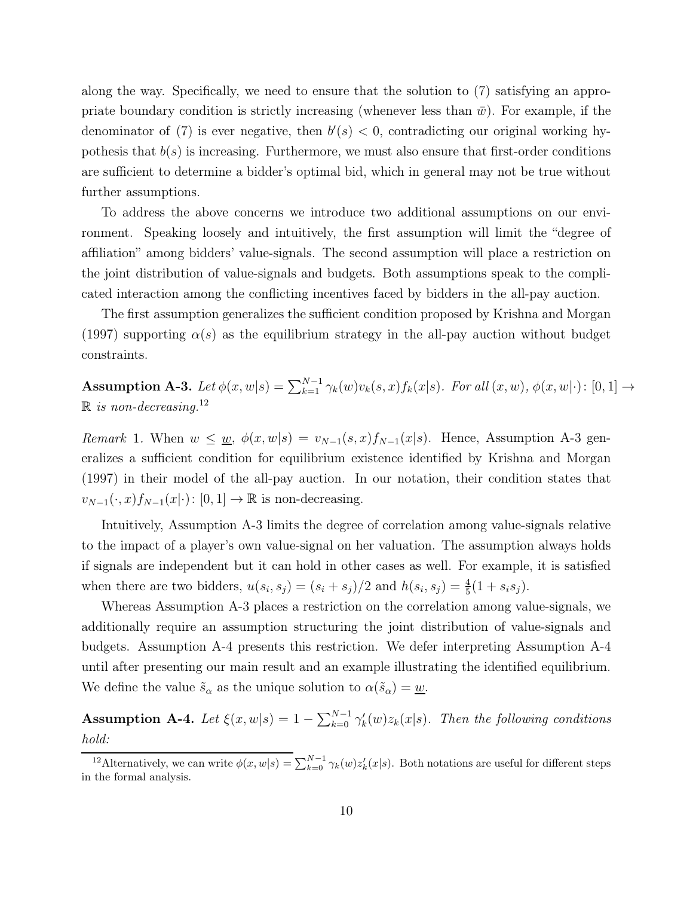along the way. Specifically, we need to ensure that the solution to (7) satisfying an appropriate boundary condition is strictly increasing (whenever less than $\bar{w}$). For example, if the denominator of (7) is ever negative, then $b'(s) < 0$, contradicting our original working hypothesis that $b(s)$ is increasing. Furthermore, we must also ensure that first-order conditions are sufficient to determine a bidder's optimal bid, which in general may not be true without further assumptions.

To address the above concerns we introduce two additional assumptions on our environment. Speaking loosely and intuitively, the first assumption will limit the "degree of affiliation" among bidders' value-signals. The second assumption will place a restriction on the joint distribution of value-signals and budgets. Both assumptions speak to the complicated interaction among the conflicting incentives faced by bidders in the all-pay auction.

The first assumption generalizes the sufficient condition proposed by Krishna and Morgan (1997) supporting $\alpha(s)$ as the equilibrium strategy in the all-pay auction without budget constraints.

**Assumption A-3.** *Let* $\phi(x, w|s) = \sum_{k=1}^{N-1} \gamma_k(w) v_k(s, x) f_k(x|s)$. *For all* $(x, w)$, $\phi(x, w|\cdot)\colon [0, 1] \to \mathbb{R}$ *is non-decreasing.*[12]

*Remark* 1. When $w \leq \underline{w}$, $\phi(x, w|s) = v_{N-1}(s, x) f_{N-1}(x|s)$. Hence, Assumption A-3 generalizes a sufficient condition for equilibrium existence identified by Krishna and Morgan (1997) in their model of the all-pay auction. In our notation, their condition states that $v_{N-1}(\cdot, x) f_{N-1}(x|\cdot)\colon [0, 1] \to \mathbb{R}$ is non-decreasing.

Intuitively, Assumption A-3 limits the degree of correlation among value-signals relative to the impact of a player's own value-signal on her valuation. The assumption always holds if signals are independent but it can hold in other cases as well. For example, it is satisfied when there are two bidders, $u(s_i, s_j) = (s_i + s_j)/2$ and $h(s_i, s_j) = \frac{4}{5}(1 + s_i s_j)$.

Whereas Assumption A-3 places a restriction on the correlation among value-signals, we additionally require an assumption structuring the joint distribution of value-signals and budgets. Assumption A-4 presents this restriction. We defer interpreting Assumption A-4 until after presenting our main result and an example illustrating the identified equilibrium. We define the value $\tilde{s}_\alpha$ as the unique solution to $\alpha(\tilde{s}_\alpha) = \underline{w}$.

**Assumption A-4.** *Let* $\xi(x, w|s) = 1 - \sum_{k=0}^{N-1} \gamma_k'(w) z_k(x|s)$. *Then the following conditions hold:*

[12] Alternatively, we can write $\phi(x, w|s) = \sum_{k=0}^{N-1} \gamma_k(w) z_k'(x|s)$. Both notations are useful for different steps in the formal analysis.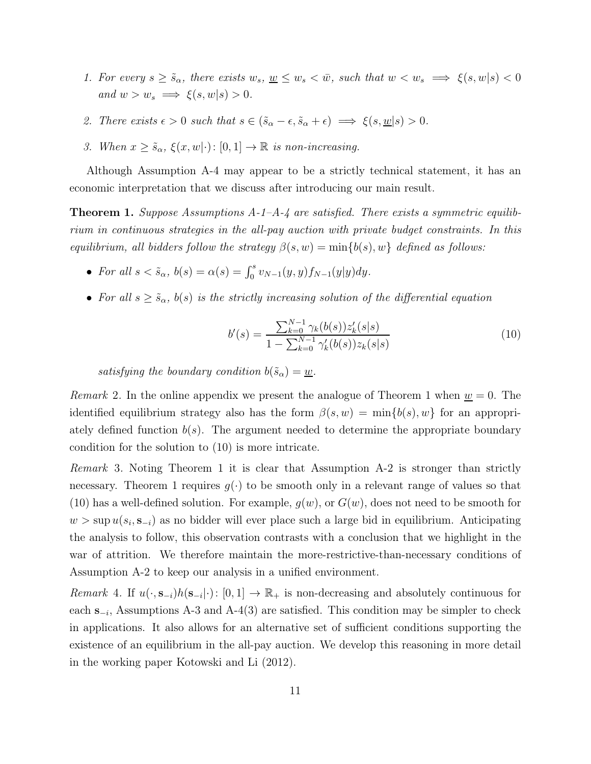1. *For every $s \geq \tilde{s}_\alpha$, there exists $w_s$, $\underline{w} \leq w_s < \bar{w}$, such that $w < w_s \implies \xi(s, w|s) < 0$ and $w > w_s \implies \xi(s, w|s) > 0$.*

2. *There exists $\epsilon > 0$ such that $s \in (\tilde{s}_\alpha - \epsilon, \tilde{s}_\alpha + \epsilon) \implies \xi(s, \underline{w}|s) > 0$.*

3. *When $x \geq \tilde{s}_\alpha$, $\xi(x, w|\cdot) \colon [0, 1] \to \mathbb{R}$ is non-increasing.*

Although Assumption A-4 may appear to be a strictly technical statement, it has an economic interpretation that we discuss after introducing our main result.

**Theorem 1.** *Suppose Assumptions A-1–A-4 are satisfied. There exists a symmetric equilibrium in continuous strategies in the all-pay auction with private budget constraints. In this equilibrium, all bidders follow the strategy $\beta(s, w) = \min\{b(s), w\}$ defined as follows:*

- *For all $s < \tilde{s}_\alpha$, $b(s) = \alpha(s) = \int_0^s v_{N-1}(y, y) f_{N-1}(y|y) dy$.*
- *For all $s \geq \tilde{s}_\alpha$, $b(s)$ is the strictly increasing solution of the differential equation*

$$b'(s) = \frac{\sum_{k=0}^{N-1} \gamma_k(b(s)) z'_k(s|s)}{1 - \sum_{k=0}^{N-1} \gamma'_k(b(s)) z_k(s|s)} \tag{10}$$

  *satisfying the boundary condition $b(\tilde{s}_\alpha) = \underline{w}$.*

*Remark* 2. In the online appendix we present the analogue of Theorem 1 when $\underline{w} = 0$. The identified equilibrium strategy also has the form $\beta(s, w) = \min\{b(s), w\}$ for an appropriately defined function $b(s)$. The argument needed to determine the appropriate boundary condition for the solution to (10) is more intricate.

*Remark* 3. Noting Theorem 1 it is clear that Assumption A-2 is stronger than strictly necessary. Theorem 1 requires $g(\cdot)$ to be smooth only in a relevant range of values so that (10) has a well-defined solution. For example, $g(w)$, or $G(w)$, does not need to be smooth for $w > \sup u(s_i, \mathbf{s}_{-i})$ as no bidder will ever place such a large bid in equilibrium. Anticipating the analysis to follow, this observation contrasts with a conclusion that we highlight in the war of attrition. We therefore maintain the more-restrictive-than-necessary conditions of Assumption A-2 to keep our analysis in a unified environment.

*Remark* 4. If $u(\cdot, \mathbf{s}_{-i}) h(\mathbf{s}_{-i}|\cdot) \colon [0, 1] \to \mathbb{R}_+$ is non-decreasing and absolutely continuous for each $\mathbf{s}_{-i}$, Assumptions A-3 and A-4(3) are satisfied. This condition may be simpler to check in applications. It also allows for an alternative set of sufficient conditions supporting the existence of an equilibrium in the all-pay auction. We develop this reasoning in more detail in the working paper Kotowski and Li (2012).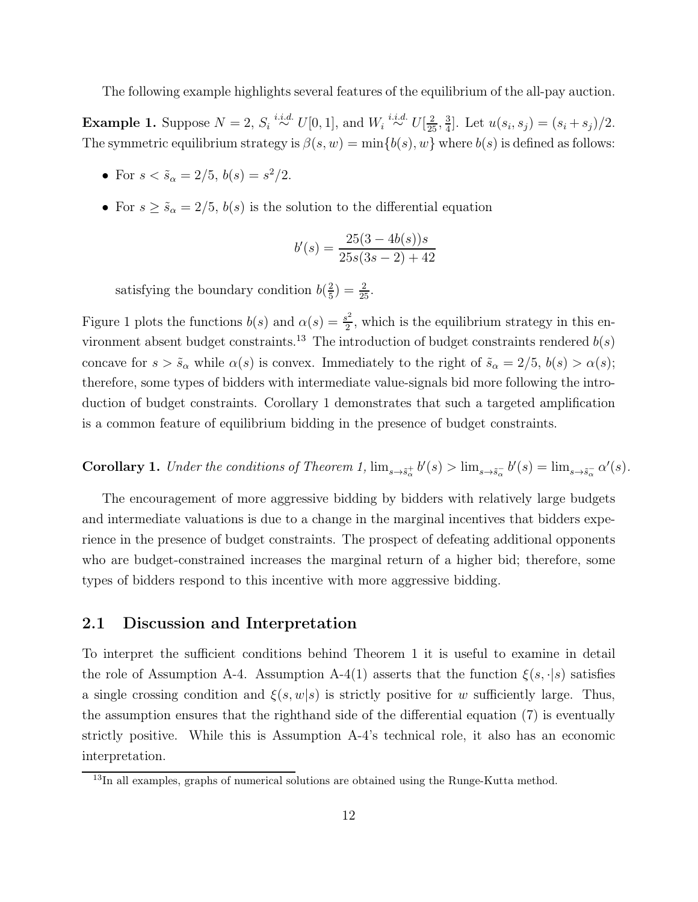The following example highlights several features of the equilibrium of the all-pay auction.

**Example 1.** Suppose $N = 2$, $S_i \overset{i.i.d.}{\sim} U[0,1]$, and $W_i \overset{i.i.d.}{\sim} U[\frac{2}{25}, \frac{3}{4}]$. Let $u(s_i, s_j) = (s_i + s_j)/2$. The symmetric equilibrium strategy is $\beta(s, w) = \min\{b(s), w\}$ where $b(s)$ is defined as follows:

- For $s < \tilde{s}_\alpha = 2/5$, $b(s) = s^2/2$.
- For $s \geq \tilde{s}_\alpha = 2/5$, $b(s)$ is the solution to the differential equation

$$b'(s) = \frac{25(3 - 4b(s))s}{25s(3s - 2) + 42}$$

  satisfying the boundary condition $b(\frac{2}{5}) = \frac{2}{25}$.

Figure 1 plots the functions $b(s)$ and $\alpha(s) = \frac{s^2}{2}$, which is the equilibrium strategy in this environment absent budget constraints.[13] The introduction of budget constraints rendered $b(s)$ concave for $s > \tilde{s}_\alpha$ while $\alpha(s)$ is convex. Immediately to the right of $\tilde{s}_\alpha = 2/5$, $b(s) > \alpha(s)$; therefore, some types of bidders with intermediate value-signals bid more following the introduction of budget constraints. Corollary 1 demonstrates that such a targeted amplification is a common feature of equilibrium bidding in the presence of budget constraints.

**Corollary 1.** *Under the conditions of Theorem 1,* $\lim_{s \to \tilde{s}_\alpha^+} b'(s) > \lim_{s \to \tilde{s}_\alpha^-} b'(s) = \lim_{s \to \tilde{s}_\alpha^-} \alpha'(s)$.

The encouragement of more aggressive bidding by bidders with relatively large budgets and intermediate valuations is due to a change in the marginal incentives that bidders experience in the presence of budget constraints. The prospect of defeating additional opponents who are budget-constrained increases the marginal return of a higher bid; therefore, some types of bidders respond to this incentive with more aggressive bidding.

## 2.1 Discussion and Interpretation

To interpret the sufficient conditions behind Theorem 1 it is useful to examine in detail the role of Assumption A-4. Assumption A-4(1) asserts that the function $\xi(s, \cdot|s)$ satisfies a single crossing condition and $\xi(s, w|s)$ is strictly positive for $w$ sufficiently large. Thus, the assumption ensures that the righthand side of the differential equation (7) is eventually strictly positive. While this is Assumption A-4's technical role, it also has an economic interpretation.

[13] In all examples, graphs of numerical solutions are obtained using the Runge-Kutta method.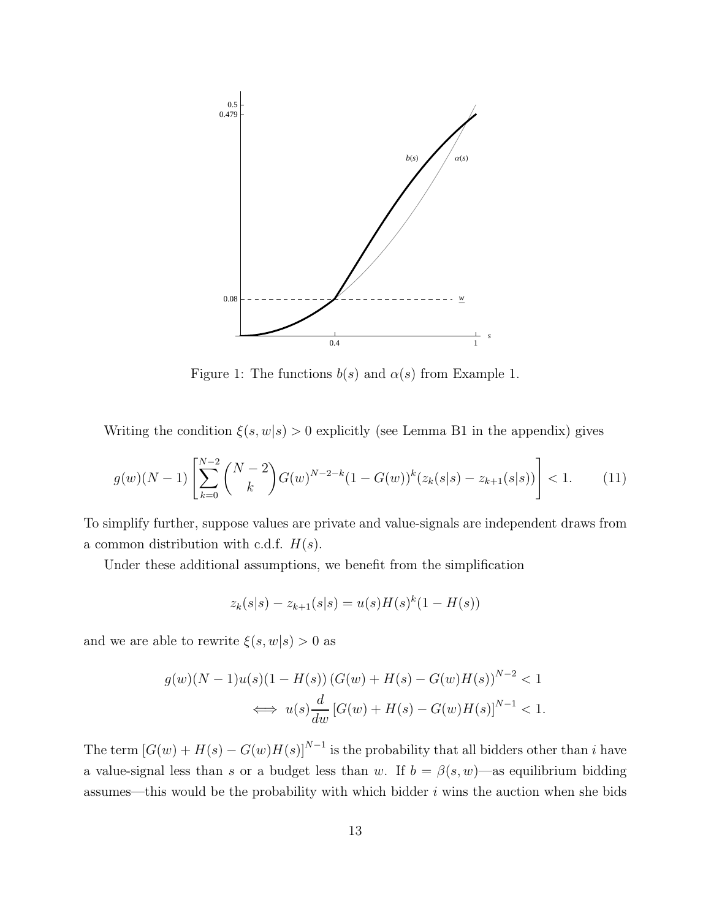Figure 1: The functions $b(s)$ and $\alpha(s)$ from Example 1.

Writing the condition $\xi(s, w|s) > 0$ explicitly (see Lemma B1 in the appendix) gives

$$g(w)(N-1)\left[\sum_{k=0}^{N-2}\binom{N-2}{k}G(w)^{N-2-k}(1-G(w))^k(z_k(s|s)-z_{k+1}(s|s))\right] < 1. \tag{11}$$

To simplify further, suppose values are private and value-signals are independent draws from a common distribution with c.d.f. $H(s)$.

Under these additional assumptions, we benefit from the simplification

$$z_k(s|s) - z_{k+1}(s|s) = u(s)H(s)^k(1-H(s))$$

and we are able to rewrite $\xi(s, w|s) > 0$ as

$$\begin{aligned} g(w)(N-1)u(s)(1-H(s))\left(G(w)+H(s)-G(w)H(s)\right)^{N-2} &< 1 \\ \iff u(s)\frac{d}{dw}\left[G(w)+H(s)-G(w)H(s)\right]^{N-1} &< 1. \end{aligned}$$

The term $\left[G(w)+H(s)-G(w)H(s)\right]^{N-1}$ is the probability that all bidders other than $i$ have a value-signal less than $s$ or a budget less than $w$. If $b = \beta(s, w)$—as equilibrium bidding assumes—this would be the probability with which bidder $i$ wins the auction when she bids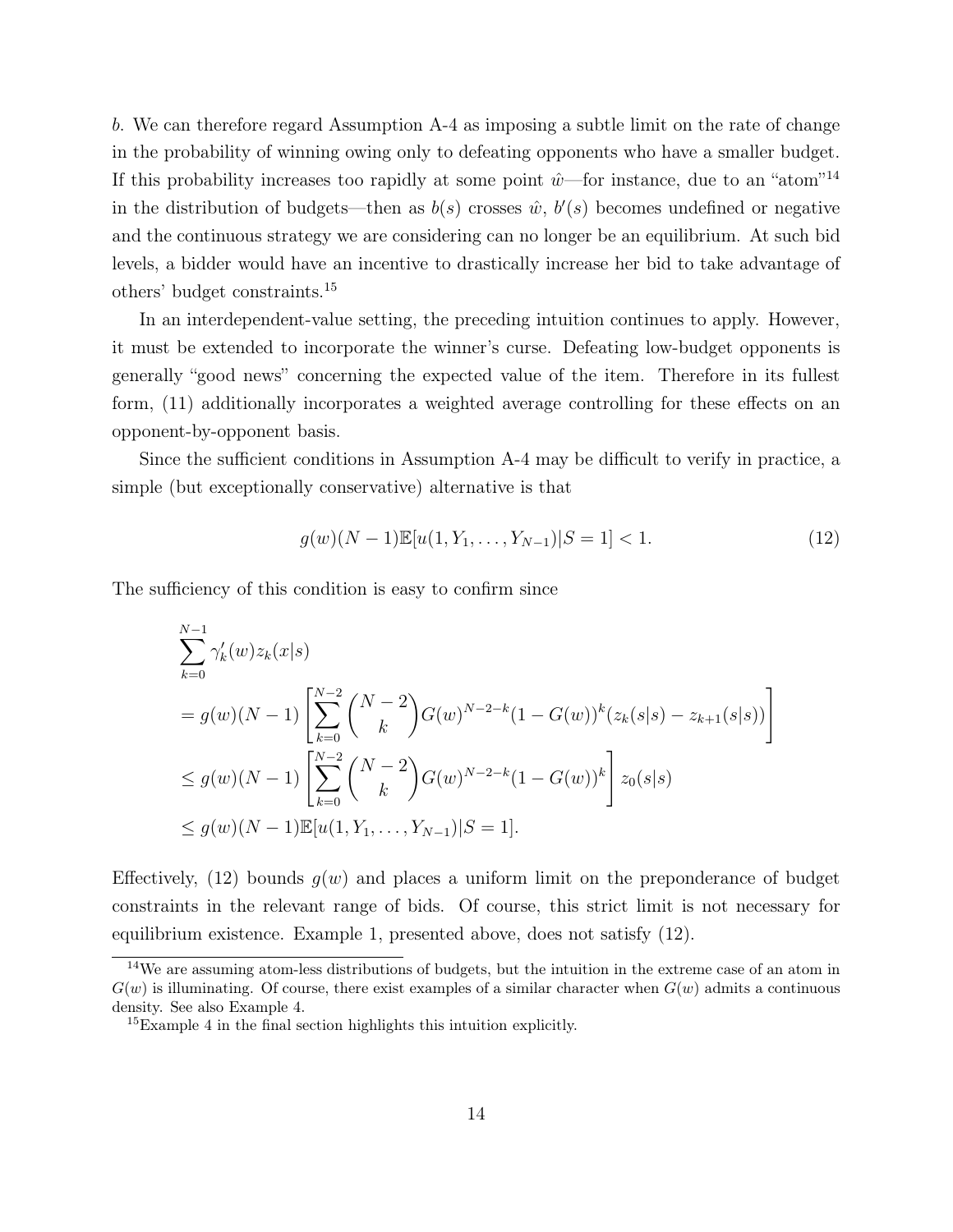$b$. We can therefore regard Assumption A-4 as imposing a subtle limit on the rate of change in the probability of winning owing only to defeating opponents who have a smaller budget. If this probability increases too rapidly at some point $\hat{w}$—for instance, due to an "atom"[14] in the distribution of budgets—then as $b(s)$ crosses $\hat{w}$, $b'(s)$ becomes undefined or negative and the continuous strategy we are considering can no longer be an equilibrium. At such bid levels, a bidder would have an incentive to drastically increase her bid to take advantage of others' budget constraints.[15]

In an interdependent-value setting, the preceding intuition continues to apply. However, it must be extended to incorporate the winner's curse. Defeating low-budget opponents is generally "good news" concerning the expected value of the item. Therefore in its fullest form, (11) additionally incorporates a weighted average controlling for these effects on an opponent-by-opponent basis.

Since the sufficient conditions in Assumption A-4 may be difficult to verify in practice, a simple (but exceptionally conservative) alternative is that

$$g(w)(N-1)\mathbb{E}[u(1, Y_1, \ldots, Y_{N-1})|S=1] < 1. \tag{12}$$

The sufficiency of this condition is easy to confirm since

$$\begin{aligned}
&\sum_{k=0}^{N-1} \gamma_k'(w) z_k(x|s) \\
&= g(w)(N-1)\left[\sum_{k=0}^{N-2} \binom{N-2}{k} G(w)^{N-2-k}(1-G(w))^k (z_k(s|s) - z_{k+1}(s|s))\right] \\
&\leq g(w)(N-1)\left[\sum_{k=0}^{N-2} \binom{N-2}{k} G(w)^{N-2-k}(1-G(w))^k\right] z_0(s|s) \\
&\leq g(w)(N-1)\mathbb{E}[u(1, Y_1, \ldots, Y_{N-1})|S=1].
\end{aligned}$$

Effectively, (12) bounds $g(w)$ and places a uniform limit on the preponderance of budget constraints in the relevant range of bids. Of course, this strict limit is not necessary for equilibrium existence. Example 1, presented above, does not satisfy (12).

[14] We are assuming atom-less distributions of budgets, but the intuition in the extreme case of an atom in $G(w)$ is illuminating. Of course, there exist examples of a similar character when $G(w)$ admits a continuous density. See also Example 4.

[15] Example 4 in the final section highlights this intuition explicitly.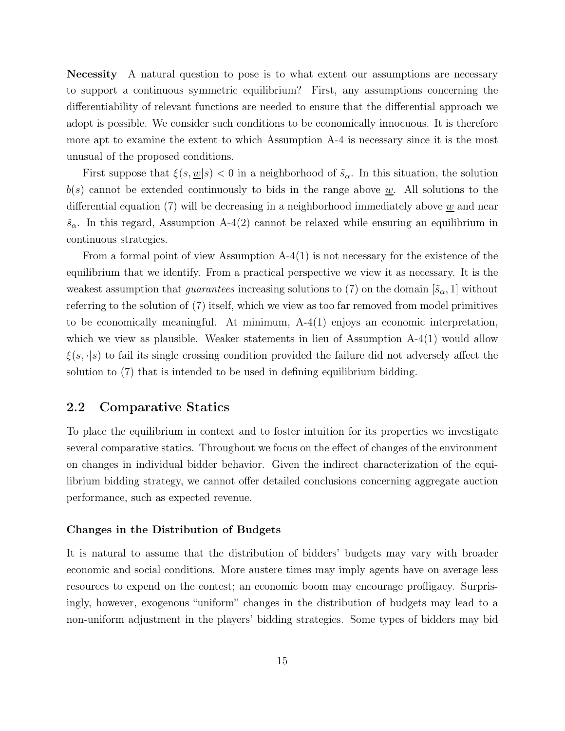**Necessity** A natural question to pose is to what extent our assumptions are necessary to support a continuous symmetric equilibrium? First, any assumptions concerning the differentiability of relevant functions are needed to ensure that the differential approach we adopt is possible. We consider such conditions to be economically innocuous. It is therefore more apt to examine the extent to which Assumption A-4 is necessary since it is the most unusual of the proposed conditions.

First suppose that $\xi(s, \underline{w}|s) < 0$ in a neighborhood of $\tilde{s}_\alpha$. In this situation, the solution $b(s)$ cannot be extended continuously to bids in the range above $\underline{w}$. All solutions to the differential equation (7) will be decreasing in a neighborhood immediately above $\underline{w}$ and near $\tilde{s}_\alpha$. In this regard, Assumption A-4(2) cannot be relaxed while ensuring an equilibrium in continuous strategies.

From a formal point of view Assumption A-4(1) is not necessary for the existence of the equilibrium that we identify. From a practical perspective we view it as necessary. It is the weakest assumption that *guarantees* increasing solutions to (7) on the domain $[\tilde{s}_\alpha, 1]$ without referring to the solution of (7) itself, which we view as too far removed from model primitives to be economically meaningful. At minimum, A-4(1) enjoys an economic interpretation, which we view as plausible. Weaker statements in lieu of Assumption A-4(1) would allow $\xi(s, \cdot|s)$ to fail its single crossing condition provided the failure did not adversely affect the solution to (7) that is intended to be used in defining equilibrium bidding.

## 2.2 Comparative Statics

To place the equilibrium in context and to foster intuition for its properties we investigate several comparative statics. Throughout we focus on the effect of changes of the environment on changes in individual bidder behavior. Given the indirect characterization of the equilibrium bidding strategy, we cannot offer detailed conclusions concerning aggregate auction performance, such as expected revenue.

### Changes in the Distribution of Budgets

It is natural to assume that the distribution of bidders' budgets may vary with broader economic and social conditions. More austere times may imply agents have on average less resources to expend on the contest; an economic boom may encourage profligacy. Surprisingly, however, exogenous "uniform" changes in the distribution of budgets may lead to a non-uniform adjustment in the players' bidding strategies. Some types of bidders may bid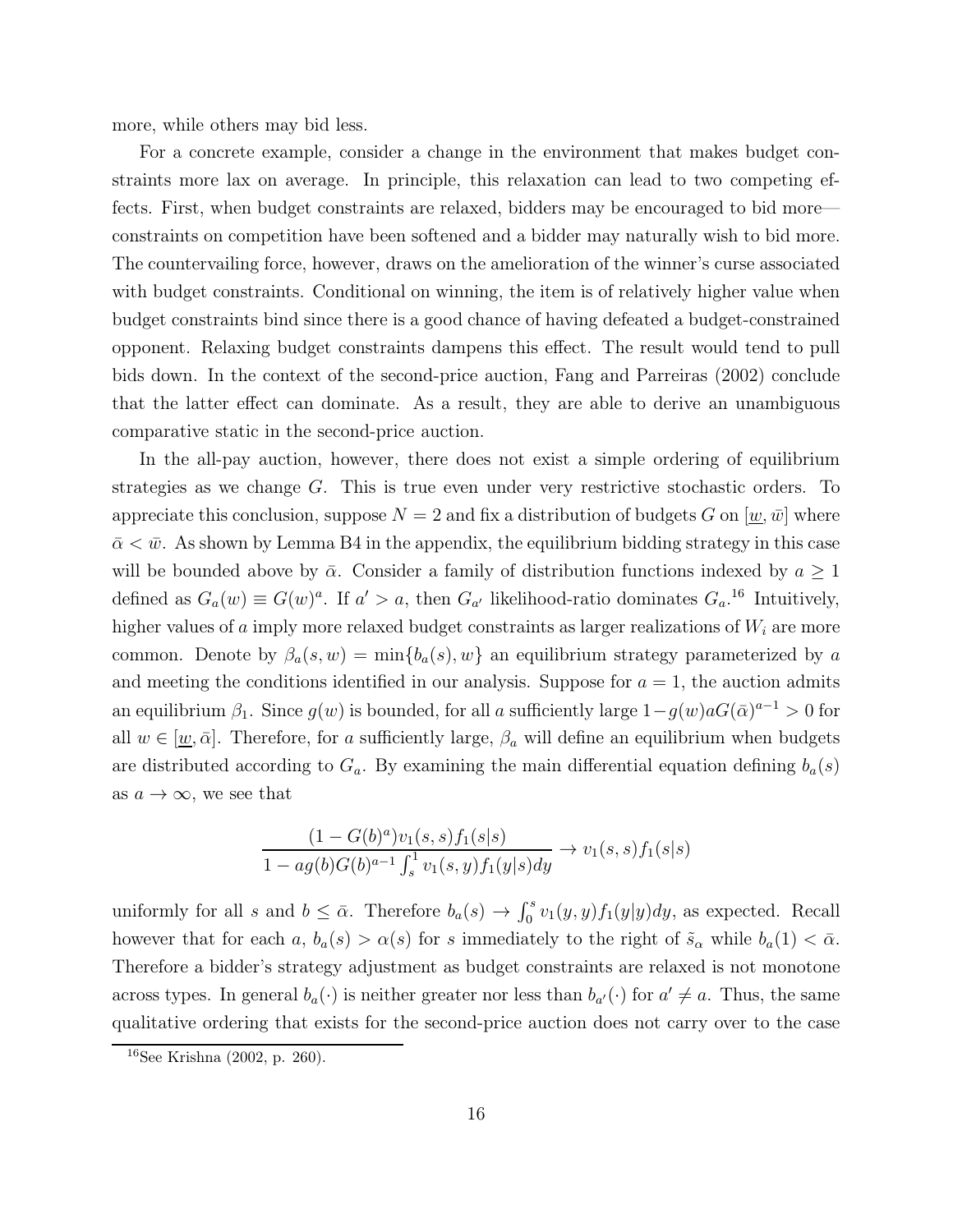more, while others may bid less.

For a concrete example, consider a change in the environment that makes budget constraints more lax on average. In principle, this relaxation can lead to two competing effects. First, when budget constraints are relaxed, bidders may be encouraged to bid more—constraints on competition have been softened and a bidder may naturally wish to bid more. The countervailing force, however, draws on the amelioration of the winner's curse associated with budget constraints. Conditional on winning, the item is of relatively higher value when budget constraints bind since there is a good chance of having defeated a budget-constrained opponent. Relaxing budget constraints dampens this effect. The result would tend to pull bids down. In the context of the second-price auction, Fang and Parreiras (2002) conclude that the latter effect can dominate. As a result, they are able to derive an unambiguous comparative static in the second-price auction.

In the all-pay auction, however, there does not exist a simple ordering of equilibrium strategies as we change $G$. This is true even under very restrictive stochastic orders. To appreciate this conclusion, suppose $N = 2$ and fix a distribution of budgets $G$ on $[\underline{w}, \bar{w}]$ where $\bar{\alpha} < \bar{w}$. As shown by Lemma B4 in the appendix, the equilibrium bidding strategy in this case will be bounded above by $\bar{\alpha}$. Consider a family of distribution functions indexed by $a \geq 1$ defined as $G_a(w) \equiv G(w)^a$. If $a' > a$, then $G_{a'}$ likelihood-ratio dominates $G_a$.[16] Intuitively, higher values of $a$ imply more relaxed budget constraints as larger realizations of $W_i$ are more common. Denote by $\beta_a(s, w) = \min\{b_a(s), w\}$ an equilibrium strategy parameterized by $a$ and meeting the conditions identified in our analysis. Suppose for $a = 1$, the auction admits an equilibrium $\beta_1$. Since $g(w)$ is bounded, for all $a$ sufficiently large $1 - g(w)aG(\bar{\alpha})^{a-1} > 0$ for all $w \in [\underline{w}, \bar{\alpha}]$. Therefore, for $a$ sufficiently large, $\beta_a$ will define an equilibrium when budgets are distributed according to $G_a$. By examining the main differential equation defining $b_a(s)$ as $a \to \infty$, we see that

$$\frac{(1 - G(b)^a)v_1(s, s)f_1(s|s)}{1 - ag(b)G(b)^{a-1}\int_s^1 v_1(s, y)f_1(y|s)dy} \to v_1(s, s)f_1(s|s)$$

uniformly for all $s$ and $b \leq \bar{\alpha}$. Therefore $b_a(s) \to \int_0^s v_1(y, y)f_1(y|y)dy$, as expected. Recall however that for each $a$, $b_a(s) > \alpha(s)$ for $s$ immediately to the right of $\tilde{s}_\alpha$ while $b_a(1) < \bar{\alpha}$. Therefore a bidder's strategy adjustment as budget constraints are relaxed is not monotone across types. In general $b_a(\cdot)$ is neither greater nor less than $b_{a'}(\cdot)$ for $a' \neq a$. Thus, the same qualitative ordering that exists for the second-price auction does not carry over to the case

[16] See Krishna (2002, p. 260).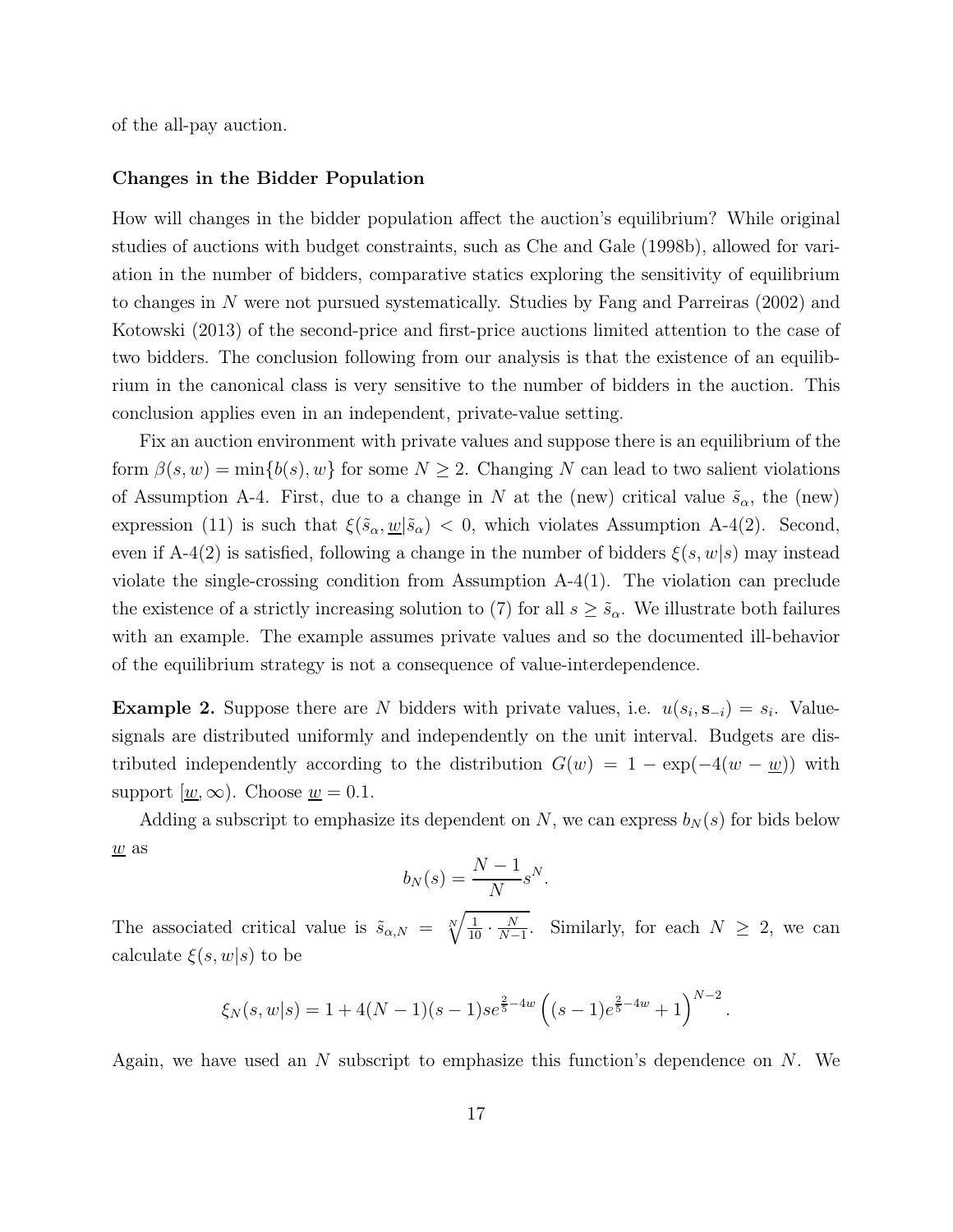of the all-pay auction.

**Changes in the Bidder Population**

How will changes in the bidder population affect the auction's equilibrium? While original studies of auctions with budget constraints, such as Che and Gale (1998b), allowed for variation in the number of bidders, comparative statics exploring the sensitivity of equilibrium to changes in $N$ were not pursued systematically. Studies by Fang and Parreiras (2002) and Kotowski (2013) of the second-price and first-price auctions limited attention to the case of two bidders. The conclusion following from our analysis is that the existence of an equilibrium in the canonical class is very sensitive to the number of bidders in the auction. This conclusion applies even in an independent, private-value setting.

Fix an auction environment with private values and suppose there is an equilibrium of the form $\beta(s, w) = \min\{b(s), w\}$ for some $N \geq 2$. Changing $N$ can lead to two salient violations of Assumption A-4. First, due to a change in $N$ at the (new) critical value $\tilde{s}_\alpha$, the (new) expression (11) is such that $\xi(\tilde{s}_\alpha, \underline{w}|\tilde{s}_\alpha) < 0$, which violates Assumption A-4(2). Second, even if A-4(2) is satisfied, following a change in the number of bidders $\xi(s, w|s)$ may instead violate the single-crossing condition from Assumption A-4(1). The violation can preclude the existence of a strictly increasing solution to (7) for all $s \geq \tilde{s}_\alpha$. We illustrate both failures with an example. The example assumes private values and so the documented ill-behavior of the equilibrium strategy is not a consequence of value-interdependence.

**Example 2.** Suppose there are $N$ bidders with private values, i.e. $u(s_i, \mathbf{s}_{-i}) = s_i$. Value-signals are distributed uniformly and independently on the unit interval. Budgets are distributed independently according to the distribution $G(w) = 1 - \exp(-4(w - \underline{w}))$ with support $[\underline{w}, \infty)$. Choose $\underline{w} = 0.1$.

Adding a subscript to emphasize its dependent on $N$, we can express $b_N(s)$ for bids below $\underline{w}$ as

$$b_N(s) = \frac{N-1}{N} s^N.$$

The associated critical value is $\tilde{s}_{\alpha,N} = \sqrt[N]{\frac{1}{10} \cdot \frac{N}{N-1}}$. Similarly, for each $N \geq 2$, we can calculate $\xi(s, w|s)$ to be

$$\xi_N(s, w|s) = 1 + 4(N-1)(s-1)se^{\frac{2}{5}-4w}\left((s-1)e^{\frac{2}{5}-4w} + 1\right)^{N-2}.$$

Again, we have used an $N$ subscript to emphasize this function's dependence on $N$. We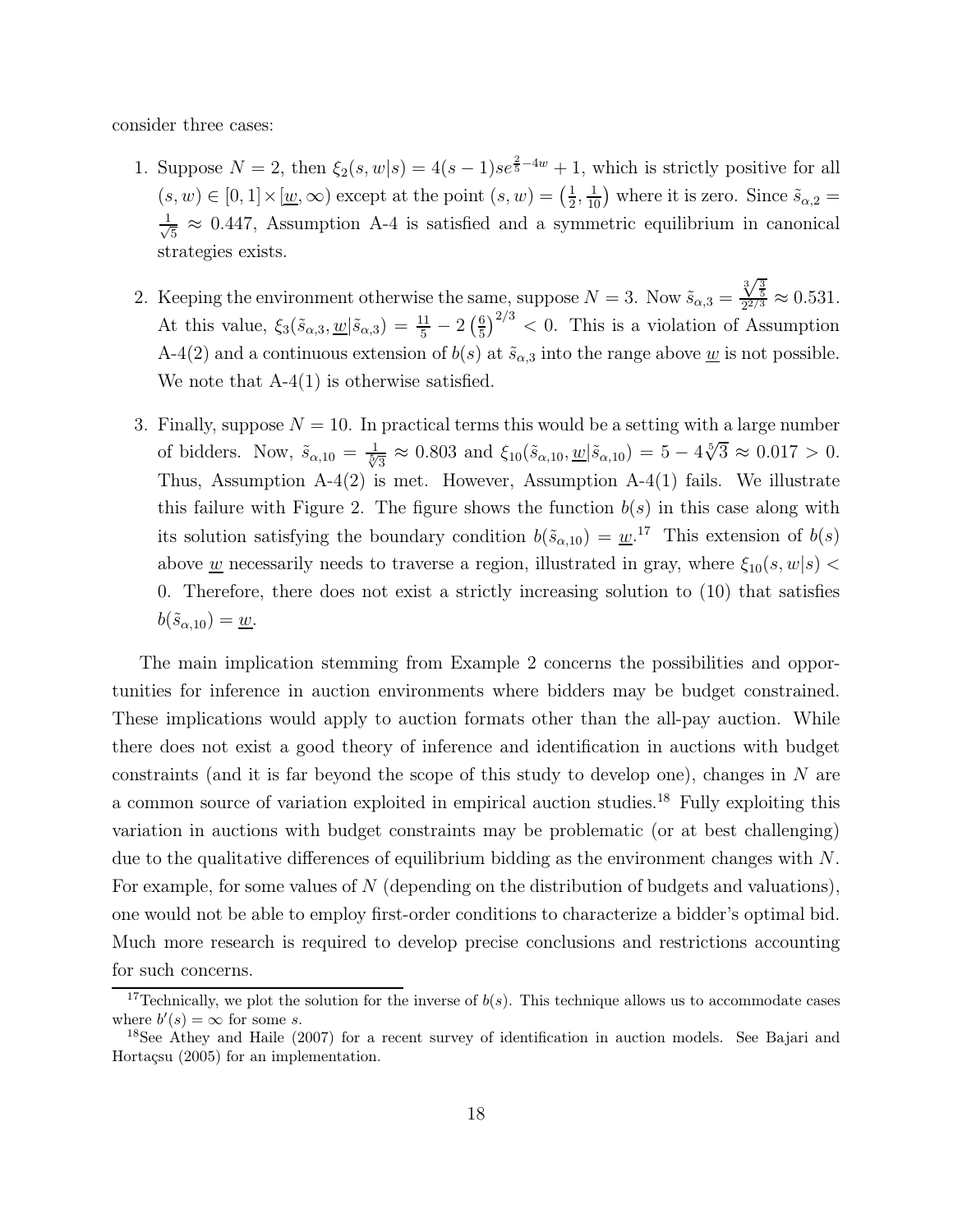consider three cases:

1. Suppose $N = 2$, then $\xi_2(s, w|s) = 4(s-1)se^{\frac{2}{5}-4w} + 1$, which is strictly positive for all $(s, w) \in [0, 1] \times [\underline{w}, \infty)$ except at the point $(s, w) = \left(\frac{1}{2}, \frac{1}{10}\right)$ where it is zero. Since $\tilde{s}_{\alpha,2} = \frac{1}{\sqrt{5}} \approx 0.447$, Assumption A-4 is satisfied and a symmetric equilibrium in canonical strategies exists.

2. Keeping the environment otherwise the same, suppose $N = 3$. Now $\tilde{s}_{\alpha,3} = \frac{\sqrt[3]{\frac{3}{5}}}{2^{2/3}} \approx 0.531$. At this value, $\xi_3(\tilde{s}_{\alpha,3}, \underline{w}|\tilde{s}_{\alpha,3}) = \frac{11}{5} - 2\left(\frac{6}{5}\right)^{2/3} < 0$. This is a violation of Assumption A-4(2) and a continuous extension of $b(s)$ at $\tilde{s}_{\alpha,3}$ into the range above $\underline{w}$ is not possible. We note that A-4(1) is otherwise satisfied.

3. Finally, suppose $N = 10$. In practical terms this would be a setting with a large number of bidders. Now, $\tilde{s}_{\alpha,10} = \frac{1}{\sqrt[5]{3}} \approx 0.803$ and $\xi_{10}(\tilde{s}_{\alpha,10}, \underline{w}|\tilde{s}_{\alpha,10}) = 5 - 4\sqrt[5]{3} \approx 0.017 > 0$. Thus, Assumption A-4(2) is met. However, Assumption A-4(1) fails. We illustrate this failure with Figure 2. The figure shows the function $b(s)$ in this case along with its solution satisfying the boundary condition $b(\tilde{s}_{\alpha,10}) = \underline{w}$.[17] This extension of $b(s)$ above $\underline{w}$ necessarily needs to traverse a region, illustrated in gray, where $\xi_{10}(s, w|s) < 0$. Therefore, there does not exist a strictly increasing solution to (10) that satisfies $b(\tilde{s}_{\alpha,10}) = \underline{w}$.

The main implication stemming from Example 2 concerns the possibilities and opportunities for inference in auction environments where bidders may be budget constrained. These implications would apply to auction formats other than the all-pay auction. While there does not exist a good theory of inference and identification in auctions with budget constraints (and it is far beyond the scope of this study to develop one), changes in $N$ are a common source of variation exploited in empirical auction studies.[18] Fully exploiting this variation in auctions with budget constraints may be problematic (or at best challenging) due to the qualitative differences of equilibrium bidding as the environment changes with $N$. For example, for some values of $N$ (depending on the distribution of budgets and valuations), one would not be able to employ first-order conditions to characterize a bidder's optimal bid. Much more research is required to develop precise conclusions and restrictions accounting for such concerns.

[17] Technically, we plot the solution for the inverse of $b(s)$. This technique allows us to accommodate cases where $b'(s) = \infty$ for some $s$.

[18] See Athey and Haile (2007) for a recent survey of identification in auction models. See Bajari and Hortaçsu (2005) for an implementation.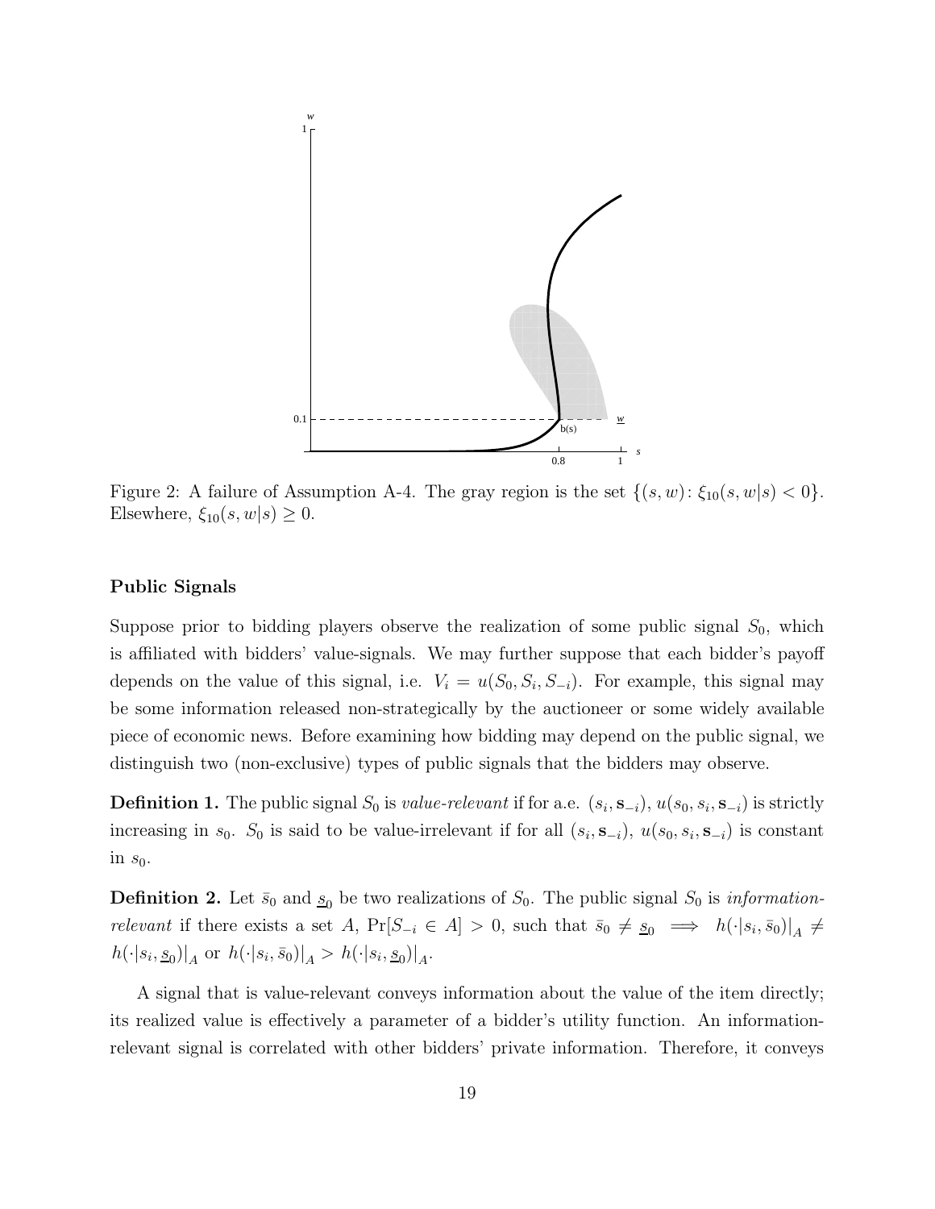Figure 2: A failure of Assumption A-4. The gray region is the set $\{(s, w) \colon \xi_{10}(s, w|s) < 0\}$. Elsewhere, $\xi_{10}(s, w|s) \geq 0$.

### Public Signals

Suppose prior to bidding players observe the realization of some public signal $S_0$, which is affiliated with bidders' value-signals. We may further suppose that each bidder's payoff depends on the value of this signal, i.e. $V_i = u(S_0, S_i, S_{-i})$. For example, this signal may be some information released non-strategically by the auctioneer or some widely available piece of economic news. Before examining how bidding may depend on the public signal, we distinguish two (non-exclusive) types of public signals that the bidders may observe.

**Definition 1.** The public signal $S_0$ is *value-relevant* if for a.e. $(s_i, \mathbf{s}_{-i})$, $u(s_0, s_i, \mathbf{s}_{-i})$ is strictly increasing in $s_0$. $S_0$ is said to be value-irrelevant if for all $(s_i, \mathbf{s}_{-i})$, $u(s_0, s_i, \mathbf{s}_{-i})$ is constant in $s_0$.

**Definition 2.** Let $\bar{s}_0$ and $\underline{s}_0$ be two realizations of $S_0$. The public signal $S_0$ is *information-relevant* if there exists a set $A$, $\Pr[S_{-i} \in A] > 0$, such that $\bar{s}_0 \neq \underline{s}_0 \implies h(\cdot|s_i, \bar{s}_0)|_A \neq h(\cdot|s_i, \underline{s}_0)|_A$ or $h(\cdot|s_i, \bar{s}_0)|_A > h(\cdot|s_i, \underline{s}_0)|_A$.

A signal that is value-relevant conveys information about the value of the item directly; its realized value is effectively a parameter of a bidder's utility function. An information-relevant signal is correlated with other bidders' private information. Therefore, it conveys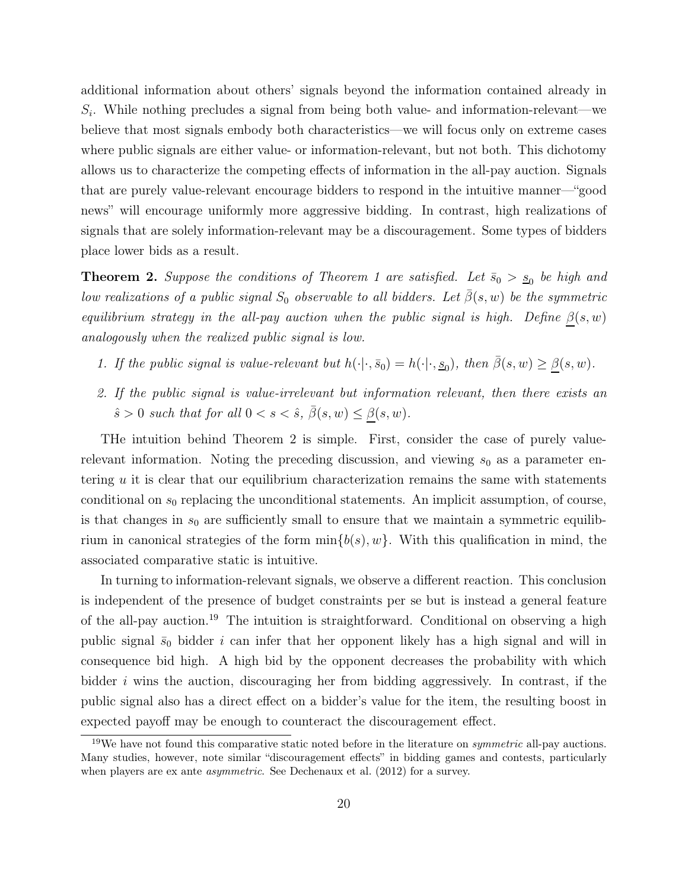additional information about others' signals beyond the information contained already in $S_i$. While nothing precludes a signal from being both value- and information-relevant—we believe that most signals embody both characteristics—we will focus only on extreme cases where public signals are either value- or information-relevant, but not both. This dichotomy allows us to characterize the competing effects of information in the all-pay auction. Signals that are purely value-relevant encourage bidders to respond in the intuitive manner—"good news" will encourage uniformly more aggressive bidding. In contrast, high realizations of signals that are solely information-relevant may be a discouragement. Some types of bidders place lower bids as a result.

**Theorem 2.** *Suppose the conditions of Theorem 1 are satisfied. Let $\bar{s}_0 > \underline{s}_0$ be high and low realizations of a public signal $S_0$ observable to all bidders. Let $\bar{\beta}(s, w)$ be the symmetric equilibrium strategy in the all-pay auction when the public signal is high. Define $\underline{\beta}(s, w)$ analogously when the realized public signal is low.*

1. *If the public signal is value-relevant but $h(\cdot|\cdot, \bar{s}_0) = h(\cdot|\cdot, \underline{s}_0)$, then $\bar{\beta}(s, w) \geq \underline{\beta}(s, w)$.*
2. *If the public signal is value-irrelevant but information relevant, then there exists an $\hat{s} > 0$ such that for all $0 < s < \hat{s}$, $\bar{\beta}(s, w) \leq \underline{\beta}(s, w)$.*

THe intuition behind Theorem 2 is simple. First, consider the case of purely value-relevant information. Noting the preceding discussion, and viewing $s_0$ as a parameter entering $u$ it is clear that our equilibrium characterization remains the same with statements conditional on $s_0$ replacing the unconditional statements. An implicit assumption, of course, is that changes in $s_0$ are sufficiently small to ensure that we maintain a symmetric equilibrium in canonical strategies of the form $\min\{b(s), w\}$. With this qualification in mind, the associated comparative static is intuitive.

In turning to information-relevant signals, we observe a different reaction. This conclusion is independent of the presence of budget constraints per se but is instead a general feature of the all-pay auction.[19] The intuition is straightforward. Conditional on observing a high public signal $\bar{s}_0$ bidder $i$ can infer that her opponent likely has a high signal and will in consequence bid high. A high bid by the opponent decreases the probability with which bidder $i$ wins the auction, discouraging her from bidding aggressively. In contrast, if the public signal also has a direct effect on a bidder's value for the item, the resulting boost in expected payoff may be enough to counteract the discouragement effect.

[19] We have not found this comparative static noted before in the literature on *symmetric* all-pay auctions. Many studies, however, note similar "discouragement effects" in bidding games and contests, particularly when players are ex ante *asymmetric*. See Dechenaux et al. (2012) for a survey.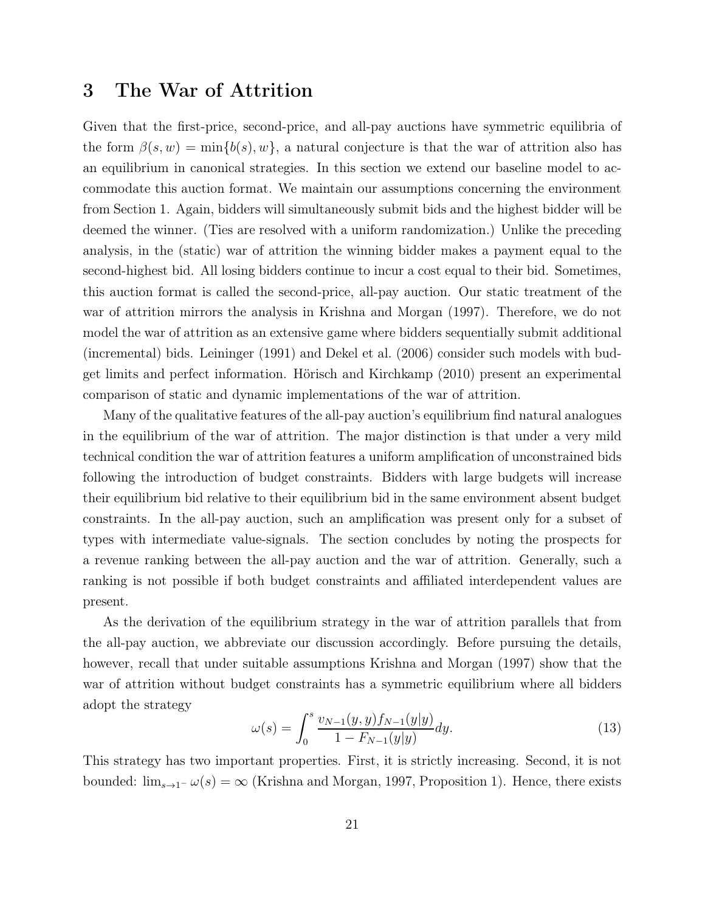# 3 The War of Attrition

Given that the first-price, second-price, and all-pay auctions have symmetric equilibria of the form $\beta(s, w) = \min\{b(s), w\}$, a natural conjecture is that the war of attrition also has an equilibrium in canonical strategies. In this section we extend our baseline model to accommodate this auction format. We maintain our assumptions concerning the environment from Section 1. Again, bidders will simultaneously submit bids and the highest bidder will be deemed the winner. (Ties are resolved with a uniform randomization.) Unlike the preceding analysis, in the (static) war of attrition the winning bidder makes a payment equal to the second-highest bid. All losing bidders continue to incur a cost equal to their bid. Sometimes, this auction format is called the second-price, all-pay auction. Our static treatment of the war of attrition mirrors the analysis in Krishna and Morgan (1997). Therefore, we do not model the war of attrition as an extensive game where bidders sequentially submit additional (incremental) bids. Leininger (1991) and Dekel et al. (2006) consider such models with budget limits and perfect information. Hörisch and Kirchkamp (2010) present an experimental comparison of static and dynamic implementations of the war of attrition.

Many of the qualitative features of the all-pay auction's equilibrium find natural analogues in the equilibrium of the war of attrition. The major distinction is that under a very mild technical condition the war of attrition features a uniform amplification of unconstrained bids following the introduction of budget constraints. Bidders with large budgets will increase their equilibrium bid relative to their equilibrium bid in the same environment absent budget constraints. In the all-pay auction, such an amplification was present only for a subset of types with intermediate value-signals. The section concludes by noting the prospects for a revenue ranking between the all-pay auction and the war of attrition. Generally, such a ranking is not possible if both budget constraints and affiliated interdependent values are present.

As the derivation of the equilibrium strategy in the war of attrition parallels that from the all-pay auction, we abbreviate our discussion accordingly. Before pursuing the details, however, recall that under suitable assumptions Krishna and Morgan (1997) show that the war of attrition without budget constraints has a symmetric equilibrium where all bidders adopt the strategy

$$\omega(s) = \int_0^s \frac{v_{N-1}(y, y) f_{N-1}(y|y)}{1 - F_{N-1}(y|y)} dy. \tag{13}$$

This strategy has two important properties. First, it is strictly increasing. Second, it is not bounded: $\lim_{s \to 1^-} \omega(s) = \infty$ (Krishna and Morgan, 1997, Proposition 1). Hence, there exists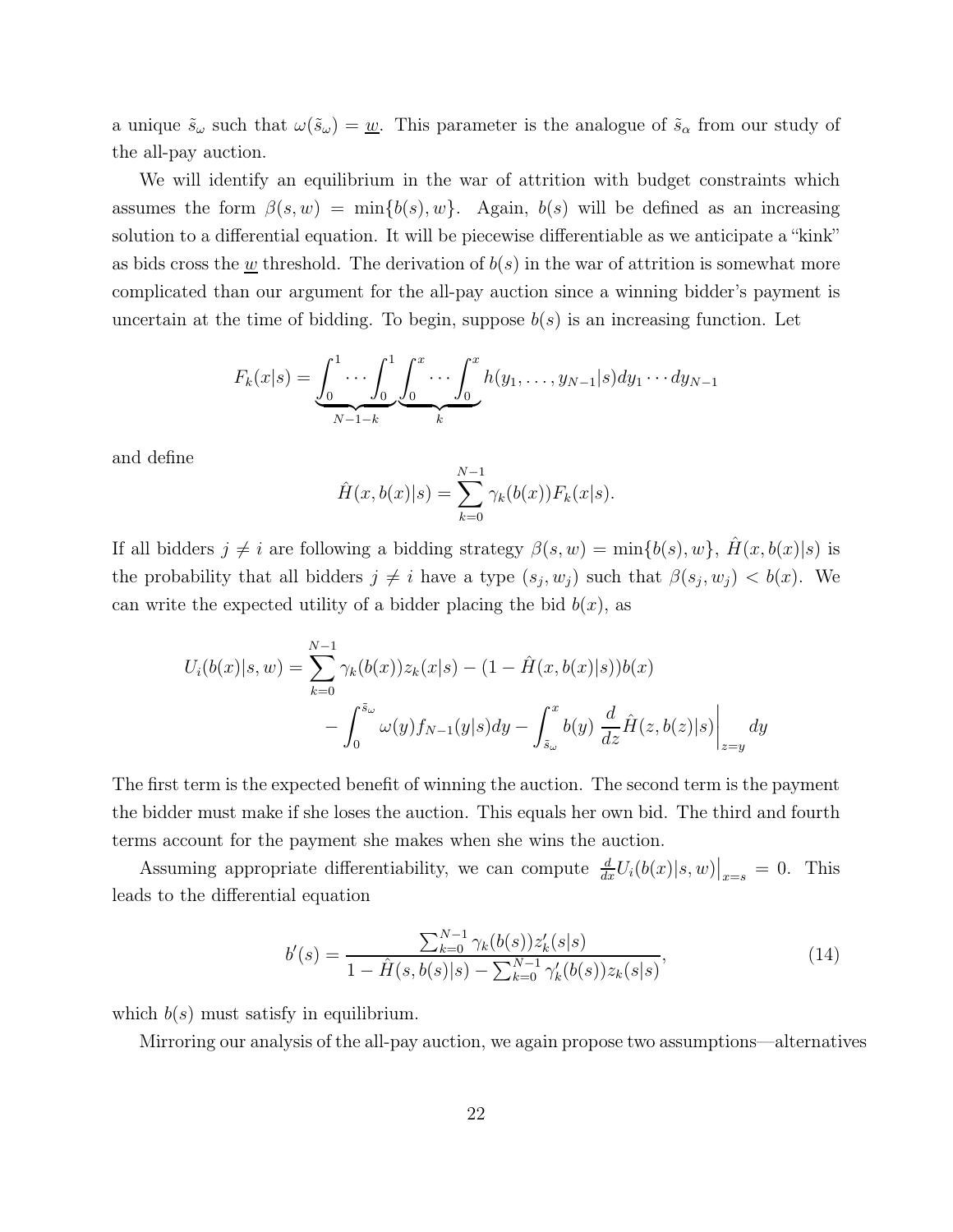a unique $\tilde{s}_\omega$ such that $\omega(\tilde{s}_\omega) = \underline{w}$. This parameter is the analogue of $\tilde{s}_\alpha$ from our study of the all-pay auction.

We will identify an equilibrium in the war of attrition with budget constraints which assumes the form $\beta(s, w) = \min\{b(s), w\}$. Again, $b(s)$ will be defined as an increasing solution to a differential equation. It will be piecewise differentiable as we anticipate a "kink" as bids cross the $\underline{w}$ threshold. The derivation of $b(s)$ in the war of attrition is somewhat more complicated than our argument for the all-pay auction since a winning bidder's payment is uncertain at the time of bidding. To begin, suppose $b(s)$ is an increasing function. Let

$$F_k(x|s) = \underbrace{\int_0^1 \cdots \int_0^1}_{N-1-k} \underbrace{\int_0^x \cdots \int_0^x}_{k} h(y_1, \ldots, y_{N-1}|s) dy_1 \cdots dy_{N-1}$$

and define

$$\hat{H}(x, b(x)|s) = \sum_{k=0}^{N-1} \gamma_k(b(x)) F_k(x|s).$$

If all bidders $j \neq i$ are following a bidding strategy $\beta(s, w) = \min\{b(s), w\}$, $\hat{H}(x, b(x)|s)$ is the probability that all bidders $j \neq i$ have a type $(s_j, w_j)$ such that $\beta(s_j, w_j) < b(x)$. We can write the expected utility of a bidder placing the bid $b(x)$, as

$$\begin{aligned} U_i(b(x)|s, w) = &\sum_{k=0}^{N-1} \gamma_k(b(x)) z_k(x|s) - (1 - \hat{H}(x, b(x)|s)) b(x) \\ &- \int_0^{\tilde{s}_\omega} \omega(y) f_{N-1}(y|s) dy - \int_{\tilde{s}_\omega}^x b(y) \left. \frac{d}{dz} \hat{H}(z, b(z)|s) \right|_{z=y} dy \end{aligned}$$

The first term is the expected benefit of winning the auction. The second term is the payment the bidder must make if she loses the auction. This equals her own bid. The third and fourth terms account for the payment she makes when she wins the auction.

Assuming appropriate differentiability, we can compute $\frac{d}{dx} U_i(b(x)|s, w)\Big|_{x=s} = 0$. This leads to the differential equation

$$b'(s) = \frac{\sum_{k=0}^{N-1} \gamma_k(b(s)) z_k'(s|s)}{1 - \hat{H}(s, b(s)|s) - \sum_{k=0}^{N-1} \gamma_k'(b(s)) z_k(s|s)}, \tag{14}$$

which $b(s)$ must satisfy in equilibrium.

Mirroring our analysis of the all-pay auction, we again propose two assumptions—alternatives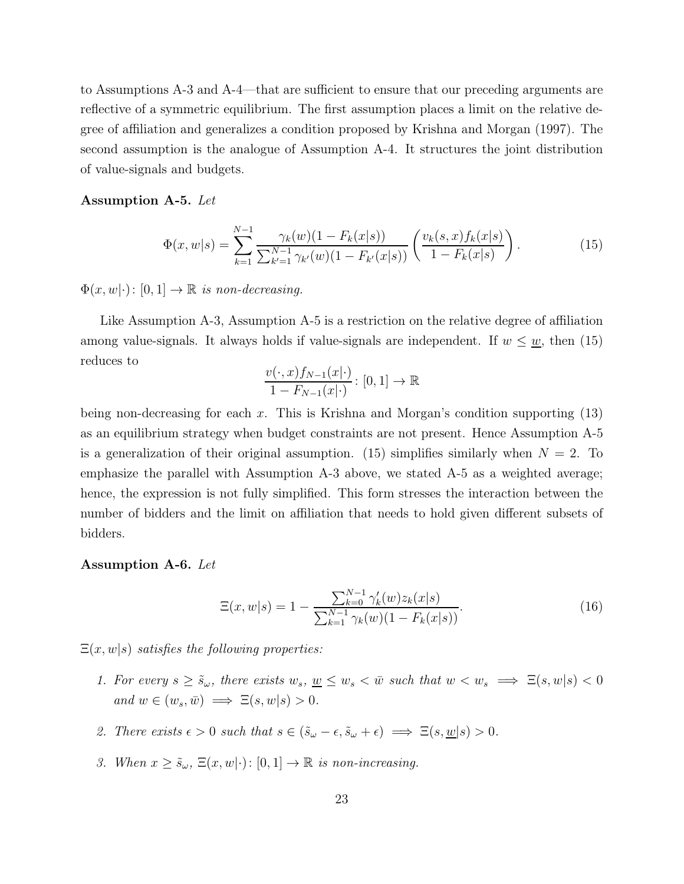to Assumptions A-3 and A-4—that are sufficient to ensure that our preceding arguments are reflective of a symmetric equilibrium. The first assumption places a limit on the relative degree of affiliation and generalizes a condition proposed by Krishna and Morgan (1997). The second assumption is the analogue of Assumption A-4. It structures the joint distribution of value-signals and budgets.

**Assumption A-5.** *Let*

$$\Phi(x, w|s) = \sum_{k=1}^{N-1} \frac{\gamma_k(w)(1 - F_k(x|s))}{\sum_{k'=1}^{N-1} \gamma_{k'}(w)(1 - F_{k'}(x|s))} \left( \frac{v_k(s, x) f_k(x|s)}{1 - F_k(x|s)} \right). \tag{15}$$

*$\Phi(x, w|\cdot)\colon [0, 1] \to \mathbb{R}$ is non-decreasing.*

Like Assumption A-3, Assumption A-5 is a restriction on the relative degree of affiliation among value-signals. It always holds if value-signals are independent. If $w \leq \underline{w}$, then (15) reduces to

$$\frac{v(\cdot, x) f_{N-1}(x|\cdot)}{1 - F_{N-1}(x|\cdot)} \colon [0, 1] \to \mathbb{R}$$

being non-decreasing for each $x$. This is Krishna and Morgan's condition supporting (13) as an equilibrium strategy when budget constraints are not present. Hence Assumption A-5 is a generalization of their original assumption. (15) simplifies similarly when $N = 2$. To emphasize the parallel with Assumption A-3 above, we stated A-5 as a weighted average; hence, the expression is not fully simplified. This form stresses the interaction between the number of bidders and the limit on affiliation that needs to hold given different subsets of bidders.

**Assumption A-6.** *Let*

$$\Xi(x, w|s) = 1 - \frac{\sum_{k=0}^{N-1} \gamma'_k(w) z_k(x|s)}{\sum_{k=1}^{N-1} \gamma_k(w)(1 - F_k(x|s))}. \tag{16}$$

*$\Xi(x, w|s)$ satisfies the following properties:*

1. *For every $s \geq \tilde{s}_\omega$, there exists $w_s$, $\underline{w} \leq w_s < \bar{w}$ such that $w < w_s \implies \Xi(s, w|s) < 0$ and $w \in (w_s, \bar{w}) \implies \Xi(s, w|s) > 0$.*

2. *There exists $\epsilon > 0$ such that $s \in (\tilde{s}_\omega - \epsilon, \tilde{s}_\omega + \epsilon) \implies \Xi(s, \underline{w}|s) > 0$.*

3. *When $x \geq \tilde{s}_\omega$, $\Xi(x, w|\cdot)\colon [0, 1] \to \mathbb{R}$ is non-increasing.*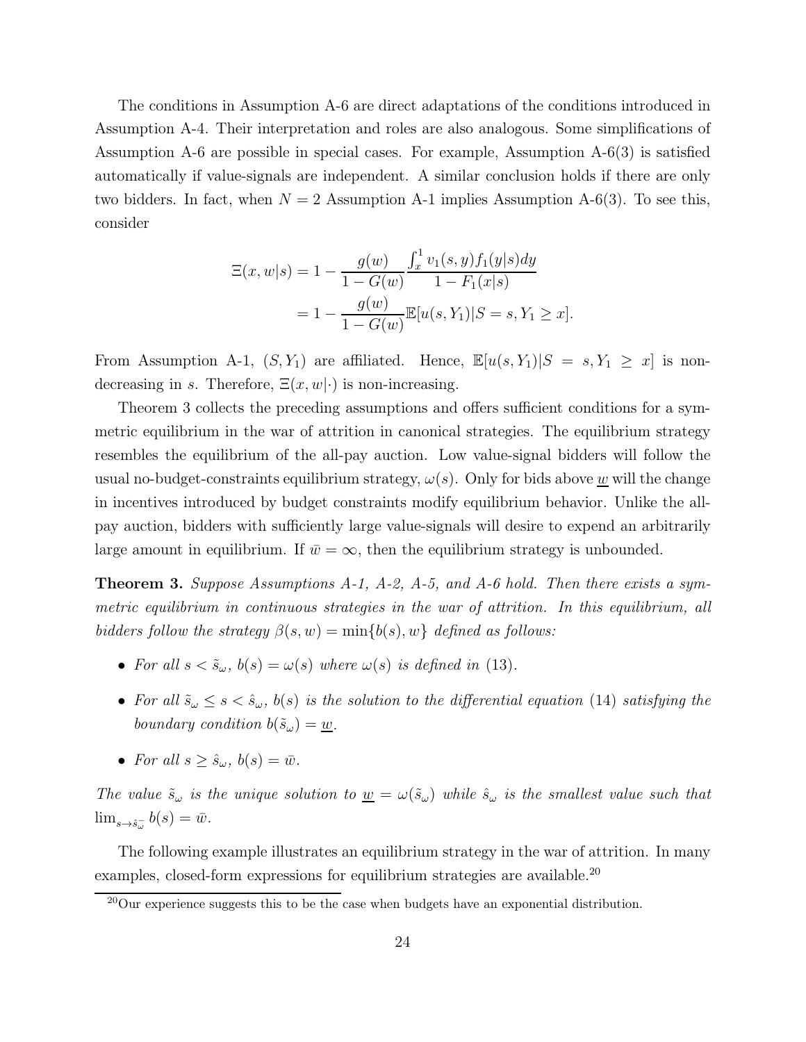The conditions in Assumption A-6 are direct adaptations of the conditions introduced in Assumption A-4. Their interpretation and roles are also analogous. Some simplifications of Assumption A-6 are possible in special cases. For example, Assumption A-6(3) is satisfied automatically if value-signals are independent. A similar conclusion holds if there are only two bidders. In fact, when $N = 2$ Assumption A-1 implies Assumption A-6(3). To see this, consider

$$
\begin{aligned}
\Xi(x, w|s) &= 1 - \frac{g(w)}{1 - G(w)} \frac{\int_x^1 v_1(s, y) f_1(y|s) dy}{1 - F_1(x|s)} \\
&= 1 - \frac{g(w)}{1 - G(w)} \mathbb{E}[u(s, Y_1)|S = s, Y_1 \geq x].
\end{aligned}
$$

From Assumption A-1, $(S, Y_1)$ are affiliated. Hence, $\mathbb{E}[u(s, Y_1)|S = s, Y_1 \geq x]$ is non-decreasing in $s$. Therefore, $\Xi(x, w|\cdot)$ is non-increasing.

Theorem 3 collects the preceding assumptions and offers sufficient conditions for a symmetric equilibrium in the war of attrition in canonical strategies. The equilibrium strategy resembles the equilibrium of the all-pay auction. Low value-signal bidders will follow the usual no-budget-constraints equilibrium strategy, $\omega(s)$. Only for bids above $\underline{w}$ will the change in incentives introduced by budget constraints modify equilibrium behavior. Unlike the all-pay auction, bidders with sufficiently large value-signals will desire to expend an arbitrarily large amount in equilibrium. If $\bar{w} = \infty$, then the equilibrium strategy is unbounded.

**Theorem 3.** *Suppose Assumptions A-1, A-2, A-5, and A-6 hold. Then there exists a symmetric equilibrium in continuous strategies in the war of attrition. In this equilibrium, all bidders follow the strategy $\beta(s, w) = \min\{b(s), w\}$ defined as follows:*

- *For all $s < \tilde{s}_\omega$, $b(s) = \omega(s)$ where $\omega(s)$ is defined in (13).*
- *For all $\tilde{s}_\omega \leq s < \hat{s}_\omega$, $b(s)$ is the solution to the differential equation (14) satisfying the boundary condition $b(\tilde{s}_\omega) = \underline{w}$.*
- *For all $s \geq \hat{s}_\omega$, $b(s) = \bar{w}$.*

*The value $\tilde{s}_\omega$ is the unique solution to $\underline{w} = \omega(\tilde{s}_\omega)$ while $\hat{s}_\omega$ is the smallest value such that $\lim_{s \to \hat{s}_\omega^-} b(s) = \bar{w}$.*

The following example illustrates an equilibrium strategy in the war of attrition. In many examples, closed-form expressions for equilibrium strategies are available.[20]

[20] Our experience suggests this to be the case when budgets have an exponential distribution.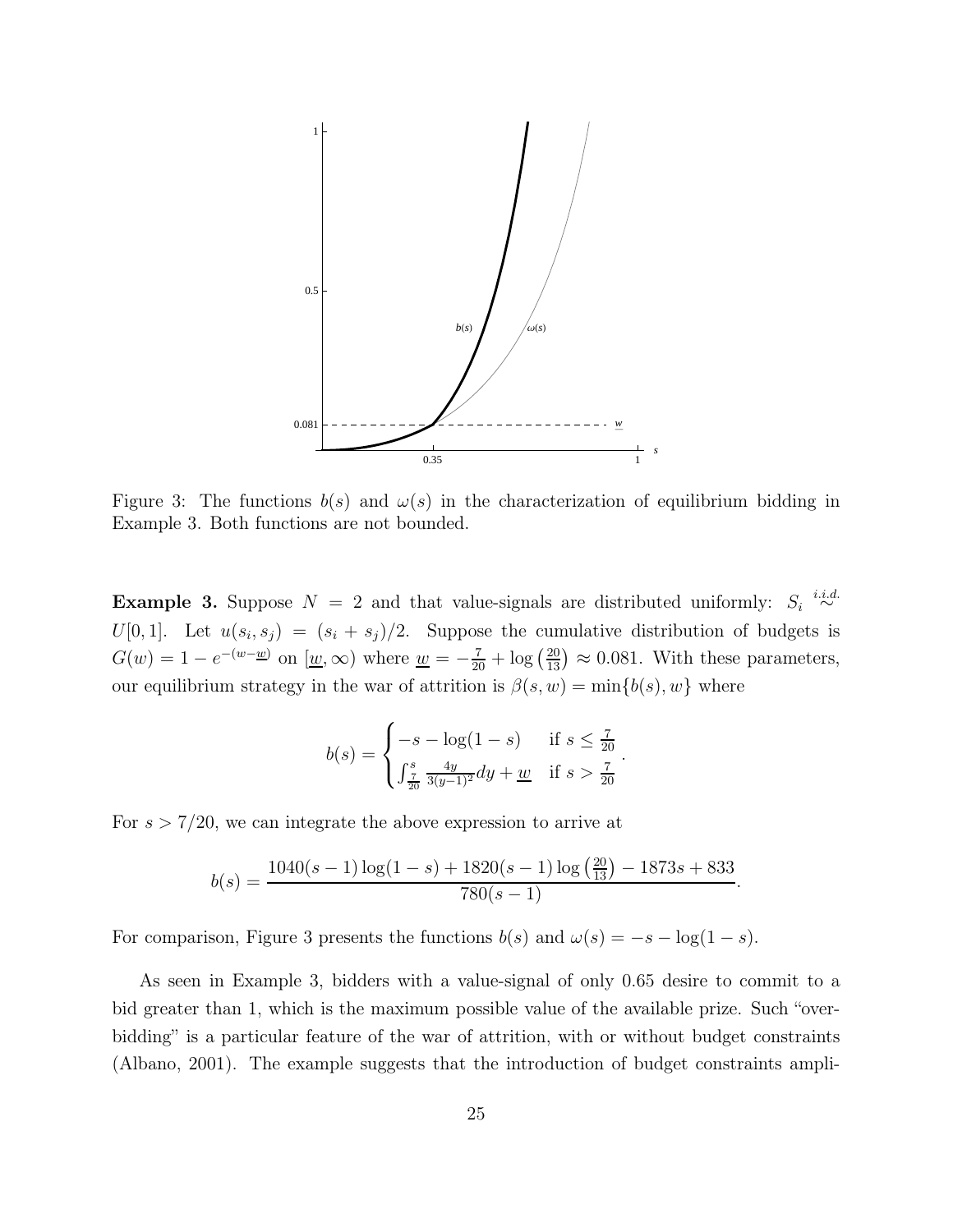Figure 3: The functions $b(s)$ and $\omega(s)$ in the characterization of equilibrium bidding in Example 3. Both functions are not bounded.

**Example 3.** Suppose $N = 2$ and that value-signals are distributed uniformly: $S_i \overset{i.i.d.}{\sim} U[0,1]$. Let $u(s_i, s_j) = (s_i + s_j)/2$. Suppose the cumulative distribution of budgets is $G(w) = 1 - e^{-(w-\underline{w})}$ on $[\underline{w}, \infty)$ where $\underline{w} = -\frac{7}{20} + \log\left(\frac{20}{13}\right) \approx 0.081$. With these parameters, our equilibrium strategy in the war of attrition is $\beta(s, w) = \min\{b(s), w\}$ where

$$b(s) = \begin{cases} -s - \log(1-s) & \text{if } s \leq \frac{7}{20} \\ \int_{\frac{7}{20}}^{s} \frac{4y}{3(y-1)^2} dy + \underline{w} & \text{if } s > \frac{7}{20} \end{cases}.$$

For $s > 7/20$, we can integrate the above expression to arrive at

$$b(s) = \frac{1040(s-1)\log(1-s) + 1820(s-1)\log\left(\frac{20}{13}\right) - 1873s + 833}{780(s-1)}.$$

For comparison, Figure 3 presents the functions $b(s)$ and $\omega(s) = -s - \log(1-s)$.

As seen in Example 3, bidders with a value-signal of only 0.65 desire to commit to a bid greater than 1, which is the maximum possible value of the available prize. Such "over-bidding" is a particular feature of the war of attrition, with or without budget constraints (Albano, 2001). The example suggests that the introduction of budget constraints ampli-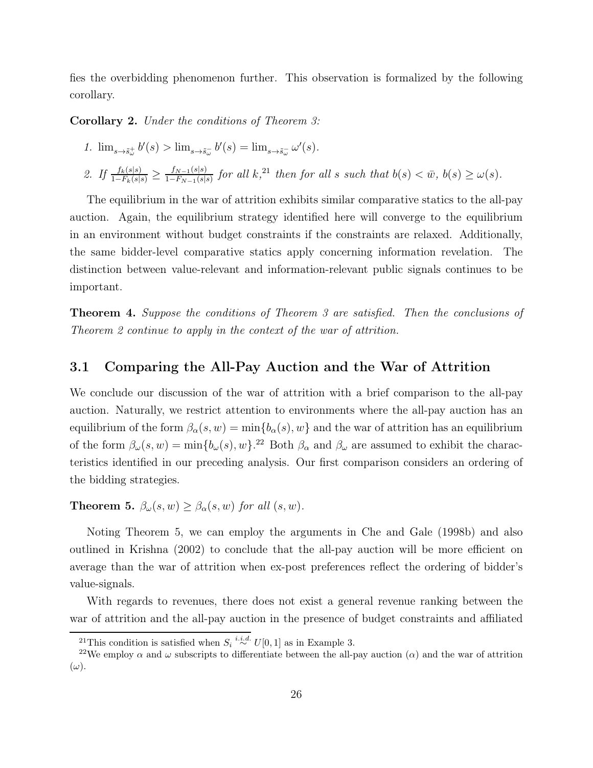fies the overbidding phenomenon further. This observation is formalized by the following corollary.

**Corollary 2.** *Under the conditions of Theorem 3:*

1. $\lim_{s \to \tilde{s}_\omega^+} b'(s) > \lim_{s \to \tilde{s}_\omega^-} b'(s) = \lim_{s \to \tilde{s}_\omega^-} \omega'(s)$.
2. *If* $\frac{f_k(s|s)}{1-F_k(s|s)} \geq \frac{f_{N-1}(s|s)}{1-F_{N-1}(s|s)}$ *for all* $k$,[21] *then for all* $s$ *such that* $b(s) < \bar{w}$, $b(s) \geq \omega(s)$.

The equilibrium in the war of attrition exhibits similar comparative statics to the all-pay auction. Again, the equilibrium strategy identified here will converge to the equilibrium in an environment without budget constraints if the constraints are relaxed. Additionally, the same bidder-level comparative statics apply concerning information revelation. The distinction between value-relevant and information-relevant public signals continues to be important.

**Theorem 4.** *Suppose the conditions of Theorem 3 are satisfied. Then the conclusions of Theorem 2 continue to apply in the context of the war of attrition.*

## 3.1 Comparing the All-Pay Auction and the War of Attrition

We conclude our discussion of the war of attrition with a brief comparison to the all-pay auction. Naturally, we restrict attention to environments where the all-pay auction has an equilibrium of the form $\beta_\alpha(s, w) = \min\{b_\alpha(s), w\}$ and the war of attrition has an equilibrium of the form $\beta_\omega(s, w) = \min\{b_\omega(s), w\}$.[22] Both $\beta_\alpha$ and $\beta_\omega$ are assumed to exhibit the characteristics identified in our preceding analysis. Our first comparison considers an ordering of the bidding strategies.

**Theorem 5.** $\beta_\omega(s, w) \geq \beta_\alpha(s, w)$ *for all* $(s, w)$.

Noting Theorem 5, we can employ the arguments in Che and Gale (1998b) and also outlined in Krishna (2002) to conclude that the all-pay auction will be more efficient on average than the war of attrition when ex-post preferences reflect the ordering of bidder's value-signals.

With regards to revenues, there does not exist a general revenue ranking between the war of attrition and the all-pay auction in the presence of budget constraints and affiliated

[21] This condition is satisfied when $S_i \overset{i.i.d.}{\sim} U[0, 1]$ as in Example 3.

[22] We employ $\alpha$ and $\omega$ subscripts to differentiate between the all-pay auction ($\alpha$) and the war of attrition ($\omega$).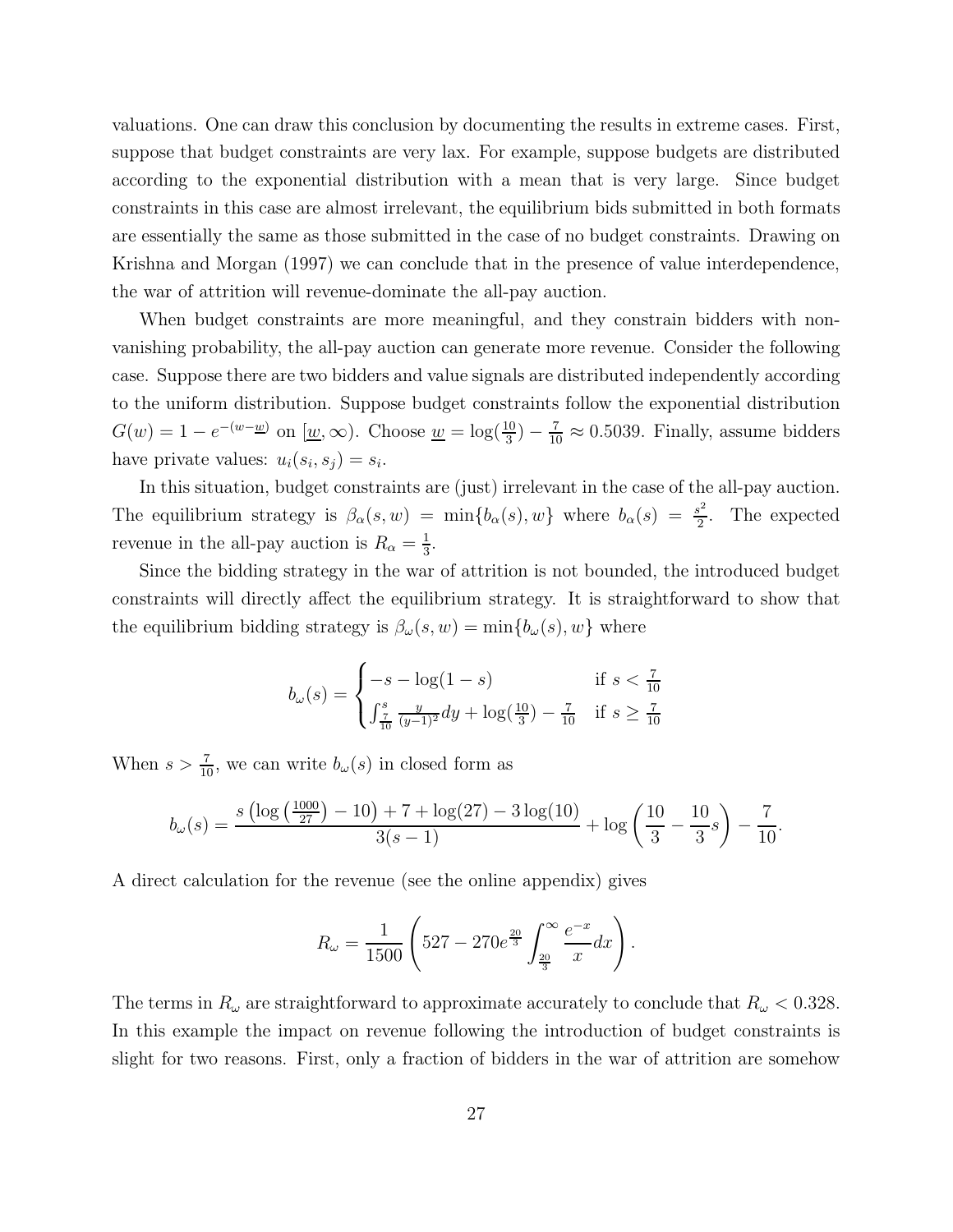valuations. One can draw this conclusion by documenting the results in extreme cases. First, suppose that budget constraints are very lax. For example, suppose budgets are distributed according to the exponential distribution with a mean that is very large. Since budget constraints in this case are almost irrelevant, the equilibrium bids submitted in both formats are essentially the same as those submitted in the case of no budget constraints. Drawing on Krishna and Morgan (1997) we can conclude that in the presence of value interdependence, the war of attrition will revenue-dominate the all-pay auction.

When budget constraints are more meaningful, and they constrain bidders with non-vanishing probability, the all-pay auction can generate more revenue. Consider the following case. Suppose there are two bidders and value signals are distributed independently according to the uniform distribution. Suppose budget constraints follow the exponential distribution $G(w) = 1 - e^{-(w-\underline{w})}$ on $[\underline{w}, \infty)$. Choose $\underline{w} = \log(\frac{10}{3}) - \frac{7}{10} \approx 0.5039$. Finally, assume bidders have private values: $u_i(s_i, s_j) = s_i$.

In this situation, budget constraints are (just) irrelevant in the case of the all-pay auction. The equilibrium strategy is $\beta_\alpha(s, w) = \min\{b_\alpha(s), w\}$ where $b_\alpha(s) = \frac{s^2}{2}$. The expected revenue in the all-pay auction is $R_\alpha = \frac{1}{3}$.

Since the bidding strategy in the war of attrition is not bounded, the introduced budget constraints will directly affect the equilibrium strategy. It is straightforward to show that the equilibrium bidding strategy is $\beta_\omega(s, w) = \min\{b_\omega(s), w\}$ where

$$b_\omega(s) = \begin{cases} -s - \log(1-s) & \text{if } s < \frac{7}{10} \\ \int_{\frac{7}{10}}^{s} \frac{y}{(y-1)^2} dy + \log(\frac{10}{3}) - \frac{7}{10} & \text{if } s \geq \frac{7}{10} \end{cases}$$

When $s > \frac{7}{10}$, we can write $b_\omega(s)$ in closed form as

$$b_\omega(s) = \frac{s\left(\log\left(\frac{1000}{27}\right) - 10\right) + 7 + \log(27) - 3\log(10)}{3(s-1)} + \log\left(\frac{10}{3} - \frac{10}{3}s\right) - \frac{7}{10}.$$

A direct calculation for the revenue (see the online appendix) gives

$$R_\omega = \frac{1}{1500}\left(527 - 270e^{\frac{20}{3}} \int_{\frac{20}{3}}^{\infty} \frac{e^{-x}}{x} dx\right).$$

The terms in $R_\omega$ are straightforward to approximate accurately to conclude that $R_\omega < 0.328$. In this example the impact on revenue following the introduction of budget constraints is slight for two reasons. First, only a fraction of bidders in the war of attrition are somehow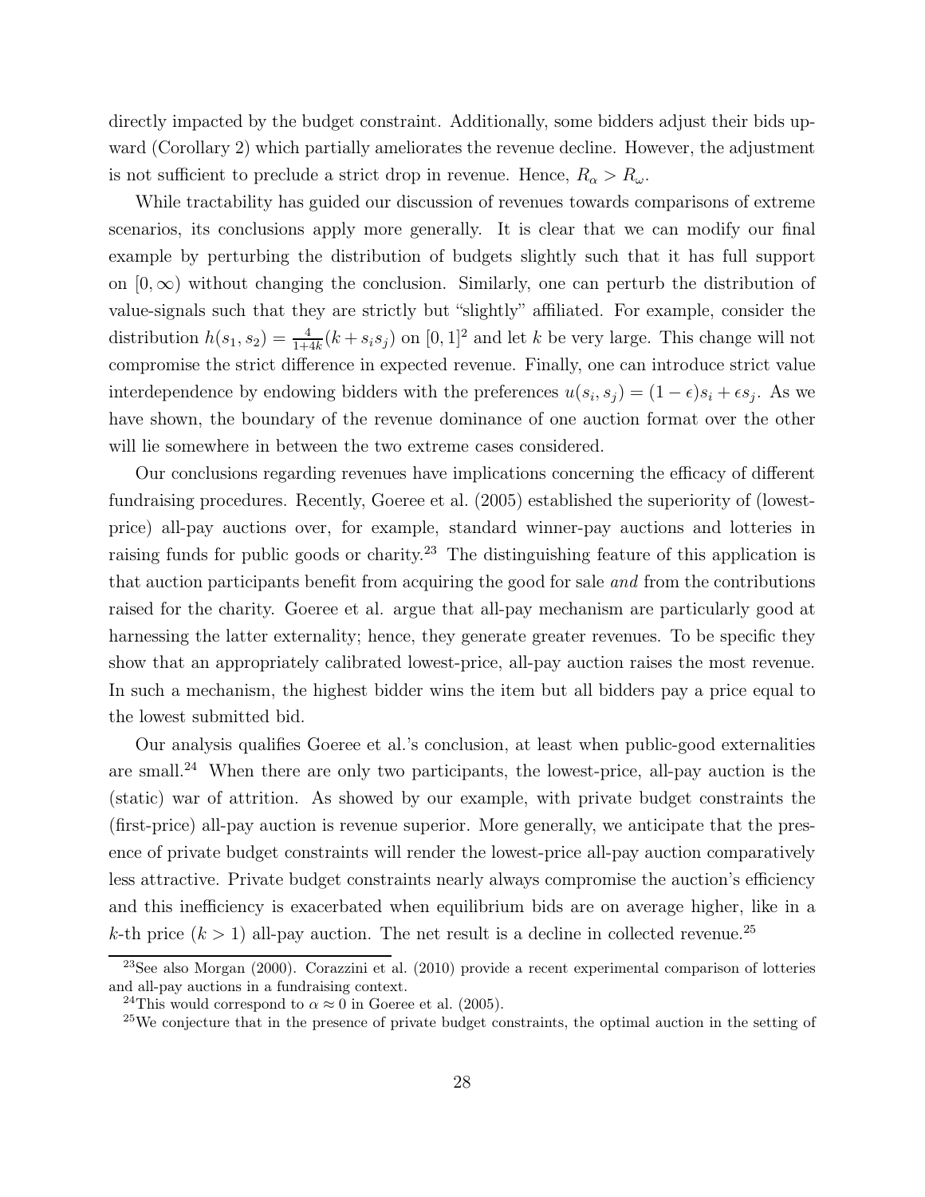directly impacted by the budget constraint. Additionally, some bidders adjust their bids upward (Corollary 2) which partially ameliorates the revenue decline. However, the adjustment is not sufficient to preclude a strict drop in revenue. Hence, $R_\alpha > R_\omega$.

While tractability has guided our discussion of revenues towards comparisons of extreme scenarios, its conclusions apply more generally. It is clear that we can modify our final example by perturbing the distribution of budgets slightly such that it has full support on $[0, \infty)$ without changing the conclusion. Similarly, one can perturb the distribution of value-signals such that they are strictly but "slightly" affiliated. For example, consider the distribution $h(s_1, s_2) = \frac{4}{1+4k}(k + s_i s_j)$ on $[0, 1]^2$ and let $k$ be very large. This change will not compromise the strict difference in expected revenue. Finally, one can introduce strict value interdependence by endowing bidders with the preferences $u(s_i, s_j) = (1-\epsilon)s_i + \epsilon s_j$. As we have shown, the boundary of the revenue dominance of one auction format over the other will lie somewhere in between the two extreme cases considered.

Our conclusions regarding revenues have implications concerning the efficacy of different fundraising procedures. Recently, Goeree et al. (2005) established the superiority of (lowest-price) all-pay auctions over, for example, standard winner-pay auctions and lotteries in raising funds for public goods or charity.[23] The distinguishing feature of this application is that auction participants benefit from acquiring the good for sale *and* from the contributions raised for the charity. Goeree et al. argue that all-pay mechanism are particularly good at harnessing the latter externality; hence, they generate greater revenues. To be specific they show that an appropriately calibrated lowest-price, all-pay auction raises the most revenue. In such a mechanism, the highest bidder wins the item but all bidders pay a price equal to the lowest submitted bid.

Our analysis qualifies Goeree et al.'s conclusion, at least when public-good externalities are small.[24] When there are only two participants, the lowest-price, all-pay auction is the (static) war of attrition. As showed by our example, with private budget constraints the (first-price) all-pay auction is revenue superior. More generally, we anticipate that the presence of private budget constraints will render the lowest-price all-pay auction comparatively less attractive. Private budget constraints nearly always compromise the auction's efficiency and this inefficiency is exacerbated when equilibrium bids are on average higher, like in a $k$-th price ($k > 1$) all-pay auction. The net result is a decline in collected revenue.[25]

[23] See also Morgan (2000). Corazzini et al. (2010) provide a recent experimental comparison of lotteries and all-pay auctions in a fundraising context.

[24] This would correspond to $\alpha \approx 0$ in Goeree et al. (2005).

[25] We conjecture that in the presence of private budget constraints, the optimal auction in the setting of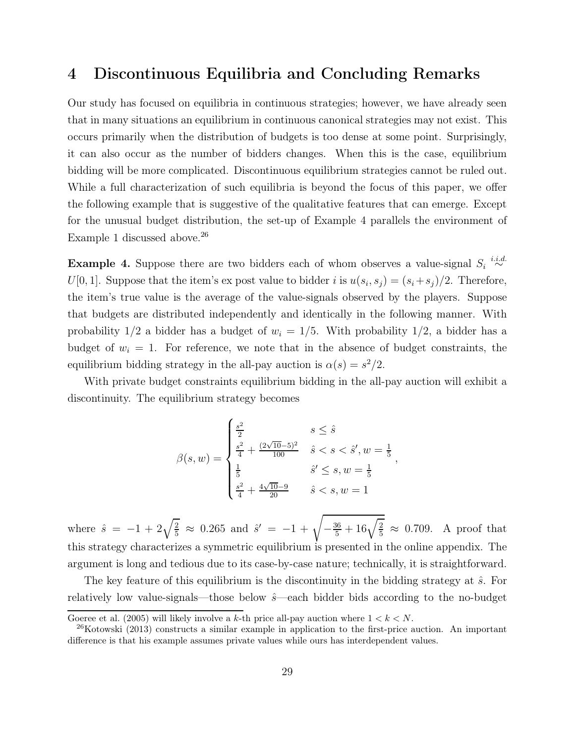# 4 Discontinuous Equilibria and Concluding Remarks

Our study has focused on equilibria in continuous strategies; however, we have already seen that in many situations an equilibrium in continuous canonical strategies may not exist. This occurs primarily when the distribution of budgets is too dense at some point. Surprisingly, it can also occur as the number of bidders changes. When this is the case, equilibrium bidding will be more complicated. Discontinuous equilibrium strategies cannot be ruled out. While a full characterization of such equilibria is beyond the focus of this paper, we offer the following example that is suggestive of the qualitative features that can emerge. Except for the unusual budget distribution, the set-up of Example 4 parallels the environment of Example 1 discussed above.[26]

**Example 4.** Suppose there are two bidders each of whom observes a value-signal $S_i \overset{i.i.d.}{\sim} U[0,1]$. Suppose that the item's ex post value to bidder $i$ is $u(s_i, s_j) = (s_i + s_j)/2$. Therefore, the item's true value is the average of the value-signals observed by the players. Suppose that budgets are distributed independently and identically in the following manner. With probability $1/2$ a bidder has a budget of $w_i = 1/5$. With probability $1/2$, a bidder has a budget of $w_i = 1$. For reference, we note that in the absence of budget constraints, the equilibrium bidding strategy in the all-pay auction is $\alpha(s) = s^2/2$.

With private budget constraints equilibrium bidding in the all-pay auction will exhibit a discontinuity. The equilibrium strategy becomes

$$\beta(s,w) = \begin{cases} \frac{s^2}{2} & s \leq \hat{s} \\ \frac{s^2}{4} + \frac{(2\sqrt{10}-5)^2}{100} & \hat{s} < s < \hat{s}', w = \frac{1}{5} \\ \frac{1}{5} & \hat{s}' \leq s, w = \frac{1}{5} \\ \frac{s^2}{4} + \frac{4\sqrt{10}-9}{20} & \hat{s} < s, w = 1 \end{cases},$$

where $\hat{s} = -1 + 2\sqrt{\frac{2}{5}} \approx 0.265$ and $\hat{s}' = -1 + \sqrt{-\frac{36}{5} + 16\sqrt{\frac{2}{5}}} \approx 0.709$. A proof that this strategy characterizes a symmetric equilibrium is presented in the online appendix. The argument is long and tedious due to its case-by-case nature; technically, it is straightforward.

The key feature of this equilibrium is the discontinuity in the bidding strategy at $\hat{s}$. For relatively low value-signals—those below $\hat{s}$—each bidder bids according to the no-budget

---

Goeree et al. (2005) will likely involve a $k$-th price all-pay auction where $1 < k < N$.

[26] Kotowski (2013) constructs a similar example in application to the first-price auction. An important difference is that his example assumes private values while ours has interdependent values.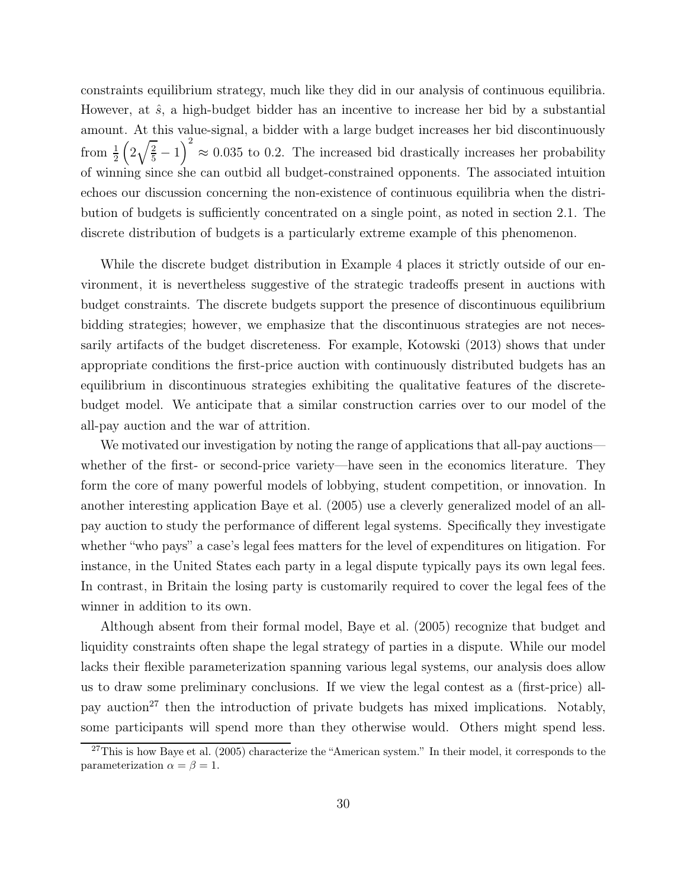constraints equilibrium strategy, much like they did in our analysis of continuous equilibria. However, at $\hat{s}$, a high-budget bidder has an incentive to increase her bid by a substantial amount. At this value-signal, a bidder with a large budget increases her bid discontinuously from $\frac{1}{2}\left(2\sqrt{\frac{2}{5}}-1\right)^2 \approx 0.035$ to 0.2. The increased bid drastically increases her probability of winning since she can outbid all budget-constrained opponents. The associated intuition echoes our discussion concerning the non-existence of continuous equilibria when the distribution of budgets is sufficiently concentrated on a single point, as noted in section 2.1. The discrete distribution of budgets is a particularly extreme example of this phenomenon.

While the discrete budget distribution in Example 4 places it strictly outside of our environment, it is nevertheless suggestive of the strategic tradeoffs present in auctions with budget constraints. The discrete budgets support the presence of discontinuous equilibrium bidding strategies; however, we emphasize that the discontinuous strategies are not necessarily artifacts of the budget discreteness. For example, Kotowski (2013) shows that under appropriate conditions the first-price auction with continuously distributed budgets has an equilibrium in discontinuous strategies exhibiting the qualitative features of the discrete-budget model. We anticipate that a similar construction carries over to our model of the all-pay auction and the war of attrition.

We motivated our investigation by noting the range of applications that all-pay auctions—whether of the first- or second-price variety—have seen in the economics literature. They form the core of many powerful models of lobbying, student competition, or innovation. In another interesting application Baye et al. (2005) use a cleverly generalized model of an all-pay auction to study the performance of different legal systems. Specifically they investigate whether "who pays" a case's legal fees matters for the level of expenditures on litigation. For instance, in the United States each party in a legal dispute typically pays its own legal fees. In contrast, in Britain the losing party is customarily required to cover the legal fees of the winner in addition to its own.

Although absent from their formal model, Baye et al. (2005) recognize that budget and liquidity constraints often shape the legal strategy of parties in a dispute. While our model lacks their flexible parameterization spanning various legal systems, our analysis does allow us to draw some preliminary conclusions. If we view the legal contest as a (first-price) all-pay auction[27] then the introduction of private budgets has mixed implications. Notably, some participants will spend more than they otherwise would. Others might spend less.

[27] This is how Baye et al. (2005) characterize the "American system." In their model, it corresponds to the parameterization $\alpha = \beta = 1$.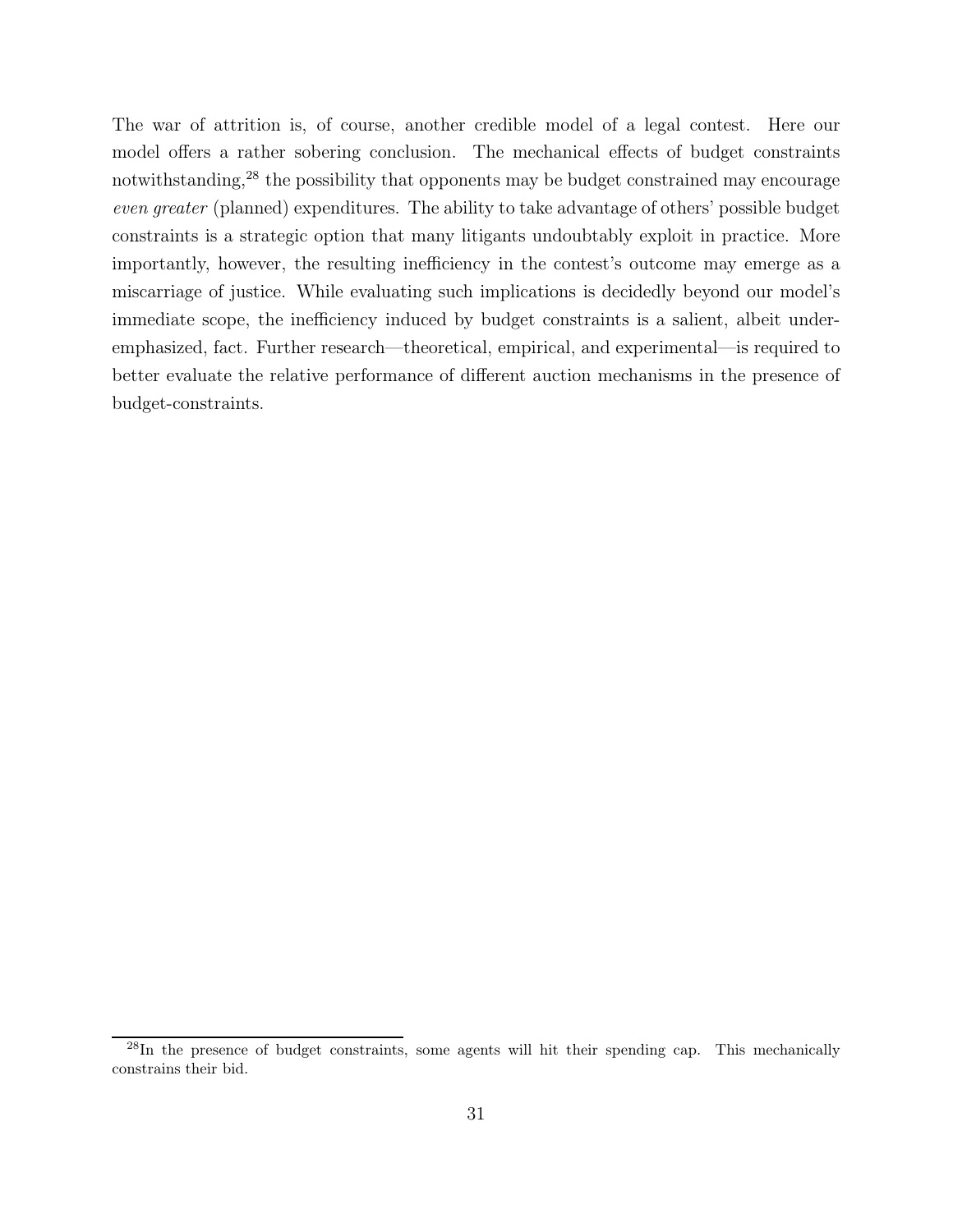The war of attrition is, of course, another credible model of a legal contest. Here our model offers a rather sobering conclusion. The mechanical effects of budget constraints notwithstanding,[28] the possibility that opponents may be budget constrained may encourage *even greater* (planned) expenditures. The ability to take advantage of others' possible budget constraints is a strategic option that many litigants undoubtably exploit in practice. More importantly, however, the resulting inefficiency in the contest's outcome may emerge as a miscarriage of justice. While evaluating such implications is decidedly beyond our model's immediate scope, the inefficiency induced by budget constraints is a salient, albeit under-emphasized, fact. Further research—theoretical, empirical, and experimental—is required to better evaluate the relative performance of different auction mechanisms in the presence of budget-constraints.

[28] In the presence of budget constraints, some agents will hit their spending cap. This mechanically constrains their bid.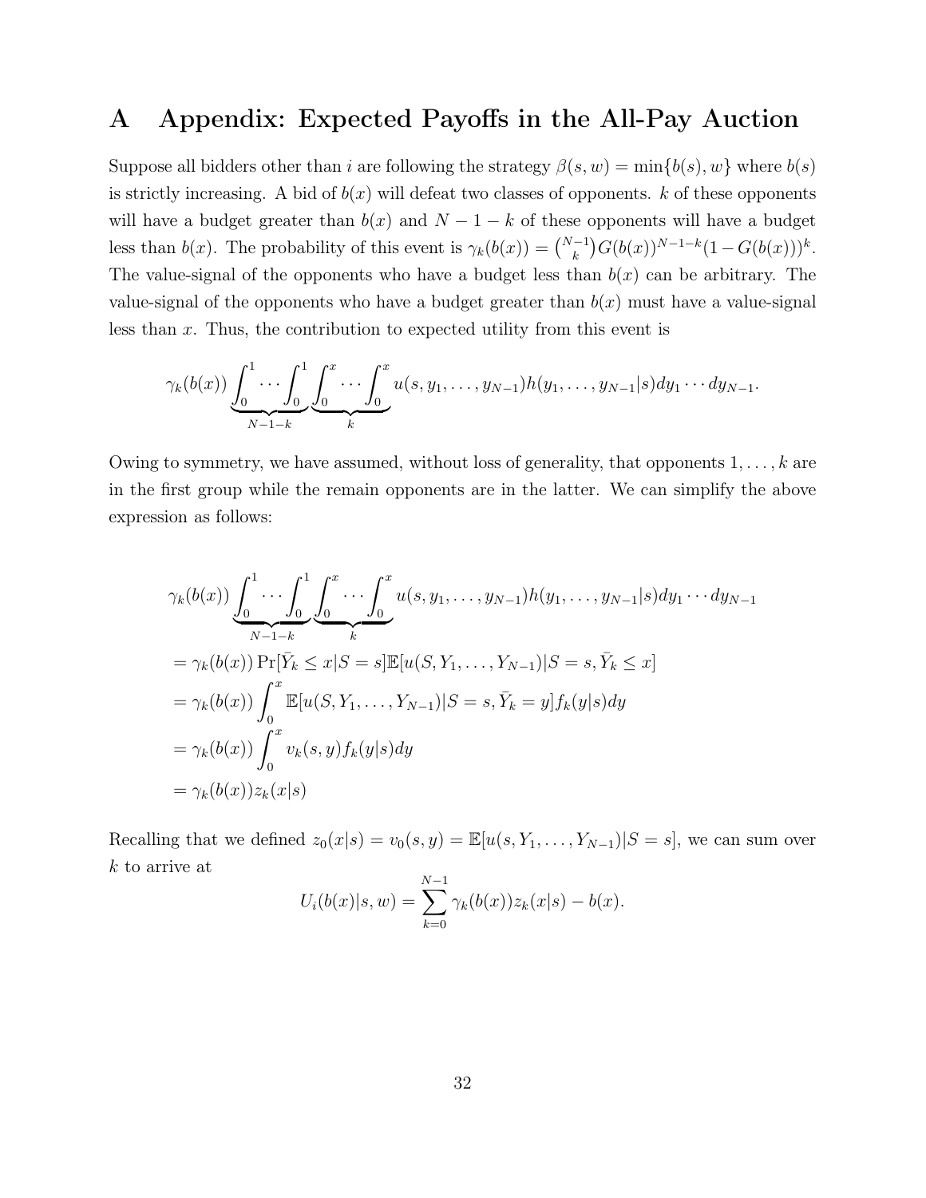# A Appendix: Expected Payoffs in the All-Pay Auction

Suppose all bidders other than $i$ are following the strategy $\beta(s,w) = \min\{b(s), w\}$ where $b(s)$ is strictly increasing. A bid of $b(x)$ will defeat two classes of opponents. $k$ of these opponents will have a budget greater than $b(x)$ and $N-1-k$ of these opponents will have a budget less than $b(x)$. The probability of this event is $\gamma_k(b(x)) = \binom{N-1}{k} G(b(x))^{N-1-k}(1-G(b(x)))^k$. The value-signal of the opponents who have a budget less than $b(x)$ can be arbitrary. The value-signal of the opponents who have a budget greater than $b(x)$ must have a value-signal less than $x$. Thus, the contribution to expected utility from this event is

$$\gamma_k(b(x)) \underbrace{\int_0^1 \cdots \int_0^1}_{N-1-k} \underbrace{\int_0^x \cdots \int_0^x}_{k} u(s, y_1, \ldots, y_{N-1}) h(y_1, \ldots, y_{N-1}|s) dy_1 \cdots dy_{N-1}.$$

Owing to symmetry, we have assumed, without loss of generality, that opponents $1, \ldots, k$ are in the first group while the remain opponents are in the latter. We can simplify the above expression as follows:

$$\begin{aligned}
&\gamma_k(b(x)) \underbrace{\int_0^1 \cdots \int_0^1}_{N-1-k} \underbrace{\int_0^x \cdots \int_0^x}_{k} u(s, y_1, \ldots, y_{N-1}) h(y_1, \ldots, y_{N-1}|s) dy_1 \cdots dy_{N-1} \\
&= \gamma_k(b(x)) \Pr[\bar{Y}_k \le x | S = s] \mathbb{E}[u(S, Y_1, \ldots, Y_{N-1}) | S = s, \bar{Y}_k \le x] \\
&= \gamma_k(b(x)) \int_0^x \mathbb{E}[u(S, Y_1, \ldots, Y_{N-1}) | S = s, \bar{Y}_k = y] f_k(y|s) dy \\
&= \gamma_k(b(x)) \int_0^x v_k(s, y) f_k(y|s) dy \\
&= \gamma_k(b(x)) z_k(x|s)
\end{aligned}$$

Recalling that we defined $z_0(x|s) = v_0(s, y) = \mathbb{E}[u(s, Y_1, \ldots, Y_{N-1})|S = s]$, we can sum over $k$ to arrive at

$$U_i(b(x)|s, w) = \sum_{k=0}^{N-1} \gamma_k(b(x)) z_k(x|s) - b(x).$$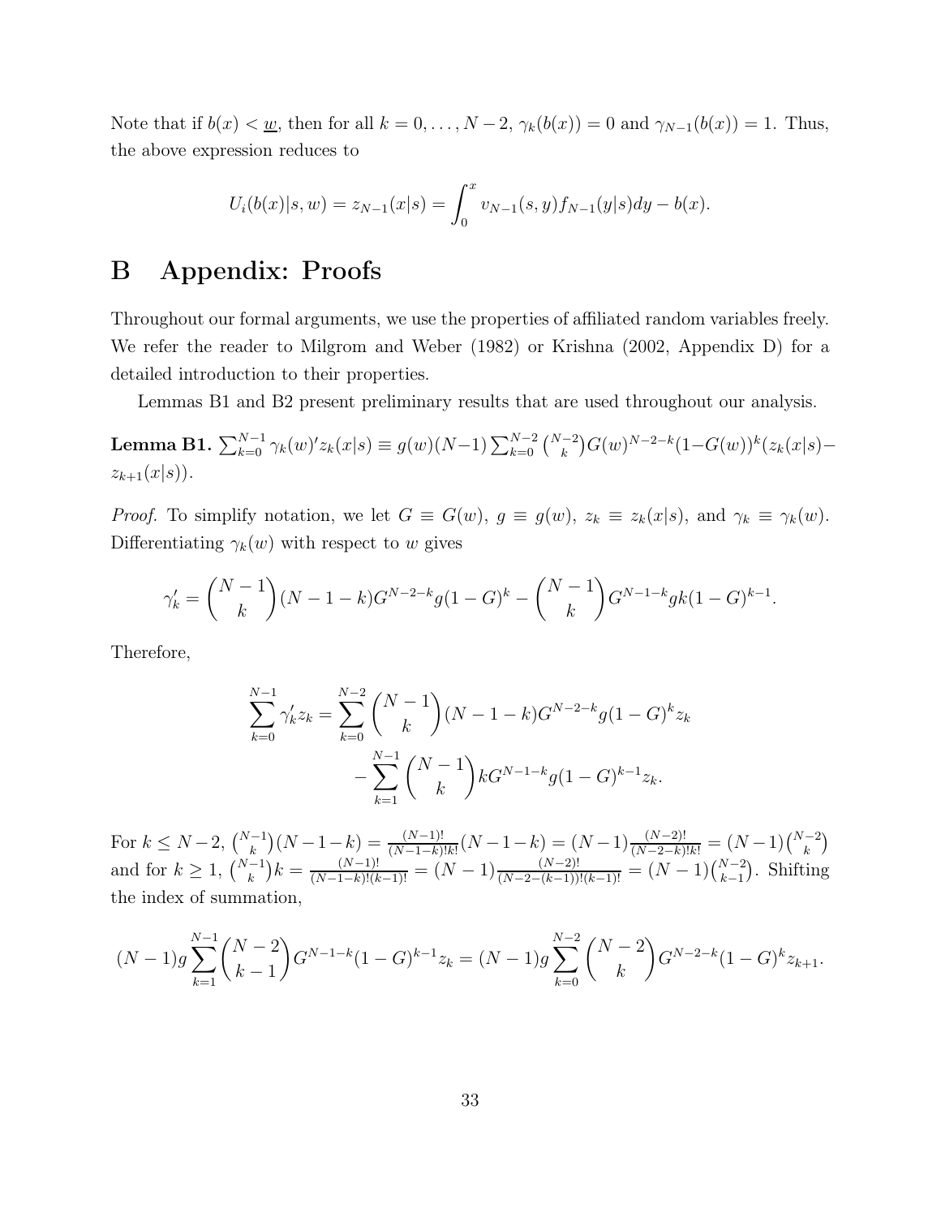Note that if $b(x) < \underline{w}$, then for all $k = 0, \ldots, N-2$, $\gamma_k(b(x)) = 0$ and $\gamma_{N-1}(b(x)) = 1$. Thus, the above expression reduces to

$$U_i(b(x)|s, w) = z_{N-1}(x|s) = \int_0^x v_{N-1}(s, y) f_{N-1}(y|s) dy - b(x).$$

# B Appendix: Proofs

Throughout our formal arguments, we use the properties of affiliated random variables freely. We refer the reader to Milgrom and Weber (1982) or Krishna (2002, Appendix D) for a detailed introduction to their properties.

Lemmas B1 and B2 present preliminary results that are used throughout our analysis.

**Lemma B1.** $\sum_{k=0}^{N-1} \gamma_k(w)' z_k(x|s) \equiv g(w)(N-1) \sum_{k=0}^{N-2} \binom{N-2}{k} G(w)^{N-2-k}(1-G(w))^k (z_k(x|s) - z_{k+1}(x|s))$.

*Proof.* To simplify notation, we let $G \equiv G(w)$, $g \equiv g(w)$, $z_k \equiv z_k(x|s)$, and $\gamma_k \equiv \gamma_k(w)$. Differentiating $\gamma_k(w)$ with respect to $w$ gives

$$\gamma_k' = \binom{N-1}{k}(N-1-k)G^{N-2-k}g(1-G)^k - \binom{N-1}{k}G^{N-1-k}gk(1-G)^{k-1}.$$

Therefore,

$$\begin{aligned}\sum_{k=0}^{N-1} \gamma_k' z_k = &\sum_{k=0}^{N-2} \binom{N-1}{k}(N-1-k)G^{N-2-k}g(1-G)^k z_k \\ &- \sum_{k=1}^{N-1} \binom{N-1}{k} kG^{N-1-k}g(1-G)^{k-1} z_k.\end{aligned}$$

For $k \leq N-2$, $\binom{N-1}{k}(N-1-k) = \frac{(N-1)!}{(N-1-k)!k!}(N-1-k) = (N-1)\frac{(N-2)!}{(N-2-k)!k!} = (N-1)\binom{N-2}{k}$ and for $k \geq 1$, $\binom{N-1}{k}k = \frac{(N-1)!}{(N-1-k)!(k-1)!} = (N-1)\frac{(N-2)!}{(N-2-(k-1))!(k-1)!} = (N-1)\binom{N-2}{k-1}$. Shifting the index of summation,

$$(N-1)g \sum_{k=1}^{N-1} \binom{N-2}{k-1} G^{N-1-k}(1-G)^{k-1} z_k = (N-1)g \sum_{k=0}^{N-2} \binom{N-2}{k} G^{N-2-k}(1-G)^k z_{k+1}.$$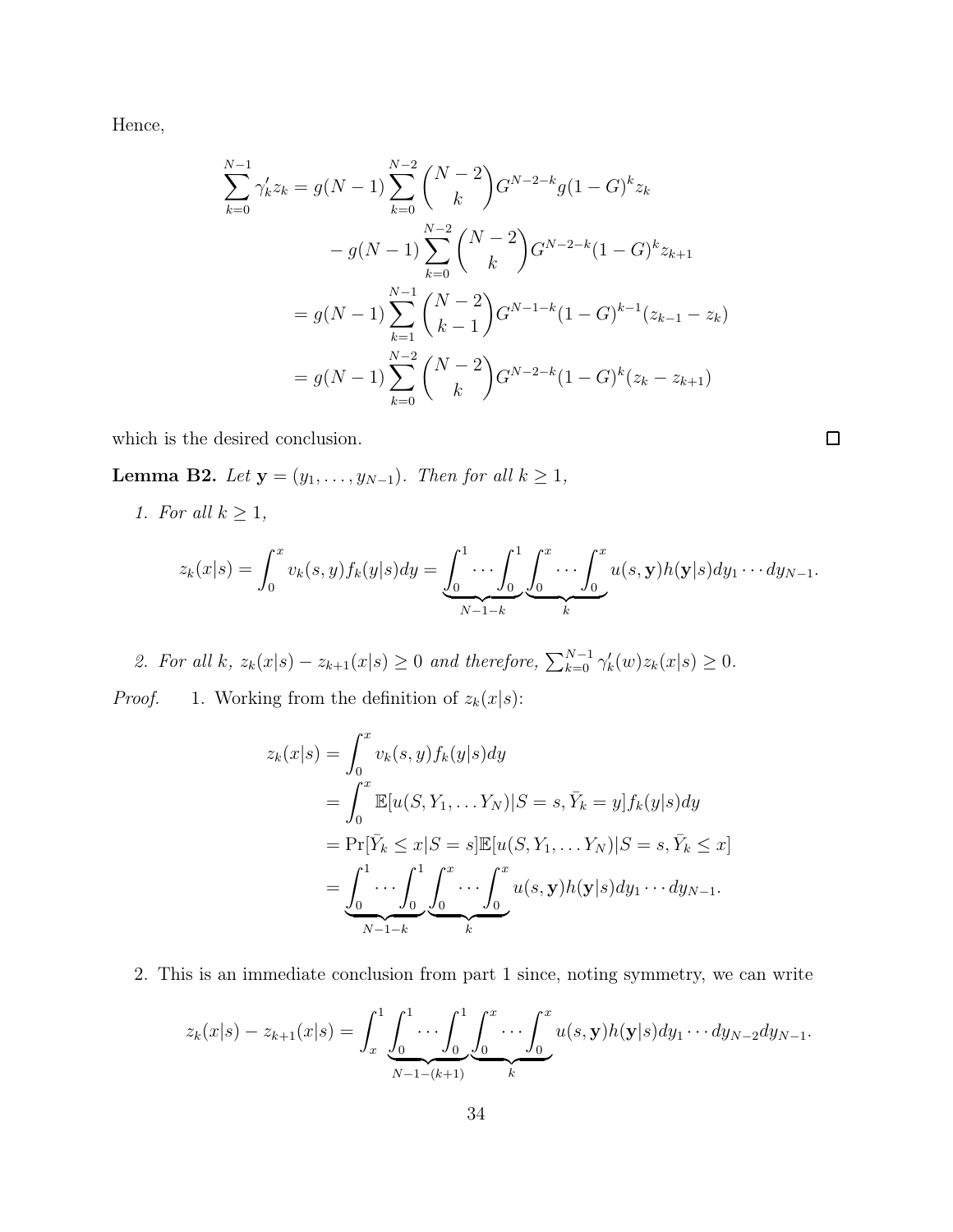Hence,

$$
\begin{aligned}
\sum_{k=0}^{N-1} \gamma_k' z_k &= g(N-1) \sum_{k=0}^{N-2} \binom{N-2}{k} G^{N-2-k} g(1-G)^k z_k \\
&\quad - g(N-1) \sum_{k=0}^{N-2} \binom{N-2}{k} G^{N-2-k} (1-G)^k z_{k+1} \\
&= g(N-1) \sum_{k=1}^{N-1} \binom{N-2}{k-1} G^{N-1-k} (1-G)^{k-1} (z_{k-1} - z_k) \\
&= g(N-1) \sum_{k=0}^{N-2} \binom{N-2}{k} G^{N-2-k} (1-G)^k (z_k - z_{k+1})
\end{aligned}
$$

which is the desired conclusion. ◻

**Lemma B2.** *Let $\mathbf{y} = (y_1, \ldots, y_{N-1})$. Then for all $k \geq 1$,*

1. *For all $k \geq 1$,*

$$
z_k(x|s) = \int_0^x v_k(s,y) f_k(y|s) dy = \underbrace{\int_0^1 \cdots \int_0^1}_{N-1-k} \underbrace{\int_0^x \cdots \int_0^x}_{k} u(s, \mathbf{y}) h(\mathbf{y}|s) dy_1 \cdots dy_{N-1}.
$$

2. *For all $k$, $z_k(x|s) - z_{k+1}(x|s) \geq 0$ and therefore, $\sum_{k=0}^{N-1} \gamma_k'(w) z_k(x|s) \geq 0$.*

*Proof.* 1. Working from the definition of $z_k(x|s)$:

$$
\begin{aligned}
z_k(x|s) &= \int_0^x v_k(s,y) f_k(y|s) dy \\
&= \int_0^x \mathbb{E}[u(S, Y_1, \ldots Y_N) | S = s, \bar{Y}_k = y] f_k(y|s) dy \\
&= \Pr[\bar{Y}_k \leq x | S = s] \mathbb{E}[u(S, Y_1, \ldots Y_N) | S = s, \bar{Y}_k \leq x] \\
&= \underbrace{\int_0^1 \cdots \int_0^1}_{N-1-k} \underbrace{\int_0^x \cdots \int_0^x}_{k} u(s, \mathbf{y}) h(\mathbf{y}|s) dy_1 \cdots dy_{N-1}.
\end{aligned}
$$

2. This is an immediate conclusion from part 1 since, noting symmetry, we can write

$$
z_k(x|s) - z_{k+1}(x|s) = \int_x^1 \underbrace{\int_0^1 \cdots \int_0^1}_{N-1-(k+1)} \underbrace{\int_0^x \cdots \int_0^x}_{k} u(s, \mathbf{y}) h(\mathbf{y}|s) dy_1 \cdots dy_{N-2} dy_{N-1}.
$$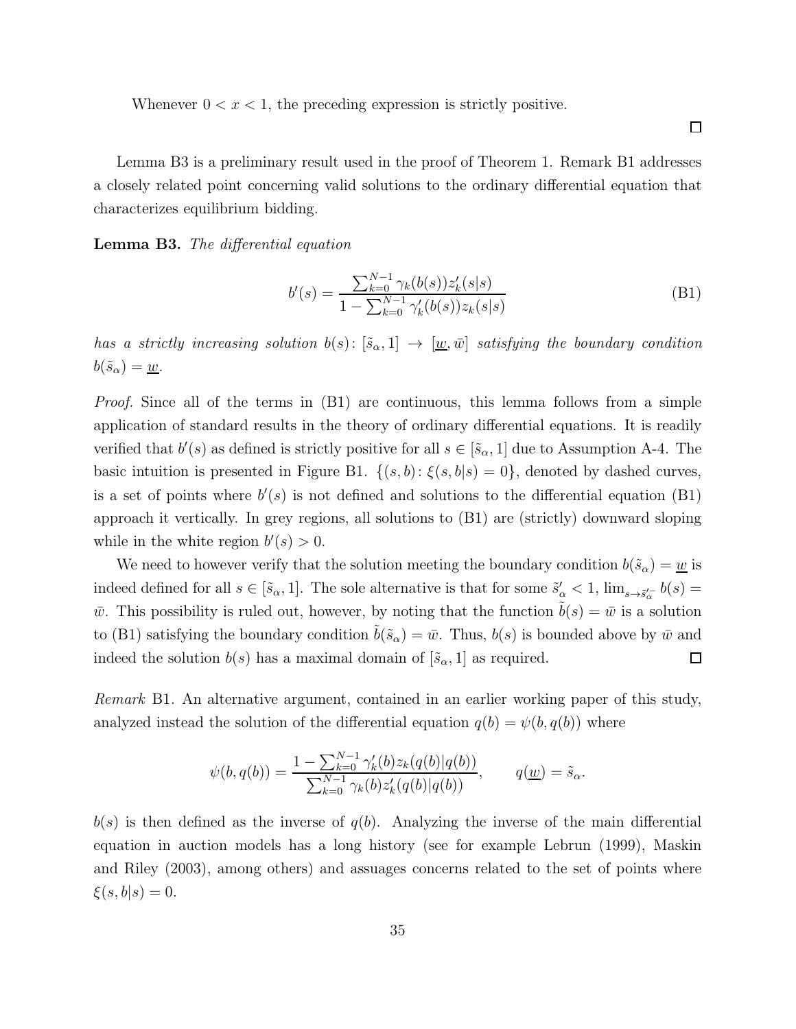Whenever $0 < x < 1$, the preceding expression is strictly positive.

□

Lemma B3 is a preliminary result used in the proof of Theorem 1. Remark B1 addresses a closely related point concerning valid solutions to the ordinary differential equation that characterizes equilibrium bidding.

**Lemma B3.** *The differential equation*

$$b'(s) = \frac{\sum_{k=0}^{N-1} \gamma_k(b(s)) z_k'(s|s)}{1 - \sum_{k=0}^{N-1} \gamma_k'(b(s)) z_k(s|s)} \tag{B1}$$

*has a strictly increasing solution $b(s) \colon [\tilde{s}_\alpha, 1] \to [\underline{w}, \bar{w}]$ satisfying the boundary condition $b(\tilde{s}_\alpha) = \underline{w}$.*

*Proof.* Since all of the terms in (B1) are continuous, this lemma follows from a simple application of standard results in the theory of ordinary differential equations. It is readily verified that $b'(s)$ as defined is strictly positive for all $s \in [\tilde{s}_\alpha, 1]$ due to Assumption A-4. The basic intuition is presented in Figure B1. $\{(s, b) \colon \xi(s, b|s) = 0\}$, denoted by dashed curves, is a set of points where $b'(s)$ is not defined and solutions to the differential equation (B1) approach it vertically. In grey regions, all solutions to (B1) are (strictly) downward sloping while in the white region $b'(s) > 0$.

We need to however verify that the solution meeting the boundary condition $b(\tilde{s}_\alpha) = \underline{w}$ is indeed defined for all $s \in [\tilde{s}_\alpha, 1]$. The sole alternative is that for some $\tilde{s}_\alpha' < 1$, $\lim_{s \to \tilde{s}_\alpha'^-} b(s) = \bar{w}$. This possibility is ruled out, however, by noting that the function $\tilde{b}(s) = \bar{w}$ is a solution to (B1) satisfying the boundary condition $\tilde{b}(\tilde{s}_\alpha) = \bar{w}$. Thus, $b(s)$ is bounded above by $\bar{w}$ and indeed the solution $b(s)$ has a maximal domain of $[\tilde{s}_\alpha, 1]$ as required. □

*Remark* B1. An alternative argument, contained in an earlier working paper of this study, analyzed instead the solution of the differential equation $q(b) = \psi(b, q(b))$ where

$$\psi(b, q(b)) = \frac{1 - \sum_{k=0}^{N-1} \gamma_k'(b) z_k(q(b)|q(b))}{\sum_{k=0}^{N-1} \gamma_k(b) z_k'(q(b)|q(b))}, \qquad q(\underline{w}) = \tilde{s}_\alpha.$$

$b(s)$ is then defined as the inverse of $q(b)$. Analyzing the inverse of the main differential equation in auction models has a long history (see for example Lebrun (1999), Maskin and Riley (2003), among others) and assuages concerns related to the set of points where $\xi(s, b|s) = 0$.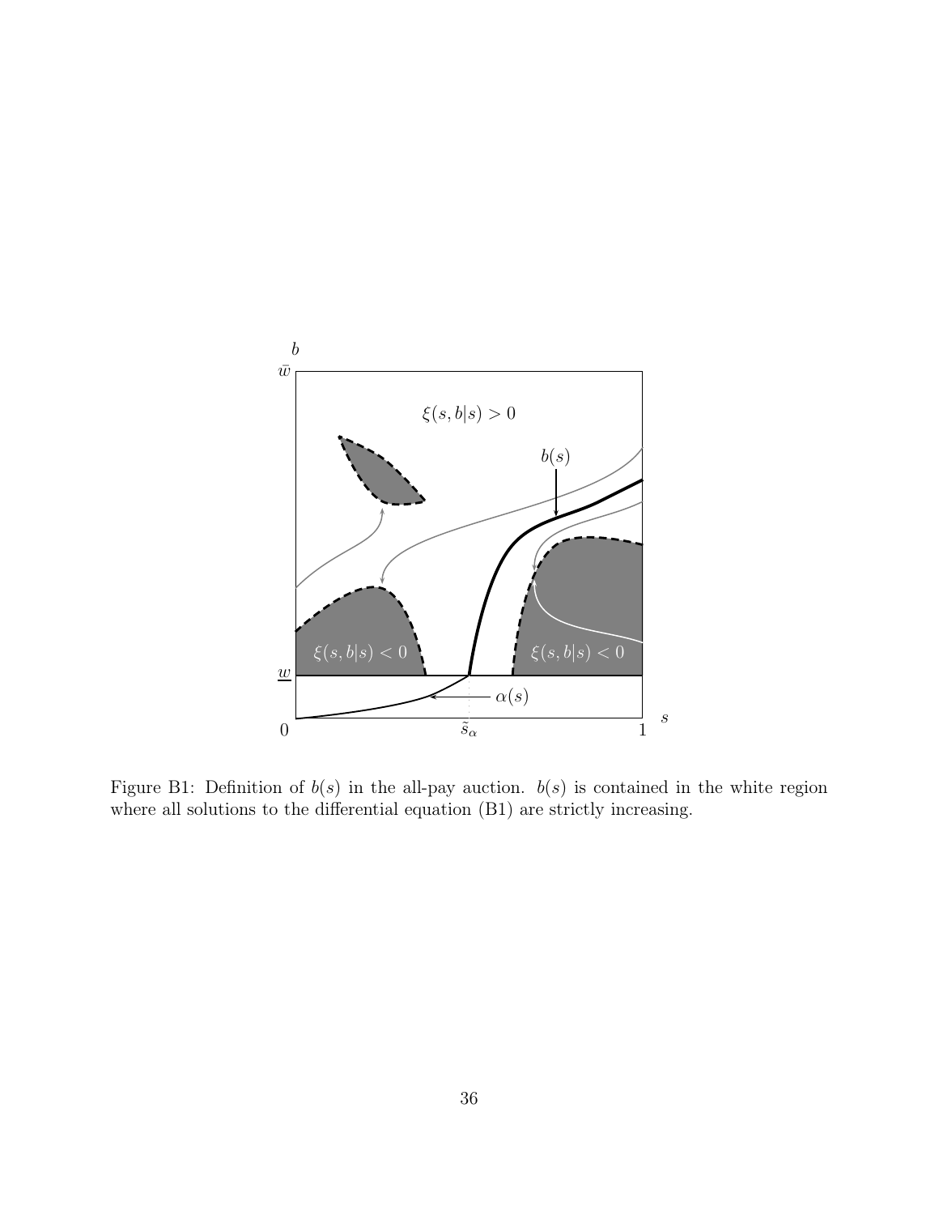Figure B1: Definition of $b(s)$ in the all-pay auction. $b(s)$ is contained in the white region where all solutions to the differential equation (B1) are strictly increasing.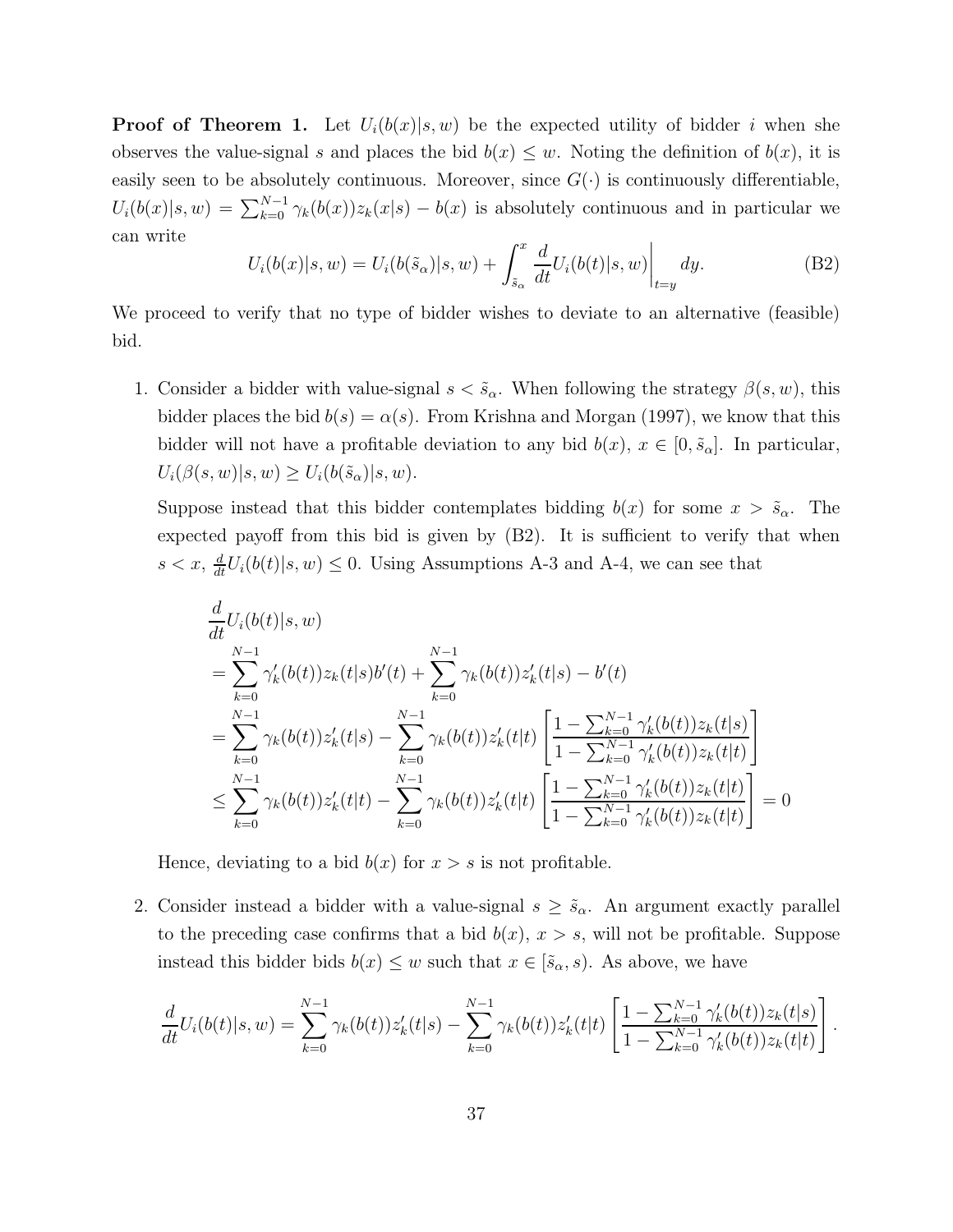**Proof of Theorem 1.** Let $U_i(b(x)|s,w)$ be the expected utility of bidder $i$ when she observes the value-signal $s$ and places the bid $b(x) \le w$. Noting the definition of $b(x)$, it is easily seen to be absolutely continuous. Moreover, since $G(\cdot)$ is continuously differentiable, $U_i(b(x)|s,w) = \sum_{k=0}^{N-1} \gamma_k(b(x)) z_k(x|s) - b(x)$ is absolutely continuous and in particular we can write

$$U_i(b(x)|s,w) = U_i(b(\tilde{s}_\alpha)|s,w) + \int_{\tilde{s}_\alpha}^{x} \left. \frac{d}{dt} U_i(b(t)|s,w) \right|_{t=y} dy. \tag{B2}$$

We proceed to verify that no type of bidder wishes to deviate to an alternative (feasible) bid.

1. Consider a bidder with value-signal $s < \tilde{s}_\alpha$. When following the strategy $\beta(s,w)$, this bidder places the bid $b(s) = \alpha(s)$. From Krishna and Morgan (1997), we know that this bidder will not have a profitable deviation to any bid $b(x)$, $x \in [0, \tilde{s}_\alpha]$. In particular, $U_i(\beta(s,w)|s,w) \ge U_i(b(\tilde{s}_\alpha)|s,w)$.

   Suppose instead that this bidder contemplates bidding $b(x)$ for some $x > \tilde{s}_\alpha$. The expected payoff from this bid is given by (B2). It is sufficient to verify that when $s < x$, $\frac{d}{dt} U_i(b(t)|s,w) \le 0$. Using Assumptions A-3 and A-4, we can see that

$$\begin{aligned}
&\frac{d}{dt} U_i(b(t)|s,w) \\
&= \sum_{k=0}^{N-1} \gamma_k'(b(t)) z_k(t|s) b'(t) + \sum_{k=0}^{N-1} \gamma_k(b(t)) z_k'(t|s) - b'(t) \\
&= \sum_{k=0}^{N-1} \gamma_k(b(t)) z_k'(t|s) - \sum_{k=0}^{N-1} \gamma_k(b(t)) z_k'(t|t) \left[ \frac{1 - \sum_{k=0}^{N-1} \gamma_k'(b(t)) z_k(t|s)}{1 - \sum_{k=0}^{N-1} \gamma_k'(b(t)) z_k(t|t)} \right] \\
&\le \sum_{k=0}^{N-1} \gamma_k(b(t)) z_k'(t|t) - \sum_{k=0}^{N-1} \gamma_k(b(t)) z_k'(t|t) \left[ \frac{1 - \sum_{k=0}^{N-1} \gamma_k'(b(t)) z_k(t|t)}{1 - \sum_{k=0}^{N-1} \gamma_k'(b(t)) z_k(t|t)} \right] = 0
\end{aligned}$$

   Hence, deviating to a bid $b(x)$ for $x > s$ is not profitable.

2. Consider instead a bidder with a value-signal $s \ge \tilde{s}_\alpha$. An argument exactly parallel to the preceding case confirms that a bid $b(x)$, $x > s$, will not be profitable. Suppose instead this bidder bids $b(x) \le w$ such that $x \in [\tilde{s}_\alpha, s)$. As above, we have

$$\frac{d}{dt} U_i(b(t)|s,w) = \sum_{k=0}^{N-1} \gamma_k(b(t)) z_k'(t|s) - \sum_{k=0}^{N-1} \gamma_k(b(t)) z_k'(t|t) \left[ \frac{1 - \sum_{k=0}^{N-1} \gamma_k'(b(t)) z_k(t|s)}{1 - \sum_{k=0}^{N-1} \gamma_k'(b(t)) z_k(t|t)} \right].$$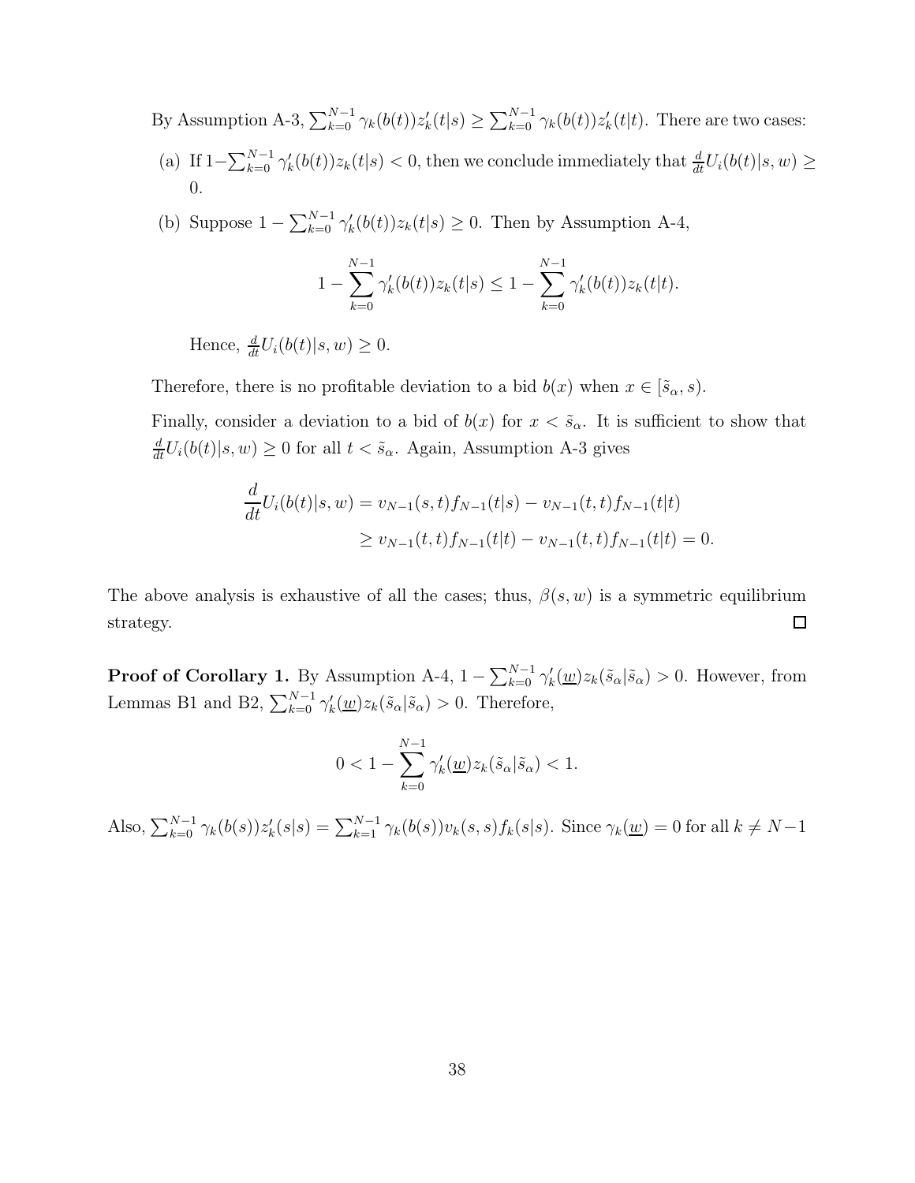By Assumption A-3, $\sum_{k=0}^{N-1} \gamma_k(b(t))z_k'(t|s) \geq \sum_{k=0}^{N-1} \gamma_k(b(t))z_k'(t|t)$. There are two cases:

(a) If $1-\sum_{k=0}^{N-1} \gamma_k'(b(t))z_k(t|s) < 0$, then we conclude immediately that $\frac{d}{dt}U_i(b(t)|s,w) \geq 0$.

(b) Suppose $1 - \sum_{k=0}^{N-1} \gamma_k'(b(t))z_k(t|s) \geq 0$. Then by Assumption A-4,

$$1 - \sum_{k=0}^{N-1} \gamma_k'(b(t))z_k(t|s) \leq 1 - \sum_{k=0}^{N-1} \gamma_k'(b(t))z_k(t|t).$$

Hence, $\frac{d}{dt}U_i(b(t)|s,w) \geq 0$.

Therefore, there is no profitable deviation to a bid $b(x)$ when $x \in [\tilde{s}_\alpha, s)$.

Finally, consider a deviation to a bid of $b(x)$ for $x < \tilde{s}_\alpha$. It is sufficient to show that $\frac{d}{dt}U_i(b(t)|s,w) \geq 0$ for all $t < \tilde{s}_\alpha$. Again, Assumption A-3 gives

$$\begin{aligned}\frac{d}{dt}U_i(b(t)|s,w) &= v_{N-1}(s,t)f_{N-1}(t|s) - v_{N-1}(t,t)f_{N-1}(t|t) \\ &\geq v_{N-1}(t,t)f_{N-1}(t|t) - v_{N-1}(t,t)f_{N-1}(t|t) = 0.\end{aligned}$$

The above analysis is exhaustive of all the cases; thus, $\beta(s,w)$ is a symmetric equilibrium strategy. □

**Proof of Corollary 1.** By Assumption A-4, $1 - \sum_{k=0}^{N-1} \gamma_k'(\underline{w})z_k(\tilde{s}_\alpha|\tilde{s}_\alpha) > 0$. However, from Lemmas B1 and B2, $\sum_{k=0}^{N-1} \gamma_k'(\underline{w})z_k(\tilde{s}_\alpha|\tilde{s}_\alpha) > 0$. Therefore,

$$0 < 1 - \sum_{k=0}^{N-1} \gamma_k'(\underline{w})z_k(\tilde{s}_\alpha|\tilde{s}_\alpha) < 1.$$

Also, $\sum_{k=0}^{N-1} \gamma_k(b(s))z_k'(s|s) = \sum_{k=1}^{N-1} \gamma_k(b(s))v_k(s,s)f_k(s|s)$. Since $\gamma_k(\underline{w}) = 0$ for all $k \neq N-1$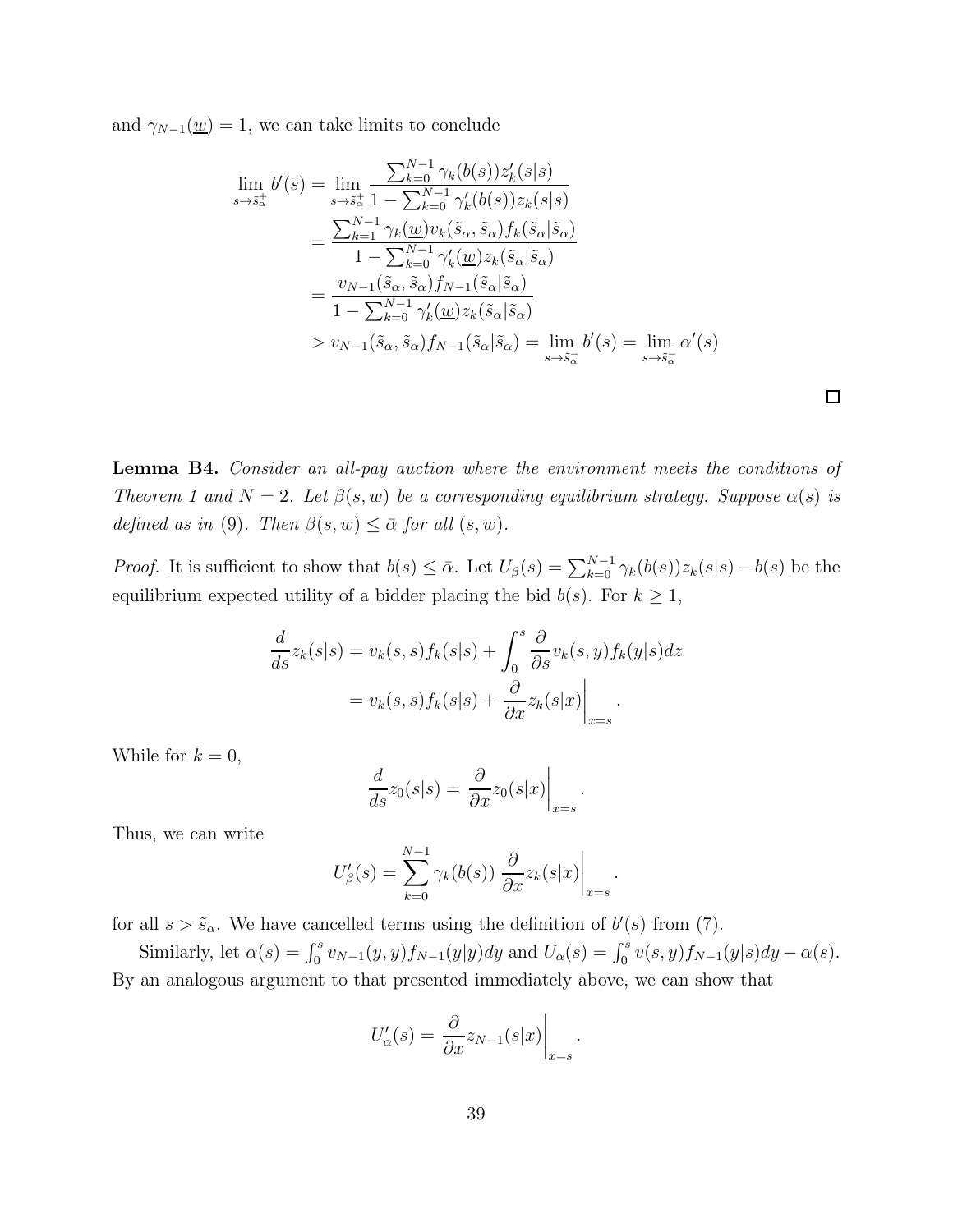and $\gamma_{N-1}(\underline{w}) = 1$, we can take limits to conclude

$$
\begin{aligned}
\lim_{s\to\tilde{s}_\alpha^+} b'(s) &= \lim_{s\to\tilde{s}_\alpha^+} \frac{\sum_{k=0}^{N-1}\gamma_k(b(s))z_k'(s|s)}{1-\sum_{k=0}^{N-1}\gamma_k'(b(s))z_k(s|s)} \\
&= \frac{\sum_{k=1}^{N-1}\gamma_k(\underline{w})v_k(\tilde{s}_\alpha,\tilde{s}_\alpha)f_k(\tilde{s}_\alpha|\tilde{s}_\alpha)}{1-\sum_{k=0}^{N-1}\gamma_k'(\underline{w})z_k(\tilde{s}_\alpha|\tilde{s}_\alpha)} \\
&= \frac{v_{N-1}(\tilde{s}_\alpha,\tilde{s}_\alpha)f_{N-1}(\tilde{s}_\alpha|\tilde{s}_\alpha)}{1-\sum_{k=0}^{N-1}\gamma_k'(\underline{w})z_k(\tilde{s}_\alpha|\tilde{s}_\alpha)} \\
&> v_{N-1}(\tilde{s}_\alpha,\tilde{s}_\alpha)f_{N-1}(\tilde{s}_\alpha|\tilde{s}_\alpha) = \lim_{s\to\tilde{s}_\alpha^-} b'(s) = \lim_{s\to\tilde{s}_\alpha^-}\alpha'(s)
\end{aligned}
$$

□

**Lemma B4.** *Consider an all-pay auction where the environment meets the conditions of Theorem 1 and $N = 2$. Let $\beta(s,w)$ be a corresponding equilibrium strategy. Suppose $\alpha(s)$ is defined as in (9). Then $\beta(s,w) \leq \bar{\alpha}$ for all $(s,w)$.*

*Proof.* It is sufficient to show that $b(s) \leq \bar{\alpha}$. Let $U_\beta(s) = \sum_{k=0}^{N-1}\gamma_k(b(s))z_k(s|s) - b(s)$ be the equilibrium expected utility of a bidder placing the bid $b(s)$. For $k \geq 1$,

$$
\begin{aligned}
\frac{d}{ds}z_k(s|s) &= v_k(s,s)f_k(s|s) + \int_0^s \frac{\partial}{\partial s}v_k(s,y)f_k(y|s)dz \\
&= v_k(s,s)f_k(s|s) + \left.\frac{\partial}{\partial x}z_k(s|x)\right|_{x=s}.
\end{aligned}
$$

While for $k = 0$,

$$
\frac{d}{ds}z_0(s|s) = \left.\frac{\partial}{\partial x}z_0(s|x)\right|_{x=s}.
$$

Thus, we can write

$$
U_\beta'(s) = \sum_{k=0}^{N-1}\gamma_k(b(s))\left.\frac{\partial}{\partial x}z_k(s|x)\right|_{x=s}.
$$

for all $s > \tilde{s}_\alpha$. We have cancelled terms using the definition of $b'(s)$ from (7).

Similarly, let $\alpha(s) = \int_0^s v_{N-1}(y,y)f_{N-1}(y|y)dy$ and $U_\alpha(s) = \int_0^s v(s,y)f_{N-1}(y|s)dy - \alpha(s)$. By an analogous argument to that presented immediately above, we can show that

$$
U_\alpha'(s) = \left.\frac{\partial}{\partial x}z_{N-1}(s|x)\right|_{x=s}.
$$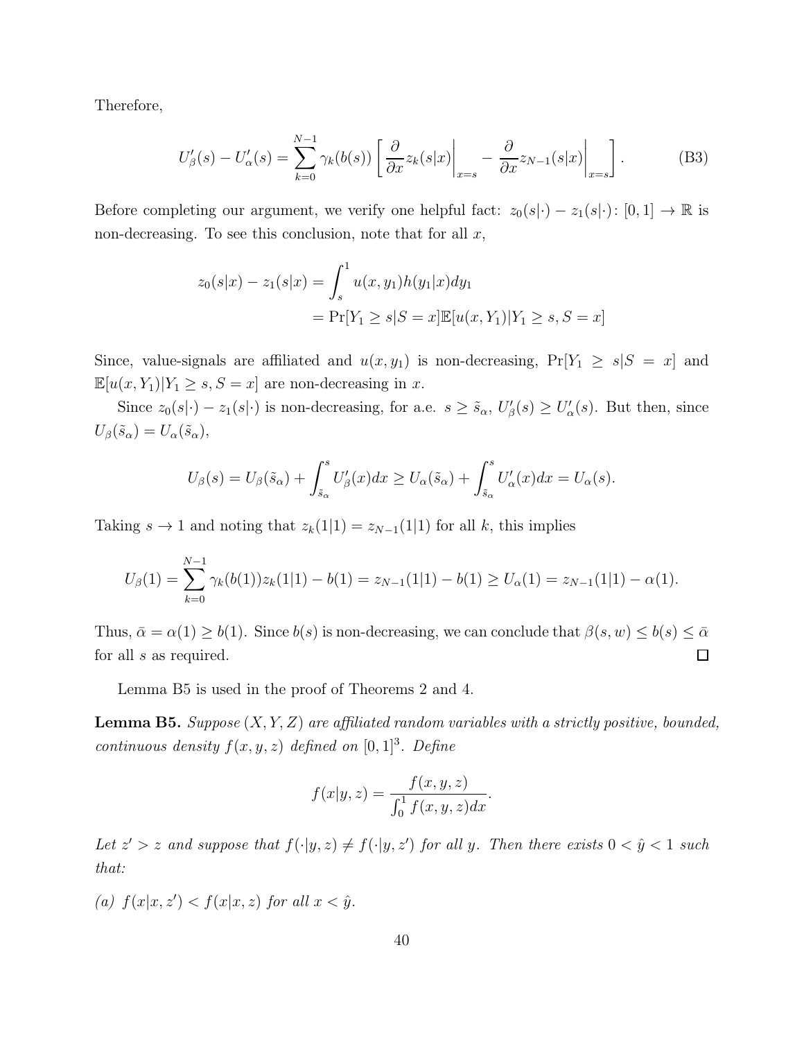Therefore,

$$U'_\beta(s) - U'_\alpha(s) = \sum_{k=0}^{N-1} \gamma_k(b(s)) \left[ \frac{\partial}{\partial x} z_k(s|x)\bigg|_{x=s} - \frac{\partial}{\partial x} z_{N-1}(s|x)\bigg|_{x=s} \right]. \tag{B3}$$

Before completing our argument, we verify one helpful fact: $z_0(s|\cdot) - z_1(s|\cdot) \colon [0,1] \to \mathbb{R}$ is non-decreasing. To see this conclusion, note that for all $x$,

$$\begin{aligned} z_0(s|x) - z_1(s|x) &= \int_s^1 u(x, y_1) h(y_1|x) dy_1 \\ &= \Pr[Y_1 \geq s | S = x] \mathbb{E}[u(x, Y_1) | Y_1 \geq s, S = x] \end{aligned}$$

Since, value-signals are affiliated and $u(x, y_1)$ is non-decreasing, $\Pr[Y_1 \geq s|S = x]$ and $\mathbb{E}[u(x, Y_1)|Y_1 \geq s, S = x]$ are non-decreasing in $x$.

Since $z_0(s|\cdot) - z_1(s|\cdot)$ is non-decreasing, for a.e. $s \geq \tilde{s}_\alpha$, $U'_\beta(s) \geq U'_\alpha(s)$. But then, since $U_\beta(\tilde{s}_\alpha) = U_\alpha(\tilde{s}_\alpha)$,

$$U_\beta(s) = U_\beta(\tilde{s}_\alpha) + \int_{\tilde{s}_\alpha}^s U'_\beta(x) dx \geq U_\alpha(\tilde{s}_\alpha) + \int_{\tilde{s}_\alpha}^s U'_\alpha(x) dx = U_\alpha(s).$$

Taking $s \to 1$ and noting that $z_k(1|1) = z_{N-1}(1|1)$ for all $k$, this implies

$$U_\beta(1) = \sum_{k=0}^{N-1} \gamma_k(b(1)) z_k(1|1) - b(1) = z_{N-1}(1|1) - b(1) \geq U_\alpha(1) = z_{N-1}(1|1) - \alpha(1).$$

Thus, $\bar{\alpha} = \alpha(1) \geq b(1)$. Since $b(s)$ is non-decreasing, we can conclude that $\beta(s, w) \leq b(s) \leq \bar{\alpha}$ for all $s$ as required. $\square$

Lemma B5 is used in the proof of Theorems 2 and 4.

**Lemma B5.** *Suppose $(X, Y, Z)$ are affiliated random variables with a strictly positive, bounded, continuous density $f(x, y, z)$ defined on $[0, 1]^3$. Define*

$$f(x|y, z) = \frac{f(x, y, z)}{\int_0^1 f(x, y, z) dx}.$$

*Let $z' > z$ and suppose that $f(\cdot|y, z) \neq f(\cdot|y, z')$ for all $y$. Then there exists $0 < \hat{y} < 1$ such that:*

*(a) $f(x|x, z') < f(x|x, z)$ for all $x < \hat{y}$.*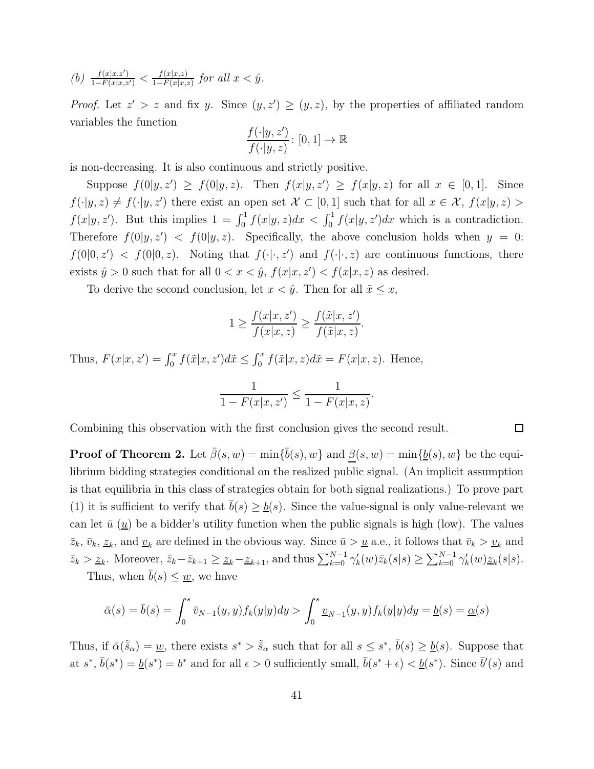*(b)* $\frac{f(x|x,z')}{1-F(x|x,z')} < \frac{f(x|x,z)}{1-F(x|x,z)}$ *for all* $x < \hat{y}$.

*Proof.* Let $z' > z$ and fix $y$. Since $(y, z') \geq (y, z)$, by the properties of affiliated random variables the function

$$\frac{f(\cdot|y,z')}{f(\cdot|y,z)} \colon [0,1] \to \mathbb{R}$$

is non-decreasing. It is also continuous and strictly positive.

Suppose $f(0|y,z') \geq f(0|y,z)$. Then $f(x|y,z') \geq f(x|y,z)$ for all $x \in [0,1]$. Since $f(\cdot|y,z) \neq f(\cdot|y,z')$ there exist an open set $\mathcal{X} \subset [0,1]$ such that for all $x \in \mathcal{X}$, $f(x|y,z) > f(x|y,z')$. But this implies $1 = \int_0^1 f(x|y,z)dx < \int_0^1 f(x|y,z')dx$ which is a contradiction. Therefore $f(0|y,z') < f(0|y,z)$. Specifically, the above conclusion holds when $y = 0$: $f(0|0,z') < f(0|0,z)$. Noting that $f(\cdot|\cdot,z')$ and $f(\cdot|\cdot,z)$ are continuous functions, there exists $\hat{y} > 0$ such that for all $0 < x < \hat{y}$, $f(x|x,z') < f(x|x,z)$ as desired.

To derive the second conclusion, let $x < \hat{y}$. Then for all $\tilde{x} \leq x$,

$$1 \geq \frac{f(x|x,z')}{f(x|x,z)} \geq \frac{f(\tilde{x}|x,z')}{f(\tilde{x}|x,z)}.$$

Thus, $F(x|x,z') = \int_0^x f(\tilde{x}|x,z')d\tilde{x} \leq \int_0^x f(\tilde{x}|x,z)d\tilde{x} = F(x|x,z)$. Hence,

$$\frac{1}{1-F(x|x,z')} \leq \frac{1}{1-F(x|x,z)}.$$

Combining this observation with the first conclusion gives the second result. $\square$

**Proof of Theorem 2.** Let $\bar{\beta}(s,w) = \min\{\bar{b}(s), w\}$ and $\underline{\beta}(s,w) = \min\{\underline{b}(s), w\}$ be the equilibrium bidding strategies conditional on the realized public signal. (An implicit assumption is that equilibria in this class of strategies obtain for both signal realizations.) To prove part (1) it is sufficient to verify that $\bar{b}(s) \geq \underline{b}(s)$. Since the value-signal is only value-relevant we can let $\bar{u}$ ($\underline{u}$) be a bidder's utility function when the public signals is high (low). The values $\bar{z}_k$, $\bar{v}_k$, $\underline{z}_k$, and $\underline{v}_k$ are defined in the obvious way. Since $\bar{u} > \underline{u}$ a.e., it follows that $\bar{v}_k > \underline{v}_k$ and $\bar{z}_k > \underline{z}_k$. Moreover, $\bar{z}_k - \bar{z}_{k+1} \geq \underline{z}_k - \underline{z}_{k+1}$, and thus $\sum_{k=0}^{N-1} \gamma_k'(w)\bar{z}_k(s|s) \geq \sum_{k=0}^{N-1} \gamma_k'(w)\underline{z}_k(s|s)$.

Thus, when $\bar{b}(s) \leq \underline{w}$, we have

$$\bar{\alpha}(s) = \bar{b}(s) = \int_0^s \bar{v}_{N-1}(y,y)f_k(y|y)dy > \int_0^s \underline{v}_{N-1}(y,y)f_k(y|y)dy = \underline{b}(s) = \underline{\alpha}(s)$$

Thus, if $\bar{\alpha}(\tilde{\bar{s}}_\alpha) = \underline{w}$, there exists $s^* > \tilde{\bar{s}}_\alpha$ such that for all $s \leq s^*$, $\bar{b}(s) \geq \underline{b}(s)$. Suppose that at $s^*$, $\bar{b}(s^*) = \underline{b}(s^*) = b^*$ and for all $\epsilon > 0$ sufficiently small, $\bar{b}(s^* + \epsilon) < \underline{b}(s^*)$. Since $\bar{b}'(s)$ and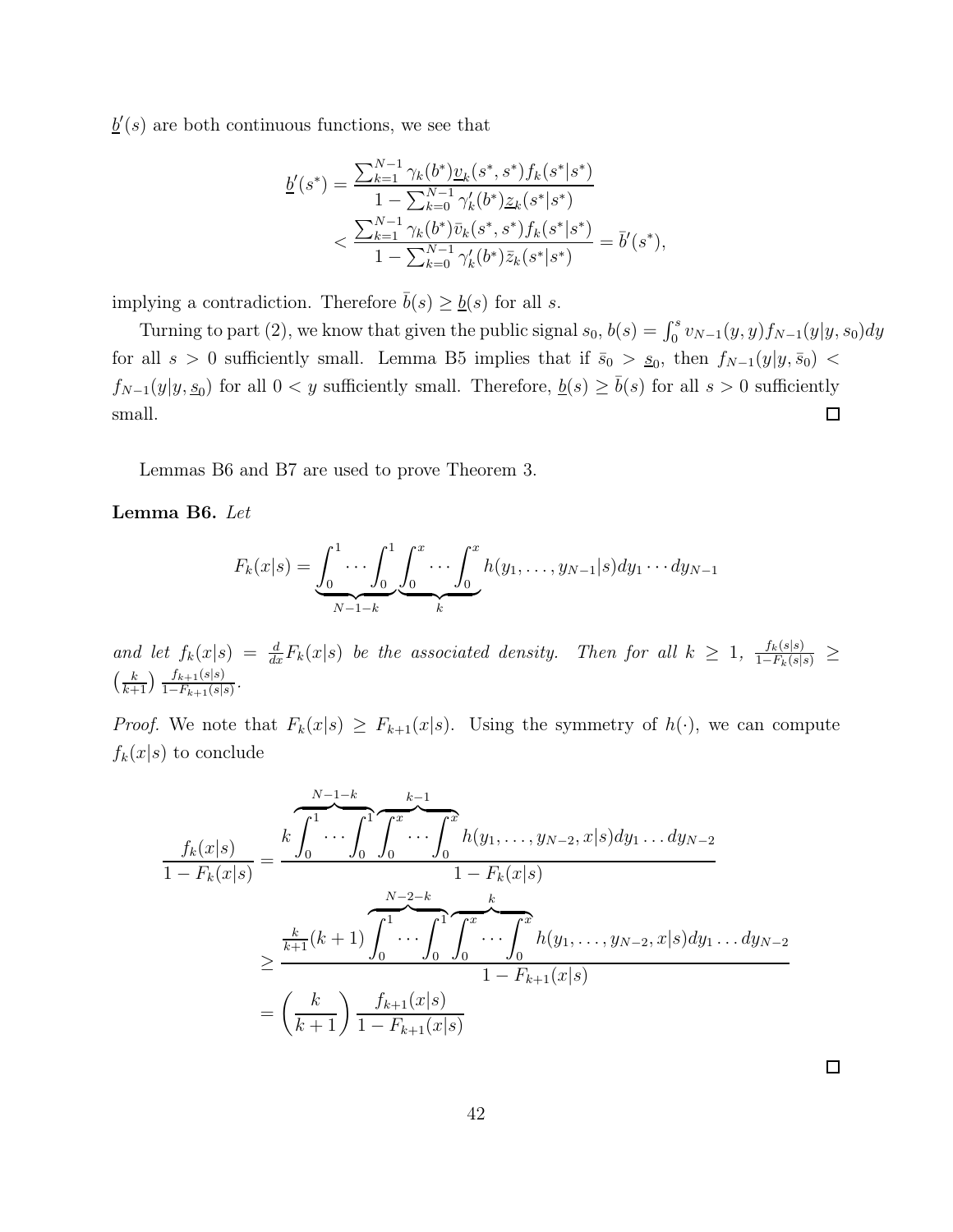$\underline{b}'(s)$ are both continuous functions, we see that

$$\underline{b}'(s^*) = \frac{\sum_{k=1}^{N-1} \gamma_k(b^*)\underline{v}_k(s^*,s^*) f_k(s^*|s^*)}{1 - \sum_{k=0}^{N-1} \gamma'_k(b^*)\underline{z}_k(s^*|s^*)}$$
$$< \frac{\sum_{k=1}^{N-1} \gamma_k(b^*)\bar{v}_k(s^*,s^*) f_k(s^*|s^*)}{1 - \sum_{k=0}^{N-1} \gamma'_k(b^*)\bar{z}_k(s^*|s^*)} = \bar{b}'(s^*),$$

implying a contradiction. Therefore $\bar{b}(s) \geq \underline{b}(s)$ for all $s$.

Turning to part (2), we know that given the public signal $s_0$, $b(s) = \int_0^s v_{N-1}(y,y) f_{N-1}(y|y, s_0)dy$ for all $s > 0$ sufficiently small. Lemma B5 implies that if $\bar{s}_0 > \underline{s}_0$, then $f_{N-1}(y|y,\bar{s}_0) < f_{N-1}(y|y,\underline{s}_0)$ for all $0 < y$ sufficiently small. Therefore, $\underline{b}(s) \geq \bar{b}(s)$ for all $s > 0$ sufficiently small. □

Lemmas B6 and B7 are used to prove Theorem 3.

**Lemma B6.** *Let*

$$F_k(x|s) = \underbrace{\int_0^1 \cdots \int_0^1}_{N-1-k} \underbrace{\int_0^x \cdots \int_0^x}_{k} h(y_1, \ldots, y_{N-1}|s)dy_1 \cdots dy_{N-1}$$

*and let $f_k(x|s) = \frac{d}{dx}F_k(x|s)$ be the associated density. Then for all $k \geq 1$, $\frac{f_k(s|s)}{1-F_k(s|s)} \geq \left(\frac{k}{k+1}\right)\frac{f_{k+1}(s|s)}{1-F_{k+1}(s|s)}$.*

*Proof.* We note that $F_k(x|s) \geq F_{k+1}(x|s)$. Using the symmetry of $h(\cdot)$, we can compute $f_k(x|s)$ to conclude

$$\frac{f_k(x|s)}{1-F_k(x|s)} = \frac{k\overbrace{\int_0^1 \cdots \int_0^1}^{N-1-k}\overbrace{\int_0^x \cdots \int_0^x}^{k-1} h(y_1, \ldots, y_{N-2}, x|s)dy_1 \ldots dy_{N-2}}{1-F_k(x|s)}$$
$$\geq \frac{\frac{k}{k+1}(k+1)\overbrace{\int_0^1 \cdots \int_0^1}^{N-2-k}\overbrace{\int_0^x \cdots \int_0^x}^{k} h(y_1, \ldots, y_{N-2}, x|s)dy_1 \ldots dy_{N-2}}{1-F_{k+1}(x|s)}$$
$$= \left(\frac{k}{k+1}\right)\frac{f_{k+1}(x|s)}{1-F_{k+1}(x|s)}$$

□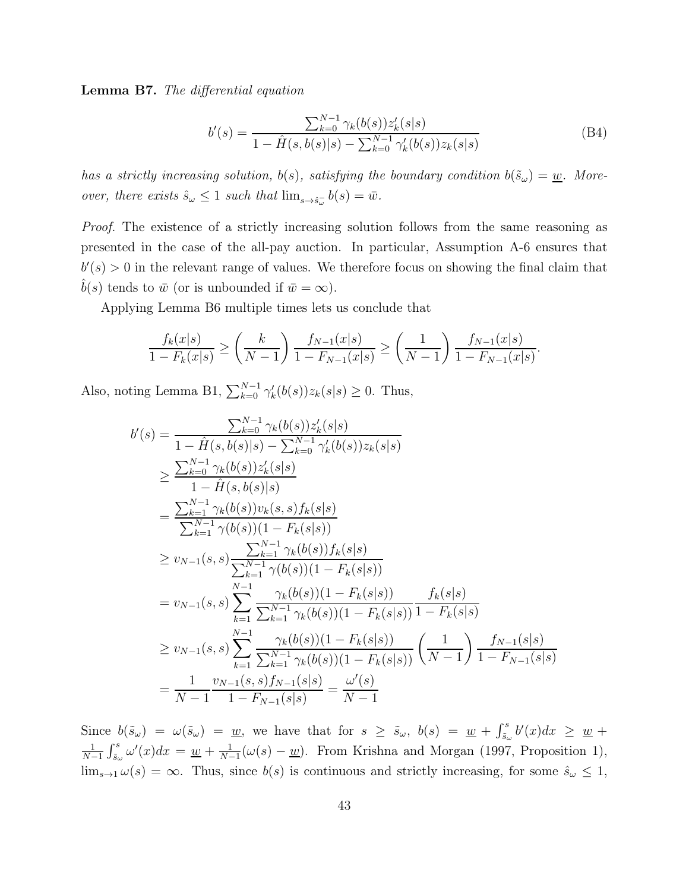**Lemma B7.** *The differential equation*

$$b'(s) = \frac{\sum_{k=0}^{N-1} \gamma_k(b(s)) z'_k(s|s)}{1 - \hat{H}(s, b(s)|s) - \sum_{k=0}^{N-1} \gamma'_k(b(s)) z_k(s|s)} \tag{B4}$$

*has a strictly increasing solution, $b(s)$, satisfying the boundary condition $b(\tilde{s}_\omega) = \underline{w}$. Moreover, there exists $\hat{s}_\omega \leq 1$ such that $\lim_{s \to \hat{s}_\omega^-} b(s) = \bar{w}$.*

*Proof.* The existence of a strictly increasing solution follows from the same reasoning as presented in the case of the all-pay auction. In particular, Assumption A-6 ensures that $b'(s) > 0$ in the relevant range of values. We therefore focus on showing the final claim that $\hat{b}(s)$ tends to $\bar{w}$ (or is unbounded if $\bar{w} = \infty$).

Applying Lemma B6 multiple times lets us conclude that

$$\frac{f_k(x|s)}{1 - F_k(x|s)} \geq \left(\frac{k}{N-1}\right) \frac{f_{N-1}(x|s)}{1 - F_{N-1}(x|s)} \geq \left(\frac{1}{N-1}\right) \frac{f_{N-1}(x|s)}{1 - F_{N-1}(x|s)}.$$

Also, noting Lemma B1, $\sum_{k=0}^{N-1} \gamma'_k(b(s)) z_k(s|s) \geq 0$. Thus,

$$\begin{aligned}
b'(s) &= \frac{\sum_{k=0}^{N-1} \gamma_k(b(s)) z'_k(s|s)}{1 - \hat{H}(s, b(s)|s) - \sum_{k=0}^{N-1} \gamma'_k(b(s)) z_k(s|s)} \\
&\geq \frac{\sum_{k=0}^{N-1} \gamma_k(b(s)) z'_k(s|s)}{1 - \hat{H}(s, b(s)|s)} \\
&= \frac{\sum_{k=1}^{N-1} \gamma_k(b(s)) v_k(s,s) f_k(s|s)}{\sum_{k=1}^{N-1} \gamma(b(s))(1 - F_k(s|s))} \\
&\geq v_{N-1}(s,s) \frac{\sum_{k=1}^{N-1} \gamma_k(b(s)) f_k(s|s)}{\sum_{k=1}^{N-1} \gamma(b(s))(1 - F_k(s|s))} \\
&= v_{N-1}(s,s) \sum_{k=1}^{N-1} \frac{\gamma_k(b(s))(1 - F_k(s|s))}{\sum_{k=1}^{N-1} \gamma_k(b(s))(1 - F_k(s|s))} \frac{f_k(s|s)}{1 - F_k(s|s)} \\
&\geq v_{N-1}(s,s) \sum_{k=1}^{N-1} \frac{\gamma_k(b(s))(1 - F_k(s|s))}{\sum_{k=1}^{N-1} \gamma_k(b(s))(1 - F_k(s|s))} \left(\frac{1}{N-1}\right) \frac{f_{N-1}(s|s)}{1 - F_{N-1}(s|s)} \\
&= \frac{1}{N-1} \frac{v_{N-1}(s,s) f_{N-1}(s|s)}{1 - F_{N-1}(s|s)} = \frac{\omega'(s)}{N-1}
\end{aligned}$$

Since $b(\tilde{s}_\omega) = \omega(\tilde{s}_\omega) = \underline{w}$, we have that for $s \geq \tilde{s}_\omega$, $b(s) = \underline{w} + \int_{\tilde{s}_\omega}^{s} b'(x)dx \geq \underline{w} + \frac{1}{N-1} \int_{\tilde{s}_\omega}^{s} \omega'(x)dx = \underline{w} + \frac{1}{N-1}(\omega(s) - \underline{w})$. From Krishna and Morgan (1997, Proposition 1), $\lim_{s \to 1} \omega(s) = \infty$. Thus, since $b(s)$ is continuous and strictly increasing, for some $\hat{s}_\omega \leq 1$,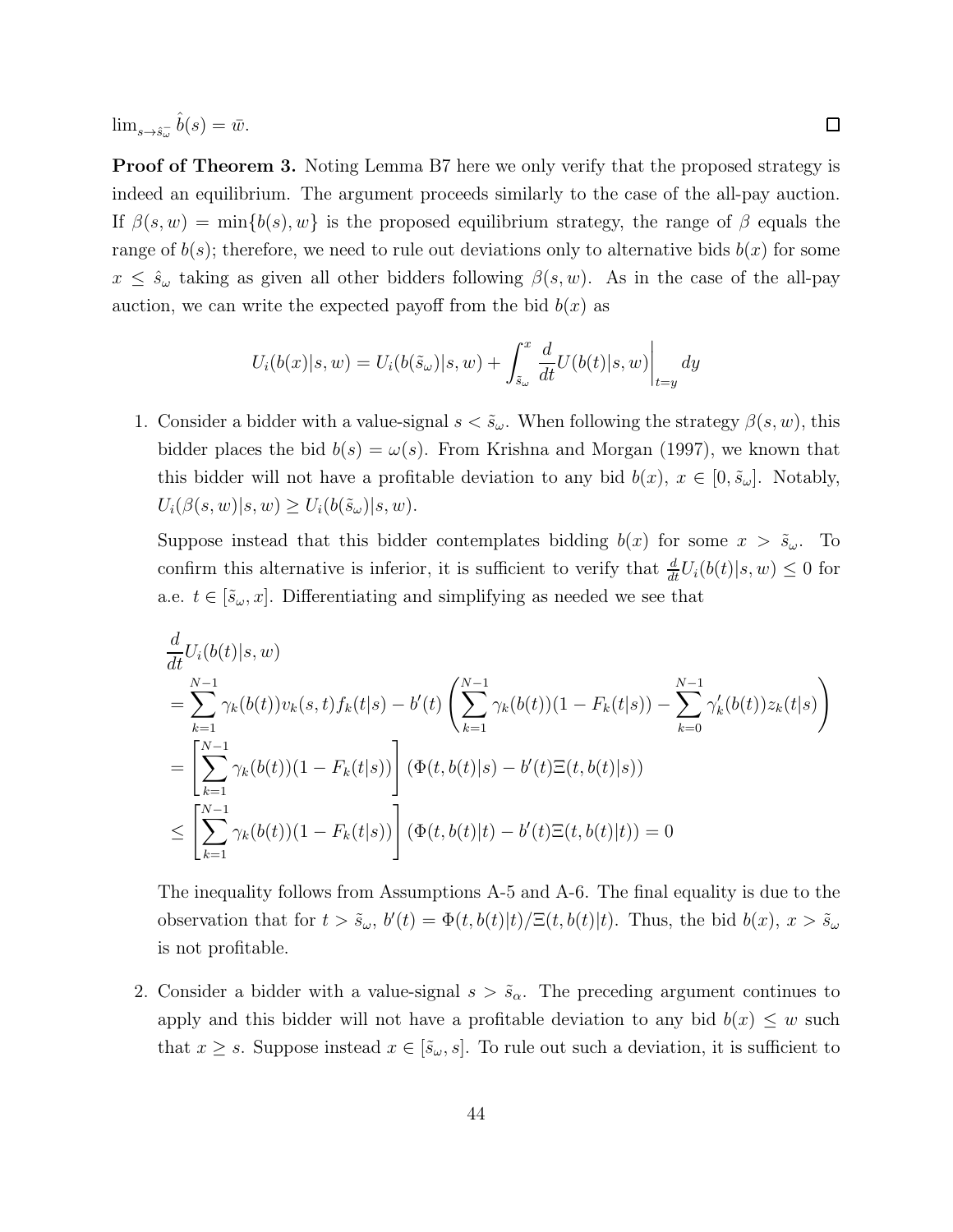$\lim_{s \to \hat{s}_\omega^-} \hat{b}(s) = \bar{w}$. $\square$

**Proof of Theorem 3.** Noting Lemma B7 here we only verify that the proposed strategy is indeed an equilibrium. The argument proceeds similarly to the case of the all-pay auction. If $\beta(s, w) = \min\{b(s), w\}$ is the proposed equilibrium strategy, the range of $\beta$ equals the range of $b(s)$; therefore, we need to rule out deviations only to alternative bids $b(x)$ for some $x \leq \hat{s}_\omega$ taking as given all other bidders following $\beta(s, w)$. As in the case of the all-pay auction, we can write the expected payoff from the bid $b(x)$ as

$$U_i(b(x)|s, w) = U_i(b(\tilde{s}_\omega)|s, w) + \int_{\tilde{s}_\omega}^{x} \frac{d}{dt} U(b(t)|s, w) \bigg|_{t=y} dy$$

1. Consider a bidder with a value-signal $s < \tilde{s}_\omega$. When following the strategy $\beta(s, w)$, this bidder places the bid $b(s) = \omega(s)$. From Krishna and Morgan (1997), we known that this bidder will not have a profitable deviation to any bid $b(x)$, $x \in [0, \tilde{s}_\omega]$. Notably, $U_i(\beta(s, w)|s, w) \geq U_i(b(\tilde{s}_\omega)|s, w)$.

   Suppose instead that this bidder contemplates bidding $b(x)$ for some $x > \tilde{s}_\omega$. To confirm this alternative is inferior, it is sufficient to verify that $\frac{d}{dt} U_i(b(t)|s, w) \leq 0$ for a.e. $t \in [\tilde{s}_\omega, x]$. Differentiating and simplifying as needed we see that

$$\begin{aligned}
&\frac{d}{dt} U_i(b(t)|s, w) \\
&= \sum_{k=1}^{N-1} \gamma_k(b(t)) v_k(s, t) f_k(t|s) - b'(t) \left( \sum_{k=1}^{N-1} \gamma_k(b(t))(1 - F_k(t|s)) - \sum_{k=0}^{N-1} \gamma_k'(b(t)) z_k(t|s) \right) \\
&= \left[ \sum_{k=1}^{N-1} \gamma_k(b(t))(1 - F_k(t|s)) \right] (\Phi(t, b(t)|s) - b'(t) \Xi(t, b(t)|s)) \\
&\leq \left[ \sum_{k=1}^{N-1} \gamma_k(b(t))(1 - F_k(t|s)) \right] (\Phi(t, b(t)|t) - b'(t) \Xi(t, b(t)|t)) = 0
\end{aligned}$$

   The inequality follows from Assumptions A-5 and A-6. The final equality is due to the observation that for $t > \tilde{s}_\omega$, $b'(t) = \Phi(t, b(t)|t) / \Xi(t, b(t)|t)$. Thus, the bid $b(x)$, $x > \tilde{s}_\omega$ is not profitable.

2. Consider a bidder with a value-signal $s > \tilde{s}_\alpha$. The preceding argument continues to apply and this bidder will not have a profitable deviation to any bid $b(x) \leq w$ such that $x \geq s$. Suppose instead $x \in [\tilde{s}_\omega, s]$. To rule out such a deviation, it is sufficient to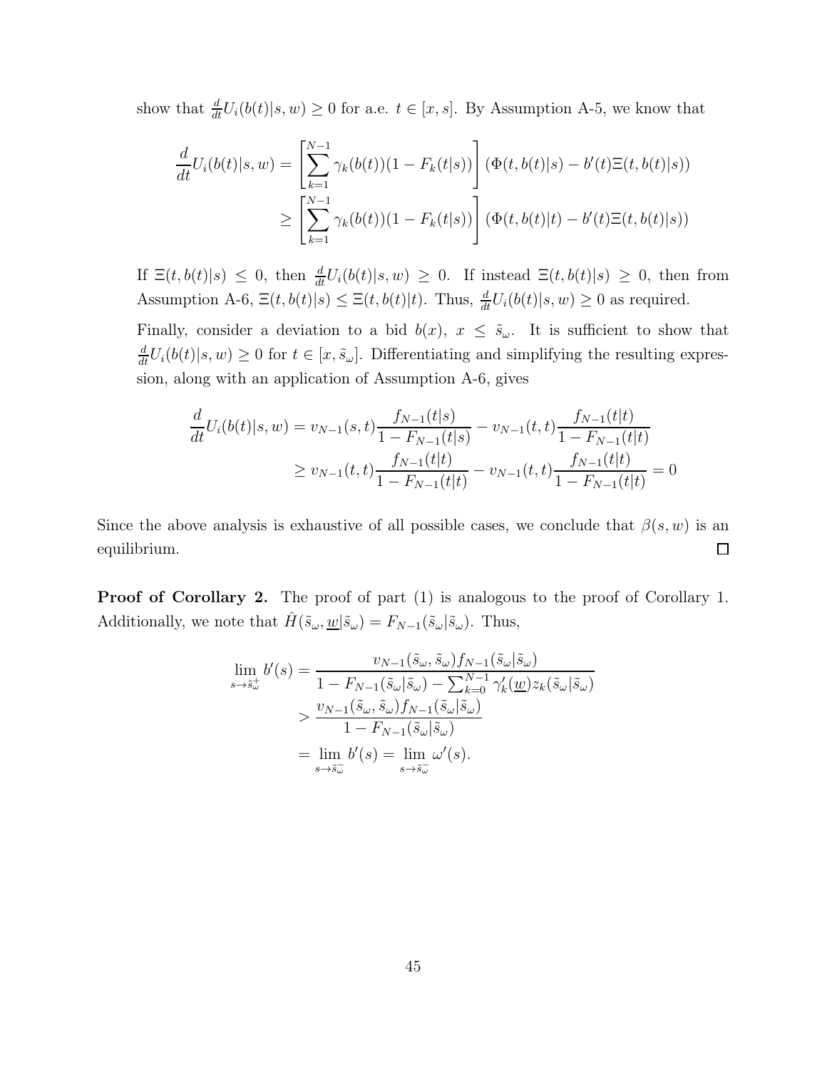show that $\frac{d}{dt}U_i(b(t)|s,w) \geq 0$ for a.e. $t \in [x,s]$. By Assumption A-5, we know that

$$
\begin{aligned}
\frac{d}{dt}U_i(b(t)|s,w) &= \left[\sum_{k=1}^{N-1} \gamma_k(b(t))(1-F_k(t|s))\right] (\Phi(t,b(t)|s) - b'(t)\Xi(t,b(t)|s)) \\
&\geq \left[\sum_{k=1}^{N-1} \gamma_k(b(t))(1-F_k(t|s))\right] (\Phi(t,b(t)|t) - b'(t)\Xi(t,b(t)|s))
\end{aligned}
$$

If $\Xi(t,b(t)|s) \leq 0$, then $\frac{d}{dt}U_i(b(t)|s,w) \geq 0$. If instead $\Xi(t,b(t)|s) \geq 0$, then from Assumption A-6, $\Xi(t,b(t)|s) \leq \Xi(t,b(t)|t)$. Thus, $\frac{d}{dt}U_i(b(t)|s,w) \geq 0$ as required.

Finally, consider a deviation to a bid $b(x)$, $x \leq \tilde{s}_\omega$. It is sufficient to show that $\frac{d}{dt}U_i(b(t)|s,w) \geq 0$ for $t \in [x,\tilde{s}_\omega]$. Differentiating and simplifying the resulting expression, along with an application of Assumption A-6, gives

$$
\begin{aligned}
\frac{d}{dt}U_i(b(t)|s,w) &= v_{N-1}(s,t)\frac{f_{N-1}(t|s)}{1-F_{N-1}(t|s)} - v_{N-1}(t,t)\frac{f_{N-1}(t|t)}{1-F_{N-1}(t|t)} \\
&\geq v_{N-1}(t,t)\frac{f_{N-1}(t|t)}{1-F_{N-1}(t|t)} - v_{N-1}(t,t)\frac{f_{N-1}(t|t)}{1-F_{N-1}(t|t)} = 0
\end{aligned}
$$

Since the above analysis is exhaustive of all possible cases, we conclude that $\beta(s,w)$ is an equilibrium. $\square$

**Proof of Corollary 2.** The proof of part (1) is analogous to the proof of Corollary 1. Additionally, we note that $\hat{H}(\tilde{s}_\omega, \underline{w}|\tilde{s}_\omega) = F_{N-1}(\tilde{s}_\omega|\tilde{s}_\omega)$. Thus,

$$
\begin{aligned}
\lim_{s\to\tilde{s}_\omega^+} b'(s) &= \frac{v_{N-1}(\tilde{s}_\omega,\tilde{s}_\omega)f_{N-1}(\tilde{s}_\omega|\tilde{s}_\omega)}{1-F_{N-1}(\tilde{s}_\omega|\tilde{s}_\omega) - \sum_{k=0}^{N-1}\gamma_k'(\underline{w})z_k(\tilde{s}_\omega|\tilde{s}_\omega)} \\
&> \frac{v_{N-1}(\tilde{s}_\omega,\tilde{s}_\omega)f_{N-1}(\tilde{s}_\omega|\tilde{s}_\omega)}{1-F_{N-1}(\tilde{s}_\omega|\tilde{s}_\omega)} \\
&= \lim_{s\to\tilde{s}_\omega^-} b'(s) = \lim_{s\to\tilde{s}_\omega^-} \omega'(s).
\end{aligned}
$$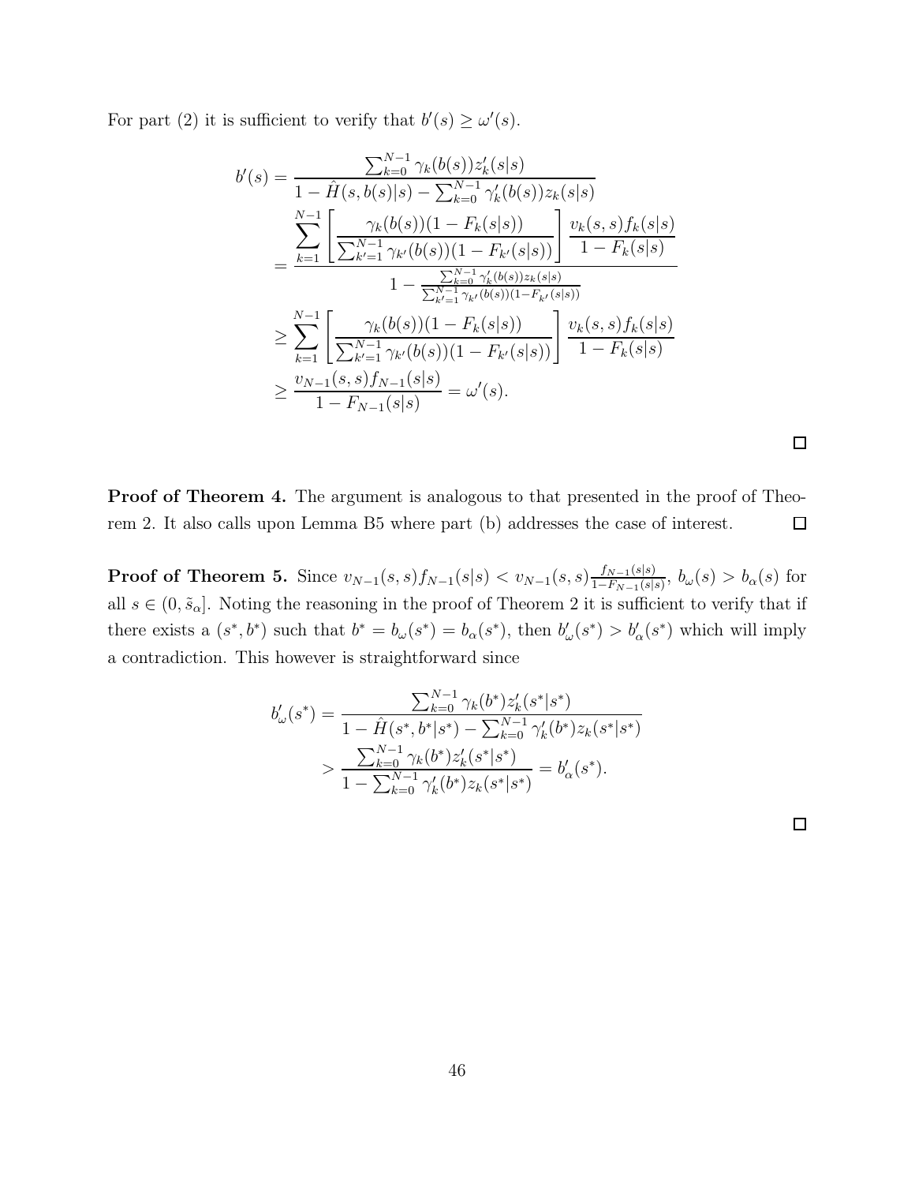For part (2) it is sufficient to verify that $b'(s) \geq \omega'(s)$.

$$
\begin{aligned}
b'(s) &= \frac{\sum_{k=0}^{N-1} \gamma_k(b(s)) z_k'(s|s)}{1 - \hat{H}(s, b(s)|s) - \sum_{k=0}^{N-1} \gamma_k'(b(s)) z_k(s|s)} \\
&= \frac{\sum_{k=1}^{N-1} \left[ \frac{\gamma_k(b(s))(1 - F_k(s|s))}{\sum_{k'=1}^{N-1} \gamma_{k'}(b(s))(1 - F_{k'}(s|s))} \right] \frac{v_k(s,s) f_k(s|s)}{1 - F_k(s|s)}}{1 - \frac{\sum_{k=0}^{N-1} \gamma_k'(b(s)) z_k(s|s)}{\sum_{k'=1}^{N-1} \gamma_{k'}(b(s))(1 - F_{k'}(s|s))}} \\
&\geq \sum_{k=1}^{N-1} \left[ \frac{\gamma_k(b(s))(1 - F_k(s|s))}{\sum_{k'=1}^{N-1} \gamma_{k'}(b(s))(1 - F_{k'}(s|s))} \right] \frac{v_k(s,s) f_k(s|s)}{1 - F_k(s|s)} \\
&\geq \frac{v_{N-1}(s,s) f_{N-1}(s|s)}{1 - F_{N-1}(s|s)} = \omega'(s).
\end{aligned}
$$

□

**Proof of Theorem 4.** The argument is analogous to that presented in the proof of Theorem 2. It also calls upon Lemma B5 where part (b) addresses the case of interest. □

**Proof of Theorem 5.** Since $v_{N-1}(s,s) f_{N-1}(s|s) < v_{N-1}(s,s) \frac{f_{N-1}(s|s)}{1 - F_{N-1}(s|s)}$, $b_\omega(s) > b_\alpha(s)$ for all $s \in (0, \tilde{s}_\alpha]$. Noting the reasoning in the proof of Theorem 2 it is sufficient to verify that if there exists a $(s^*, b^*)$ such that $b^* = b_\omega(s^*) = b_\alpha(s^*)$, then $b_\omega'(s^*) > b_\alpha'(s^*)$ which will imply a contradiction. This however is straightforward since

$$
\begin{aligned}
b_\omega'(s^*) &= \frac{\sum_{k=0}^{N-1} \gamma_k(b^*) z_k'(s^*|s^*)}{1 - \hat{H}(s^*, b^*|s^*) - \sum_{k=0}^{N-1} \gamma_k'(b^*) z_k(s^*|s^*)} \\
&> \frac{\sum_{k=0}^{N-1} \gamma_k(b^*) z_k'(s^*|s^*)}{1 - \sum_{k=0}^{N-1} \gamma_k'(b^*) z_k(s^*|s^*)} = b_\alpha'(s^*).
\end{aligned}
$$

□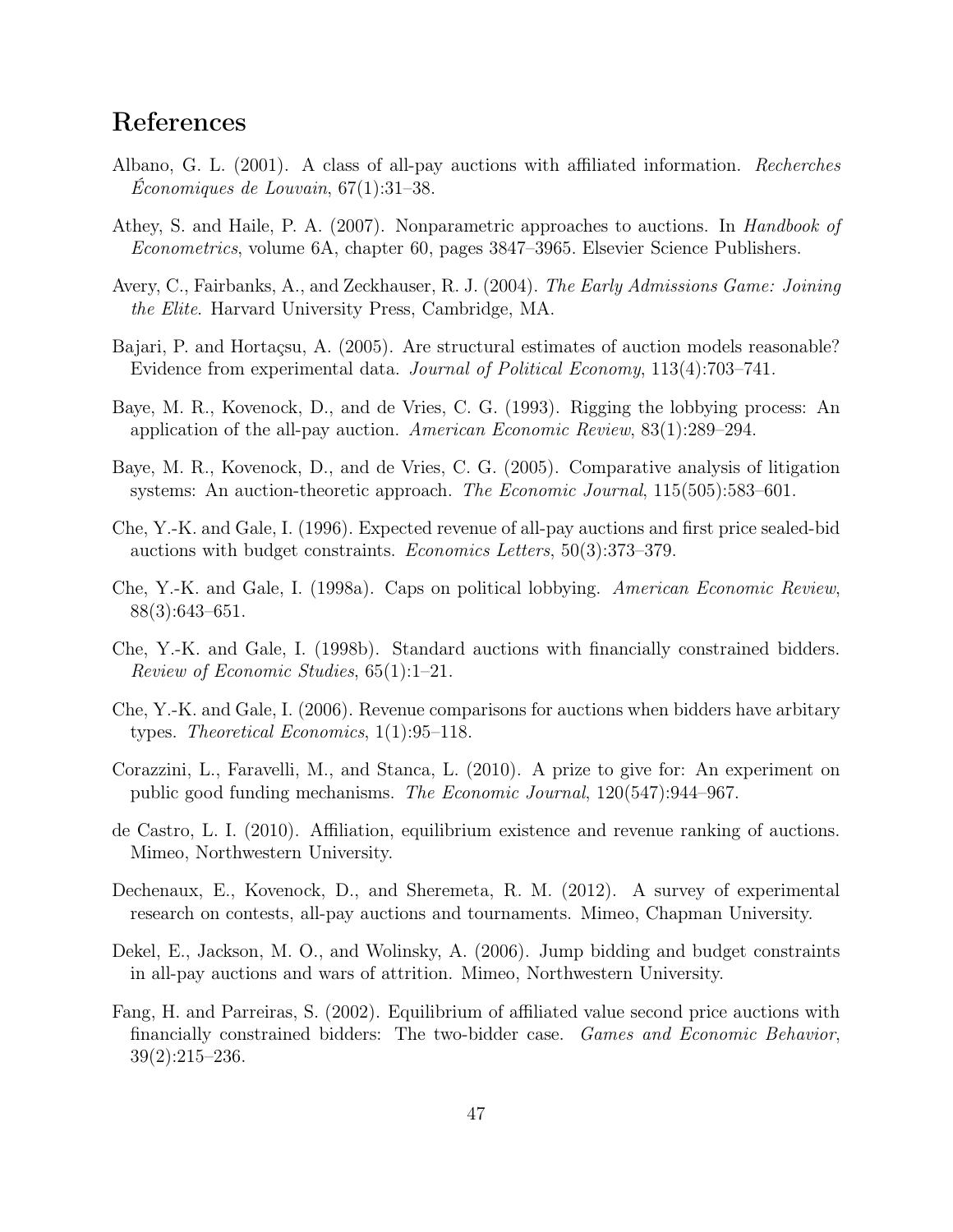## References

Albano, G. L. (2001). A class of all-pay auctions with affiliated information. *Recherches Économiques de Louvain*, 67(1):31–38.

Athey, S. and Haile, P. A. (2007). Nonparametric approaches to auctions. In *Handbook of Econometrics*, volume 6A, chapter 60, pages 3847–3965. Elsevier Science Publishers.

Avery, C., Fairbanks, A., and Zeckhauser, R. J. (2004). *The Early Admissions Game: Joining the Elite*. Harvard University Press, Cambridge, MA.

Bajari, P. and Hortaçsu, A. (2005). Are structural estimates of auction models reasonable? Evidence from experimental data. *Journal of Political Economy*, 113(4):703–741.

Baye, M. R., Kovenock, D., and de Vries, C. G. (1993). Rigging the lobbying process: An application of the all-pay auction. *American Economic Review*, 83(1):289–294.

Baye, M. R., Kovenock, D., and de Vries, C. G. (2005). Comparative analysis of litigation systems: An auction-theoretic approach. *The Economic Journal*, 115(505):583–601.

Che, Y.-K. and Gale, I. (1996). Expected revenue of all-pay auctions and first price sealed-bid auctions with budget constraints. *Economics Letters*, 50(3):373–379.

Che, Y.-K. and Gale, I. (1998a). Caps on political lobbying. *American Economic Review*, 88(3):643–651.

Che, Y.-K. and Gale, I. (1998b). Standard auctions with financially constrained bidders. *Review of Economic Studies*, 65(1):1–21.

Che, Y.-K. and Gale, I. (2006). Revenue comparisons for auctions when bidders have arbitary types. *Theoretical Economics*, 1(1):95–118.

Corazzini, L., Faravelli, M., and Stanca, L. (2010). A prize to give for: An experiment on public good funding mechanisms. *The Economic Journal*, 120(547):944–967.

de Castro, L. I. (2010). Affiliation, equilibrium existence and revenue ranking of auctions. Mimeo, Northwestern University.

Dechenaux, E., Kovenock, D., and Sheremeta, R. M. (2012). A survey of experimental research on contests, all-pay auctions and tournaments. Mimeo, Chapman University.

Dekel, E., Jackson, M. O., and Wolinsky, A. (2006). Jump bidding and budget constraints in all-pay auctions and wars of attrition. Mimeo, Northwestern University.

Fang, H. and Parreiras, S. (2002). Equilibrium of affiliated value second price auctions with financially constrained bidders: The two-bidder case. *Games and Economic Behavior*, 39(2):215–236.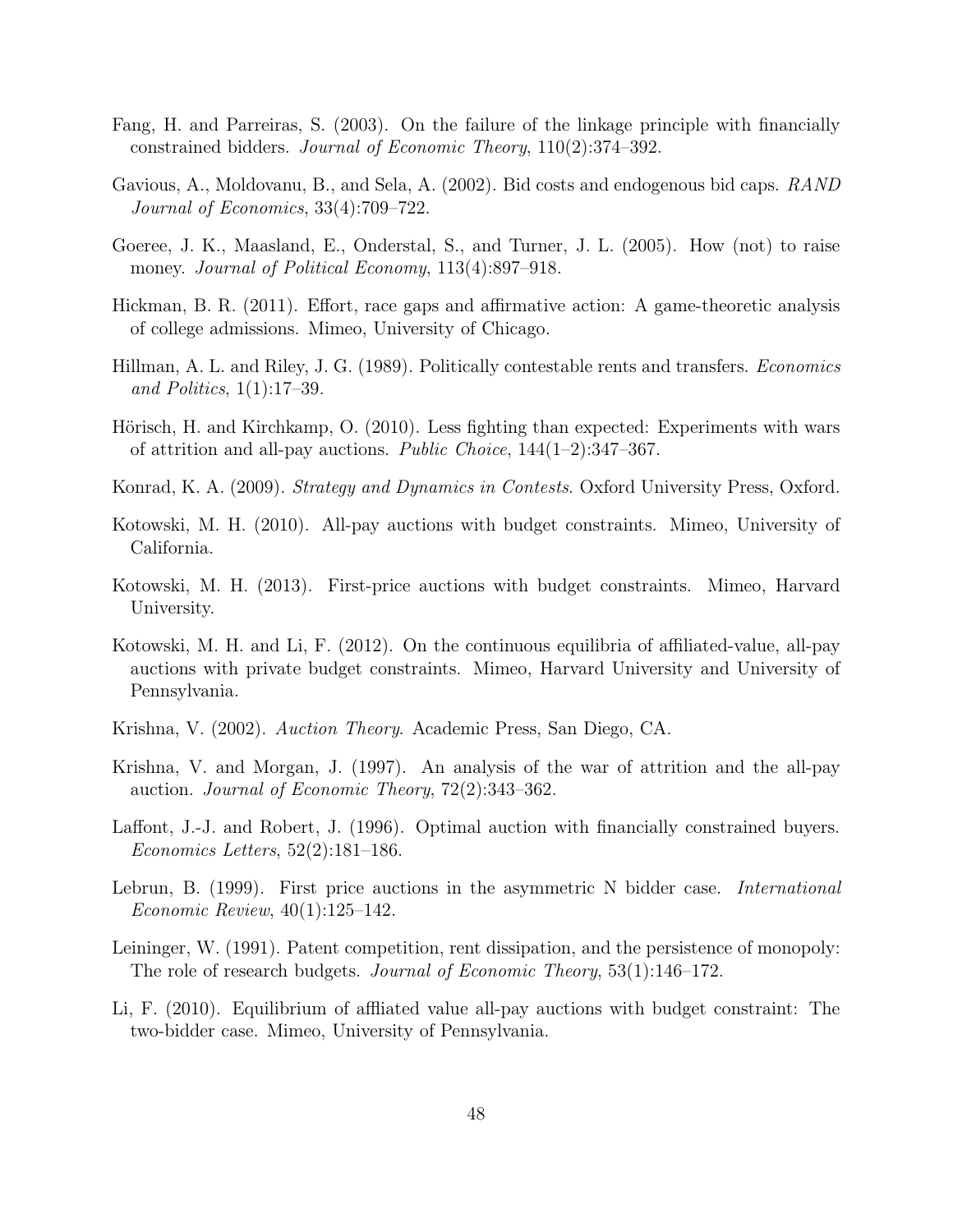Fang, H. and Parreiras, S. (2003). On the failure of the linkage principle with financially constrained bidders. *Journal of Economic Theory*, 110(2):374–392.

Gavious, A., Moldovanu, B., and Sela, A. (2002). Bid costs and endogenous bid caps. *RAND Journal of Economics*, 33(4):709–722.

Goeree, J. K., Maasland, E., Onderstal, S., and Turner, J. L. (2005). How (not) to raise money. *Journal of Political Economy*, 113(4):897–918.

Hickman, B. R. (2011). Effort, race gaps and affirmative action: A game-theoretic analysis of college admissions. Mimeo, University of Chicago.

Hillman, A. L. and Riley, J. G. (1989). Politically contestable rents and transfers. *Economics and Politics*, 1(1):17–39.

Hörisch, H. and Kirchkamp, O. (2010). Less fighting than expected: Experiments with wars of attrition and all-pay auctions. *Public Choice*, 144(1–2):347–367.

Konrad, K. A. (2009). *Strategy and Dynamics in Contests*. Oxford University Press, Oxford.

Kotowski, M. H. (2010). All-pay auctions with budget constraints. Mimeo, University of California.

Kotowski, M. H. (2013). First-price auctions with budget constraints. Mimeo, Harvard University.

Kotowski, M. H. and Li, F. (2012). On the continuous equilibria of affiliated-value, all-pay auctions with private budget constraints. Mimeo, Harvard University and University of Pennsylvania.

Krishna, V. (2002). *Auction Theory*. Academic Press, San Diego, CA.

Krishna, V. and Morgan, J. (1997). An analysis of the war of attrition and the all-pay auction. *Journal of Economic Theory*, 72(2):343–362.

Laffont, J.-J. and Robert, J. (1996). Optimal auction with financially constrained buyers. *Economics Letters*, 52(2):181–186.

Lebrun, B. (1999). First price auctions in the asymmetric N bidder case. *International Economic Review*, 40(1):125–142.

Leininger, W. (1991). Patent competition, rent dissipation, and the persistence of monopoly: The role of research budgets. *Journal of Economic Theory*, 53(1):146–172.

Li, F. (2010). Equilibrium of affliated value all-pay auctions with budget constraint: The two-bidder case. Mimeo, University of Pennsylvania.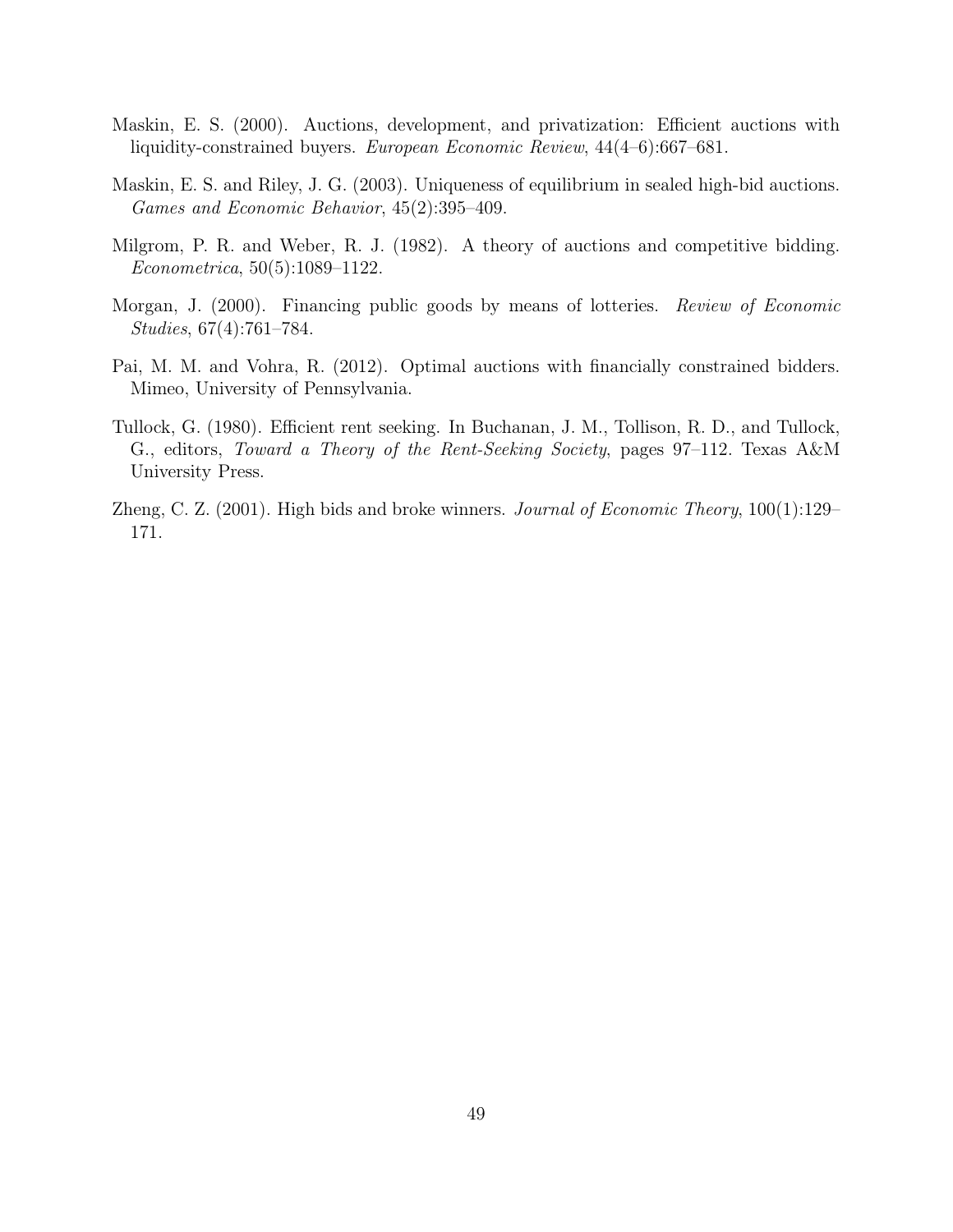Maskin, E. S. (2000). Auctions, development, and privatization: Efficient auctions with liquidity-constrained buyers. *European Economic Review*, 44(4–6):667–681.

Maskin, E. S. and Riley, J. G. (2003). Uniqueness of equilibrium in sealed high-bid auctions. *Games and Economic Behavior*, 45(2):395–409.

Milgrom, P. R. and Weber, R. J. (1982). A theory of auctions and competitive bidding. *Econometrica*, 50(5):1089–1122.

Morgan, J. (2000). Financing public goods by means of lotteries. *Review of Economic Studies*, 67(4):761–784.

Pai, M. M. and Vohra, R. (2012). Optimal auctions with financially constrained bidders. Mimeo, University of Pennsylvania.

Tullock, G. (1980). Efficient rent seeking. In Buchanan, J. M., Tollison, R. D., and Tullock, G., editors, *Toward a Theory of the Rent-Seeking Society*, pages 97–112. Texas A&M University Press.

Zheng, C. Z. (2001). High bids and broke winners. *Journal of Economic Theory*, 100(1):129–171.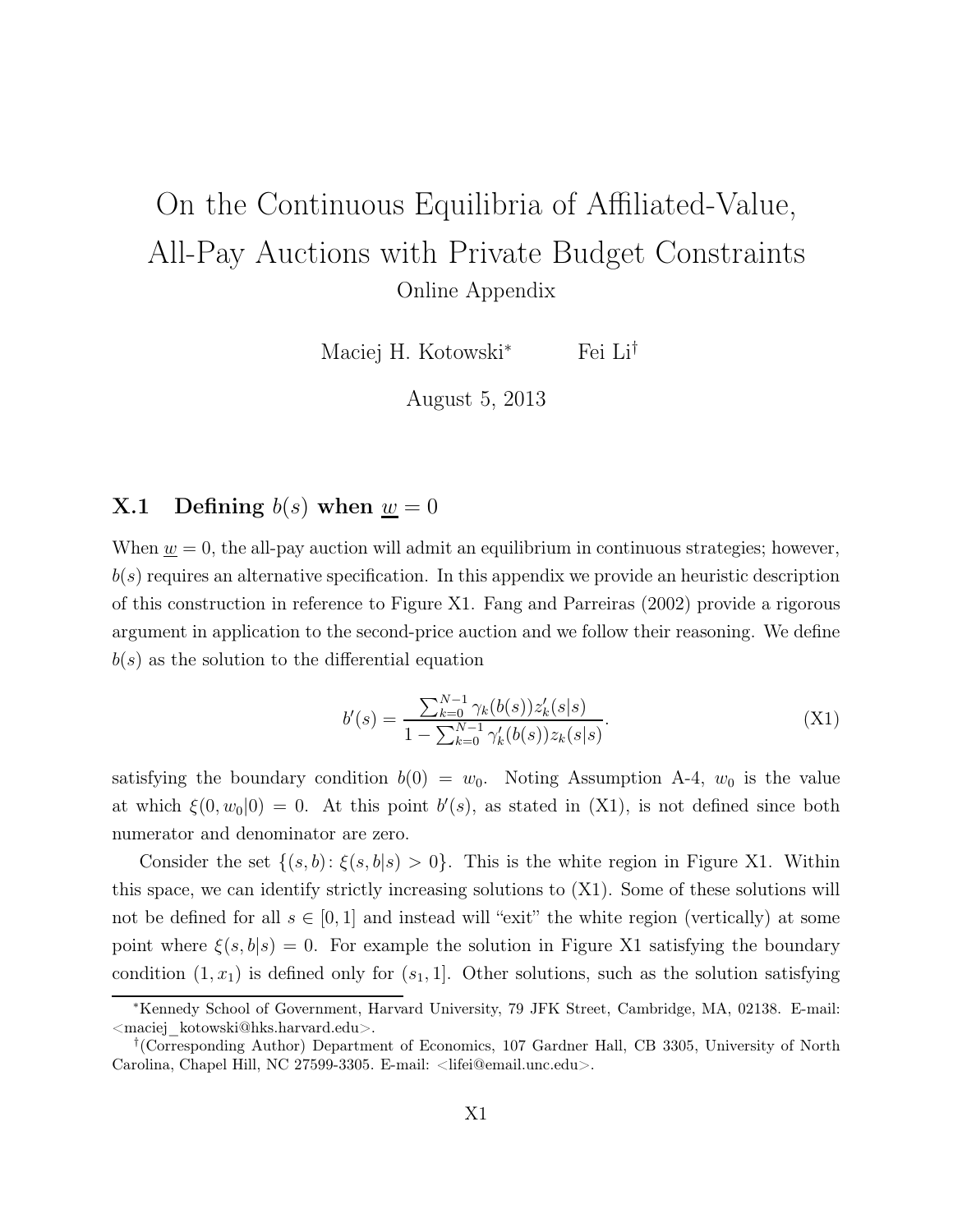# On the Continuous Equilibria of Affiliated-Value, All-Pay Auctions with Private Budget Constraints

Online Appendix

Maciej H. Kotowski[*] Fei Li[†]

August 5, 2013

## X.1 Defining $b(s)$ when $\underline{w} = 0$

When $\underline{w} = 0$, the all-pay auction will admit an equilibrium in continuous strategies; however, $b(s)$ requires an alternative specification. In this appendix we provide an heuristic description of this construction in reference to Figure X1. Fang and Parreiras (2002) provide a rigorous argument in application to the second-price auction and we follow their reasoning. We define $b(s)$ as the solution to the differential equation

$$b'(s) = \frac{\sum_{k=0}^{N-1} \gamma_k(b(s)) z_k'(s|s)}{1 - \sum_{k=0}^{N-1} \gamma_k'(b(s)) z_k(s|s)}. \tag{X1}$$

satisfying the boundary condition $b(0) = w_0$. Noting Assumption A-4, $w_0$ is the value at which $\xi(0, w_0|0) = 0$. At this point $b'(s)$, as stated in (X1), is not defined since both numerator and denominator are zero.

Consider the set $\{(s, b) : \xi(s, b|s) > 0\}$. This is the white region in Figure X1. Within this space, we can identify strictly increasing solutions to (X1). Some of these solutions will not be defined for all $s \in [0, 1]$ and instead will "exit" the white region (vertically) at some point where $\xi(s, b|s) = 0$. For example the solution in Figure X1 satisfying the boundary condition $(1, x_1)$ is defined only for $(s_1, 1]$. Other solutions, such as the solution satisfying

[*] Kennedy School of Government, Harvard University, 79 JFK Street, Cambridge, MA, 02138. E-mail: <maciej_kotowski@hks.harvard.edu>.

[†] (Corresponding Author) Department of Economics, 107 Gardner Hall, CB 3305, University of North Carolina, Chapel Hill, NC 27599-3305. E-mail: <lifei@email.unc.edu>.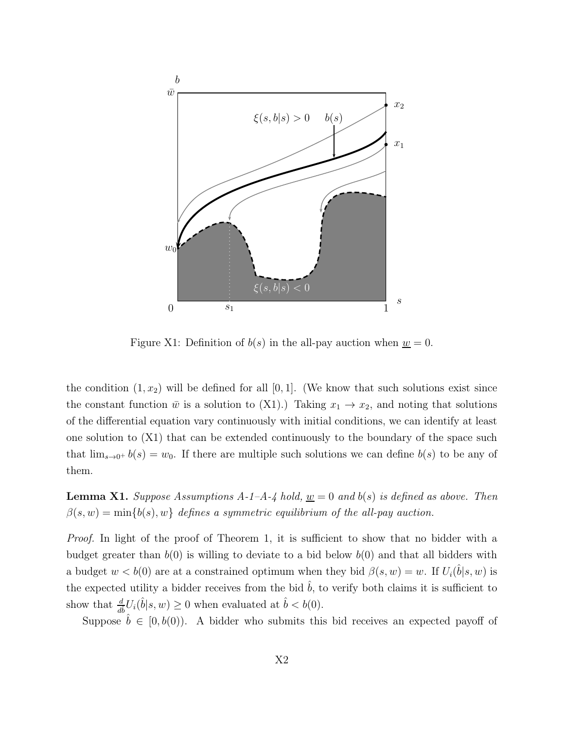Figure X1: Definition of $b(s)$ in the all-pay auction when $\underline{w} = 0$.

the condition $(1, x_2)$ will be defined for all $[0,1]$. (We know that such solutions exist since the constant function $\bar{w}$ is a solution to (X1).) Taking $x_1 \to x_2$, and noting that solutions of the differential equation vary continuously with initial conditions, we can identify at least one solution to (X1) that can be extended continuously to the boundary of the space such that $\lim_{s \to 0^+} b(s) = w_0$. If there are multiple such solutions we can define $b(s)$ to be any of them.

**Lemma X1.** *Suppose Assumptions A-1–A-4 hold, $\underline{w} = 0$ and $b(s)$ is defined as above. Then $\beta(s, w) = \min\{b(s), w\}$ defines a symmetric equilibrium of the all-pay auction.*

*Proof.* In light of the proof of Theorem 1, it is sufficient to show that no bidder with a budget greater than $b(0)$ is willing to deviate to a bid below $b(0)$ and that all bidders with a budget $w < b(0)$ are at a constrained optimum when they bid $\beta(s, w) = w$. If $U_i(\hat{b}|s, w)$ is the expected utility a bidder receives from the bid $\hat{b}$, to verify both claims it is sufficient to show that $\frac{d}{db} U_i(\hat{b}|s, w) \geq 0$ when evaluated at $\hat{b} < b(0)$.

Suppose $\hat{b} \in [0, b(0))$. A bidder who submits this bid receives an expected payoff of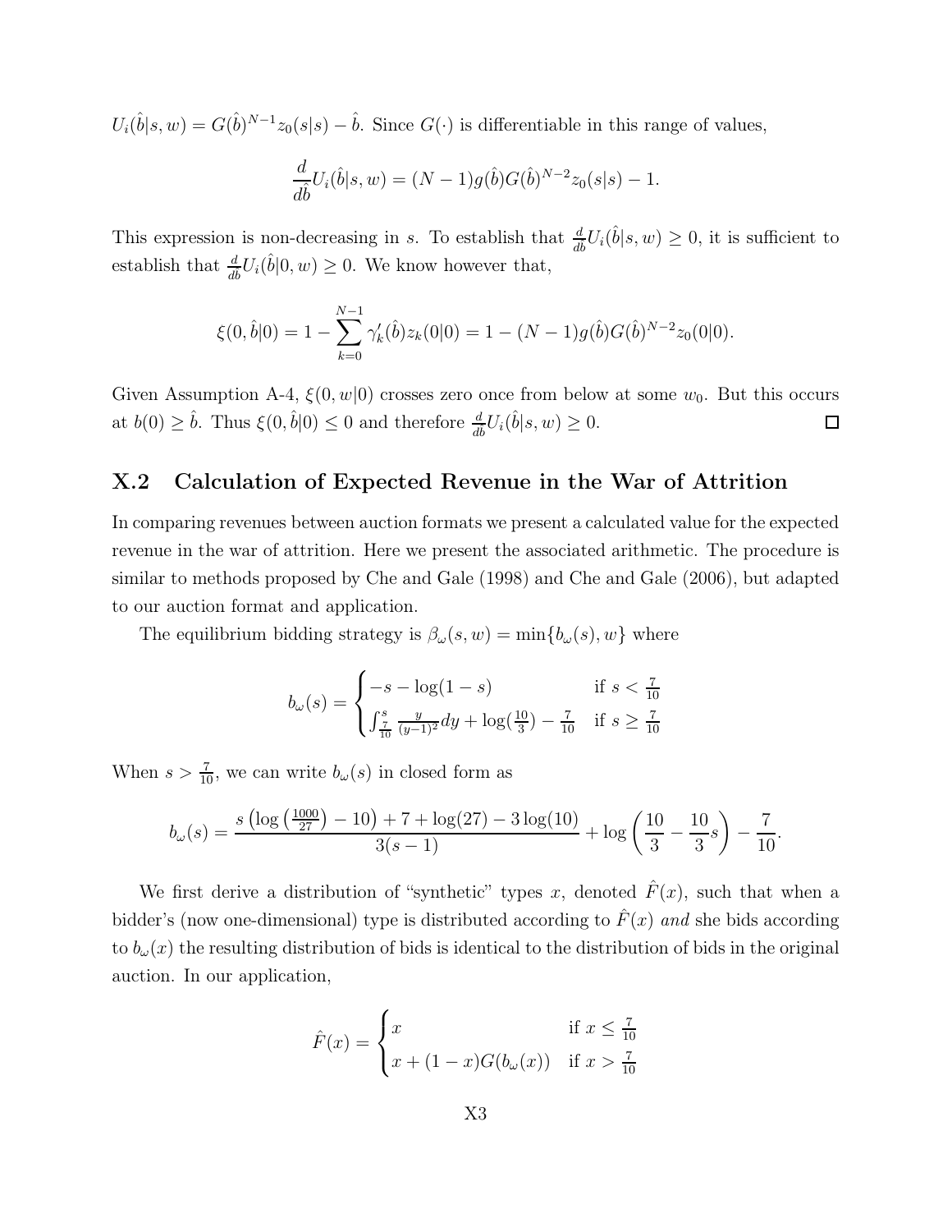$U_i(\hat{b}|s,w) = G(\hat{b})^{N-1} z_0(s|s) - \hat{b}$. Since $G(\cdot)$ is differentiable in this range of values,

$$\frac{d}{d\hat{b}} U_i(\hat{b}|s,w) = (N-1) g(\hat{b}) G(\hat{b})^{N-2} z_0(s|s) - 1.$$

This expression is non-decreasing in $s$. To establish that $\frac{d}{db} U_i(\hat{b}|s,w) \geq 0$, it is sufficient to establish that $\frac{d}{db} U_i(\hat{b}|0,w) \geq 0$. We know however that,

$$\xi(0,\hat{b}|0) = 1 - \sum_{k=0}^{N-1} \gamma_k'(\hat{b}) z_k(0|0) = 1 - (N-1) g(\hat{b}) G(\hat{b})^{N-2} z_0(0|0).$$

Given Assumption A-4, $\xi(0,w|0)$ crosses zero once from below at some $w_0$. But this occurs at $b(0) \geq \hat{b}$. Thus $\xi(0,\hat{b}|0) \leq 0$ and therefore $\frac{d}{db} U_i(\hat{b}|s,w) \geq 0$. $\square$

## X.2 Calculation of Expected Revenue in the War of Attrition

In comparing revenues between auction formats we present a calculated value for the expected revenue in the war of attrition. Here we present the associated arithmetic. The procedure is similar to methods proposed by Che and Gale (1998) and Che and Gale (2006), but adapted to our auction format and application.

The equilibrium bidding strategy is $\beta_\omega(s,w) = \min\{b_\omega(s), w\}$ where

$$b_\omega(s) = \begin{cases} -s - \log(1-s) & \text{if } s < \frac{7}{10} \\ \int_{\frac{7}{10}}^{s} \frac{y}{(y-1)^2} dy + \log(\frac{10}{3}) - \frac{7}{10} & \text{if } s \geq \frac{7}{10} \end{cases}$$

When $s > \frac{7}{10}$, we can write $b_\omega(s)$ in closed form as

$$b_\omega(s) = \frac{s\left(\log\left(\frac{1000}{27}\right) - 10\right) + 7 + \log(27) - 3\log(10)}{3(s-1)} + \log\left(\frac{10}{3} - \frac{10}{3}s\right) - \frac{7}{10}.$$

We first derive a distribution of "synthetic" types $x$, denoted $\hat{F}(x)$, such that when a bidder's (now one-dimensional) type is distributed according to $\hat{F}(x)$ *and* she bids according to $b_\omega(x)$ the resulting distribution of bids is identical to the distribution of bids in the original auction. In our application,

$$\hat{F}(x) = \begin{cases} x & \text{if } x \leq \frac{7}{10} \\ x + (1-x) G(b_\omega(x)) & \text{if } x > \frac{7}{10} \end{cases}$$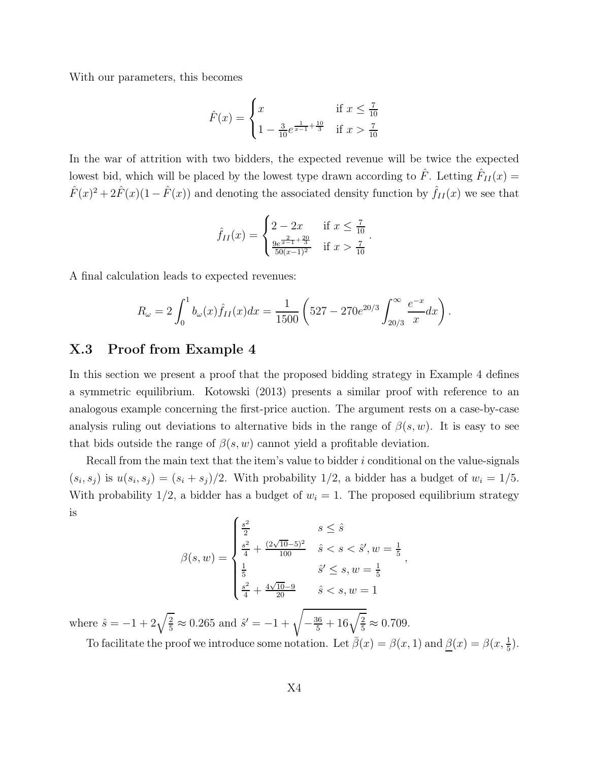With our parameters, this becomes

$$\hat{F}(x) = \begin{cases} x & \text{if } x \leq \frac{7}{10} \\ 1 - \frac{3}{10} e^{\frac{1}{x-1} + \frac{10}{3}} & \text{if } x > \frac{7}{10} \end{cases}$$

In the war of attrition with two bidders, the expected revenue will be twice the expected lowest bid, which will be placed by the lowest type drawn according to $\hat{F}$. Letting $\hat{F}_{II}(x) = \hat{F}(x)^2 + 2\hat{F}(x)(1 - \hat{F}(x))$ and denoting the associated density function by $\hat{f}_{II}(x)$ we see that

$$\hat{f}_{II}(x) = \begin{cases} 2 - 2x & \text{if } x \leq \frac{7}{10} \\ \frac{9e^{\frac{2}{x-1} + \frac{20}{3}}}{50(x-1)^2} & \text{if } x > \frac{7}{10} \end{cases}.$$

A final calculation leads to expected revenues:

$$R_\omega = 2 \int_0^1 b_\omega(x) \hat{f}_{II}(x) dx = \frac{1}{1500} \left( 527 - 270 e^{20/3} \int_{20/3}^{\infty} \frac{e^{-x}}{x} dx \right).$$

## X.3 Proof from Example 4

In this section we present a proof that the proposed bidding strategy in Example 4 defines a symmetric equilibrium. Kotowski (2013) presents a similar proof with reference to an analogous example concerning the first-price auction. The argument rests on a case-by-case analysis ruling out deviations to alternative bids in the range of $\beta(s, w)$. It is easy to see that bids outside the range of $\beta(s, w)$ cannot yield a profitable deviation.

Recall from the main text that the item's value to bidder $i$ conditional on the value-signals $(s_i, s_j)$ is $u(s_i, s_j) = (s_i + s_j)/2$. With probability $1/2$, a bidder has a budget of $w_i = 1/5$. With probability $1/2$, a bidder has a budget of $w_i = 1$. The proposed equilibrium strategy is

$$\beta(s, w) = \begin{cases} \frac{s^2}{2} & s \leq \hat{s} \\ \frac{s^2}{4} + \frac{(2\sqrt{10} - 5)^2}{100} & \hat{s} < s < \hat{s}', w = \frac{1}{5} \\ \frac{1}{5} & \hat{s}' \leq s, w = \frac{1}{5} \\ \frac{s^2}{4} + \frac{4\sqrt{10} - 9}{20} & \hat{s} < s, w = 1 \end{cases},$$

where $\hat{s} = -1 + 2\sqrt{\frac{2}{5}} \approx 0.265$ and $\hat{s}' = -1 + \sqrt{-\frac{36}{5} + 16\sqrt{\frac{2}{5}}} \approx 0.709$.

To facilitate the proof we introduce some notation. Let $\bar{\beta}(x) = \beta(x, 1)$ and $\underline{\beta}(x) = \beta(x, \frac{1}{5})$.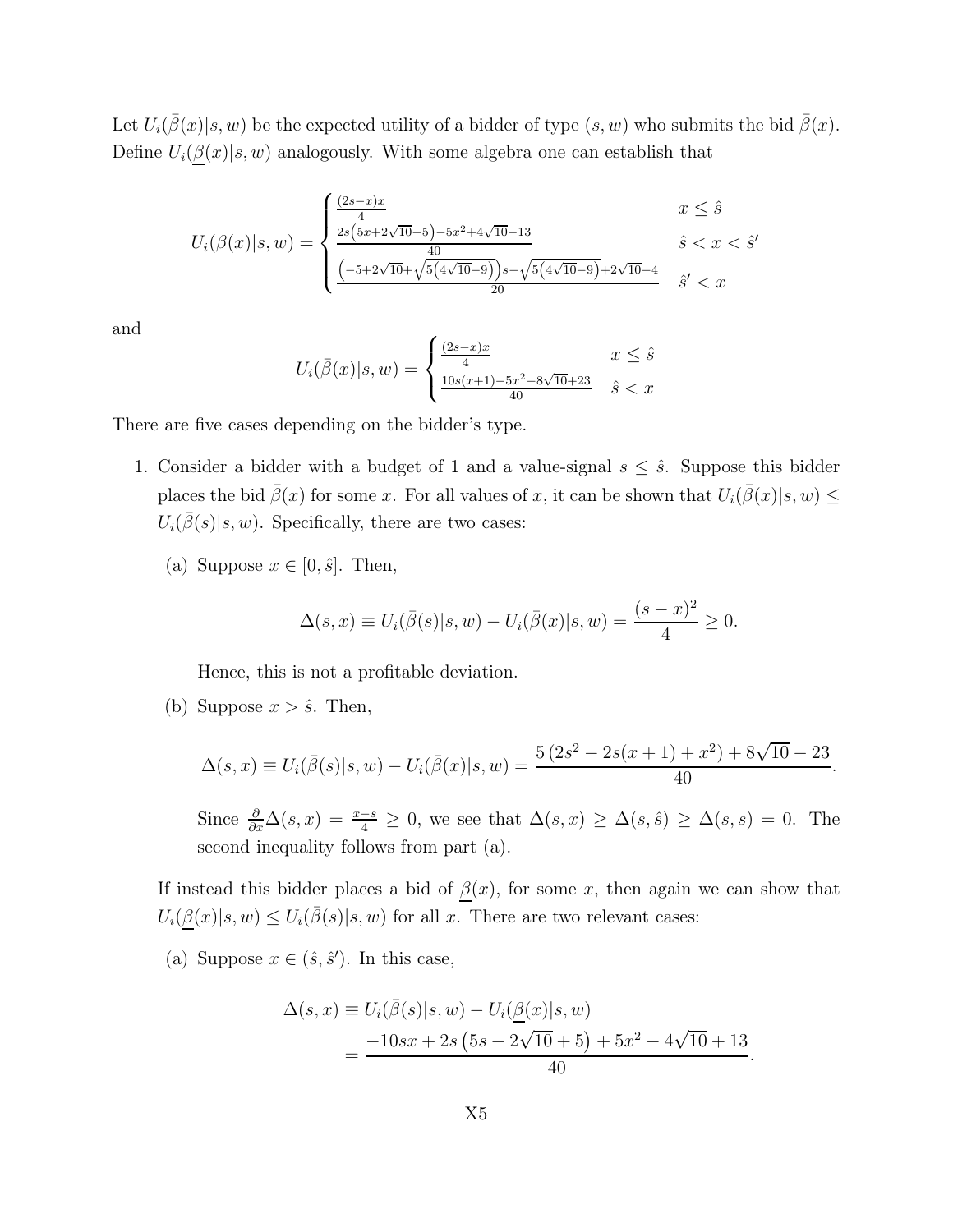Let $U_i(\bar{\beta}(x)|s,w)$ be the expected utility of a bidder of type $(s,w)$ who submits the bid $\bar{\beta}(x)$. Define $U_i(\underline{\beta}(x)|s,w)$ analogously. With some algebra one can establish that

$$U_i(\underline{\beta}(x)|s,w) = \begin{cases} \frac{(2s-x)x}{4} & x \leq \hat{s} \\ \frac{2s\left(5x+2\sqrt{10}-5\right)-5x^2+4\sqrt{10}-13}{40} & \hat{s} < x < \hat{s}' \\ \frac{\left(-5+2\sqrt{10}+\sqrt{5\left(4\sqrt{10}-9\right)}\right)s-\sqrt{5\left(4\sqrt{10}-9\right)}+2\sqrt{10}-4}{20} & \hat{s}' < x \end{cases}$$

and

$$U_i(\bar{\beta}(x)|s,w) = \begin{cases} \frac{(2s-x)x}{4} & x \leq \hat{s} \\ \frac{10s(x+1)-5x^2-8\sqrt{10}+23}{40} & \hat{s} < x \end{cases}$$

There are five cases depending on the bidder's type.

1. Consider a bidder with a budget of 1 and a value-signal $s \leq \hat{s}$. Suppose this bidder places the bid $\bar{\beta}(x)$ for some $x$. For all values of $x$, it can be shown that $U_i(\bar{\beta}(x)|s,w) \leq U_i(\bar{\beta}(s)|s,w)$. Specifically, there are two cases:

   (a) Suppose $x \in [0, \hat{s}]$. Then,

   $$\Delta(s,x) \equiv U_i(\bar{\beta}(s)|s,w) - U_i(\bar{\beta}(x)|s,w) = \frac{(s-x)^2}{4} \geq 0.$$

   Hence, this is not a profitable deviation.

   (b) Suppose $x > \hat{s}$. Then,

   $$\Delta(s,x) \equiv U_i(\bar{\beta}(s)|s,w) - U_i(\bar{\beta}(x)|s,w) = \frac{5\left(2s^2 - 2s(x+1) + x^2\right) + 8\sqrt{10} - 23}{40}.$$

   Since $\frac{\partial}{\partial x}\Delta(s,x) = \frac{x-s}{4} \geq 0$, we see that $\Delta(s,x) \geq \Delta(s,\hat{s}) \geq \Delta(s,s) = 0$. The second inequality follows from part (a).

   If instead this bidder places a bid of $\underline{\beta}(x)$, for some $x$, then again we can show that $U_i(\underline{\beta}(x)|s,w) \leq U_i(\bar{\beta}(s)|s,w)$ for all $x$. There are two relevant cases:

   (a) Suppose $x \in (\hat{s}, \hat{s}')$. In this case,

   $$\begin{aligned} \Delta(s,x) &\equiv U_i(\bar{\beta}(s)|s,w) - U_i(\underline{\beta}(x)|s,w) \\ &= \frac{-10sx + 2s\left(5s - 2\sqrt{10} + 5\right) + 5x^2 - 4\sqrt{10} + 13}{40}. \end{aligned}$$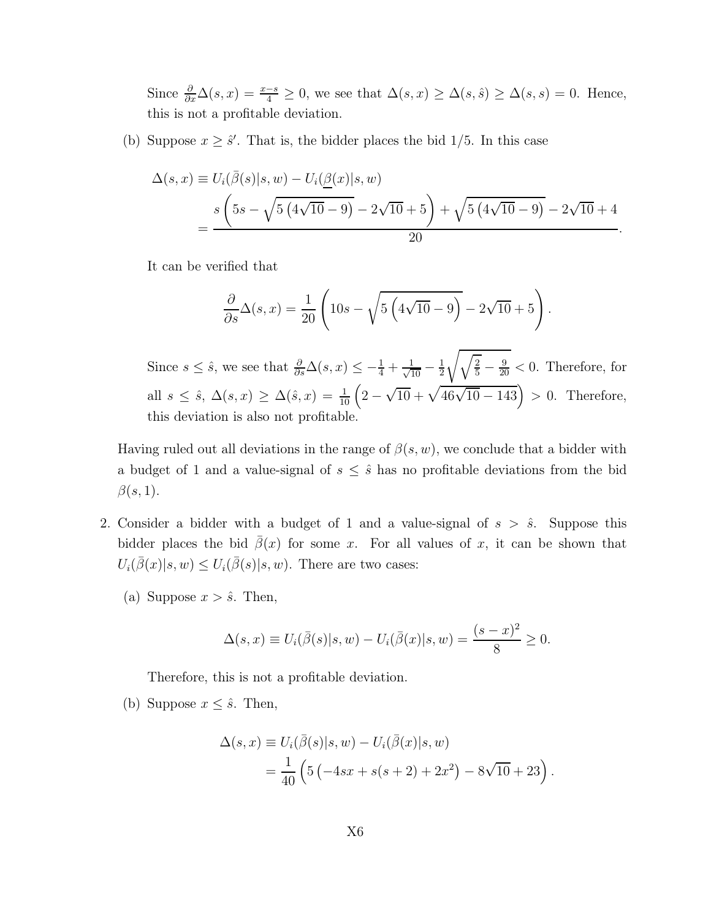Since $\frac{\partial}{\partial x}\Delta(s,x) = \frac{x-s}{4} \geq 0$, we see that $\Delta(s,x) \geq \Delta(s,\hat{s}) \geq \Delta(s,s) = 0$. Hence, this is not a profitable deviation.

(b) Suppose $x \geq \hat{s}'$. That is, the bidder places the bid 1/5. In this case

$$\Delta(s,x) \equiv U_i(\bar{\beta}(s)|s,w) - U_i(\underline{\beta}(x)|s,w)$$
$$= \frac{s\left(5s - \sqrt{5\left(4\sqrt{10}-9\right)} - 2\sqrt{10} + 5\right) + \sqrt{5\left(4\sqrt{10}-9\right)} - 2\sqrt{10} + 4}{20}.$$

It can be verified that

$$\frac{\partial}{\partial s}\Delta(s,x) = \frac{1}{20}\left(10s - \sqrt{5\left(4\sqrt{10}-9\right)} - 2\sqrt{10} + 5\right).$$

Since $s \leq \hat{s}$, we see that $\frac{\partial}{\partial s}\Delta(s,x) \leq -\frac{1}{4} + \frac{1}{\sqrt{10}} - \frac{1}{2}\sqrt{\sqrt{\frac{2}{5}} - \frac{9}{20}} < 0$. Therefore, for all $s \leq \hat{s}$, $\Delta(s,x) \geq \Delta(\hat{s},x) = \frac{1}{10}\left(2 - \sqrt{10} + \sqrt{46\sqrt{10} - 143}\right) > 0$. Therefore, this deviation is also not profitable.

Having ruled out all deviations in the range of $\beta(s,w)$, we conclude that a bidder with a budget of 1 and a value-signal of $s \leq \hat{s}$ has no profitable deviations from the bid $\beta(s,1)$.

2. Consider a bidder with a budget of 1 and a value-signal of $s > \hat{s}$. Suppose this bidder places the bid $\bar{\beta}(x)$ for some $x$. For all values of $x$, it can be shown that $U_i(\bar{\beta}(x)|s,w) \leq U_i(\bar{\beta}(s)|s,w)$. There are two cases:

(a) Suppose $x > \hat{s}$. Then,

$$\Delta(s,x) \equiv U_i(\bar{\beta}(s)|s,w) - U_i(\bar{\beta}(x)|s,w) = \frac{(s-x)^2}{8} \geq 0.$$

Therefore, this is not a profitable deviation.

(b) Suppose $x \leq \hat{s}$. Then,

$$\Delta(s,x) \equiv U_i(\bar{\beta}(s)|s,w) - U_i(\bar{\beta}(x)|s,w)$$
$$= \frac{1}{40}\left(5\left(-4sx + s(s+2) + 2x^2\right) - 8\sqrt{10} + 23\right).$$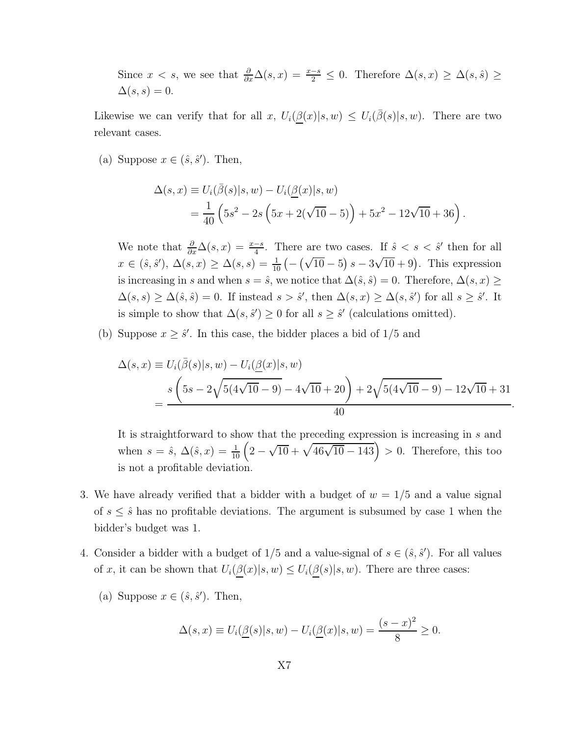Since $x < s$, we see that $\frac{\partial}{\partial x}\Delta(s, x) = \frac{x-s}{2} \leq 0$. Therefore $\Delta(s, x) \geq \Delta(s, \hat{s}) \geq \Delta(s, s) = 0$.

Likewise we can verify that for all $x$, $U_i(\underline{\beta}(x)|s, w) \leq U_i(\bar{\beta}(s)|s, w)$. There are two relevant cases.

(a) Suppose $x \in (\hat{s}, \hat{s}')$. Then,

$$\begin{aligned}\Delta(s, x) &\equiv U_i(\bar{\beta}(s)|s, w) - U_i(\underline{\beta}(x)|s, w) \\ &= \frac{1}{40}\left(5s^2 - 2s\left(5x + 2(\sqrt{10} - 5)\right) + 5x^2 - 12\sqrt{10} + 36\right).\end{aligned}$$

We note that $\frac{\partial}{\partial x}\Delta(s, x) = \frac{x-s}{4}$. There are two cases. If $\hat{s} < s < \hat{s}'$ then for all $x \in (\hat{s}, \hat{s}')$, $\Delta(s, x) \geq \Delta(s, s) = \frac{1}{10}\left(-\left(\sqrt{10} - 5\right)s - 3\sqrt{10} + 9\right)$. This expression is increasing in $s$ and when $s = \hat{s}$, we notice that $\Delta(\hat{s}, \hat{s}) = 0$. Therefore, $\Delta(s, x) \geq \Delta(s, s) \geq \Delta(\hat{s}, \hat{s}) = 0$. If instead $s > \hat{s}'$, then $\Delta(s, x) \geq \Delta(s, \hat{s}')$ for all $s \geq \hat{s}'$. It is simple to show that $\Delta(s, \hat{s}') \geq 0$ for all $s \geq \hat{s}'$ (calculations omitted).

(b) Suppose $x \geq \hat{s}'$. In this case, the bidder places a bid of $1/5$ and

$$\begin{aligned}\Delta(s, x) &\equiv U_i(\bar{\beta}(s)|s, w) - U_i(\underline{\beta}(x)|s, w) \\ &= \frac{s\left(5s - 2\sqrt{5(4\sqrt{10} - 9)} - 4\sqrt{10} + 20\right) + 2\sqrt{5(4\sqrt{10} - 9)} - 12\sqrt{10} + 31}{40}.\end{aligned}$$

It is straightforward to show that the preceding expression is increasing in $s$ and when $s = \hat{s}$, $\Delta(\hat{s}, x) = \frac{1}{10}\left(2 - \sqrt{10} + \sqrt{46\sqrt{10} - 143}\right) > 0$. Therefore, this too is not a profitable deviation.

3. We have already verified that a bidder with a budget of $w = 1/5$ and a value signal of $s \leq \hat{s}$ has no profitable deviations. The argument is subsumed by case 1 when the bidder's budget was 1.

4. Consider a bidder with a budget of $1/5$ and a value-signal of $s \in (\hat{s}, \hat{s}')$. For all values of $x$, it can be shown that $U_i(\underline{\beta}(x)|s, w) \leq U_i(\underline{\beta}(s)|s, w)$. There are three cases:

(a) Suppose $x \in (\hat{s}, \hat{s}')$. Then,

$$\Delta(s, x) \equiv U_i(\underline{\beta}(s)|s, w) - U_i(\underline{\beta}(x)|s, w) = \frac{(s - x)^2}{8} \geq 0.$$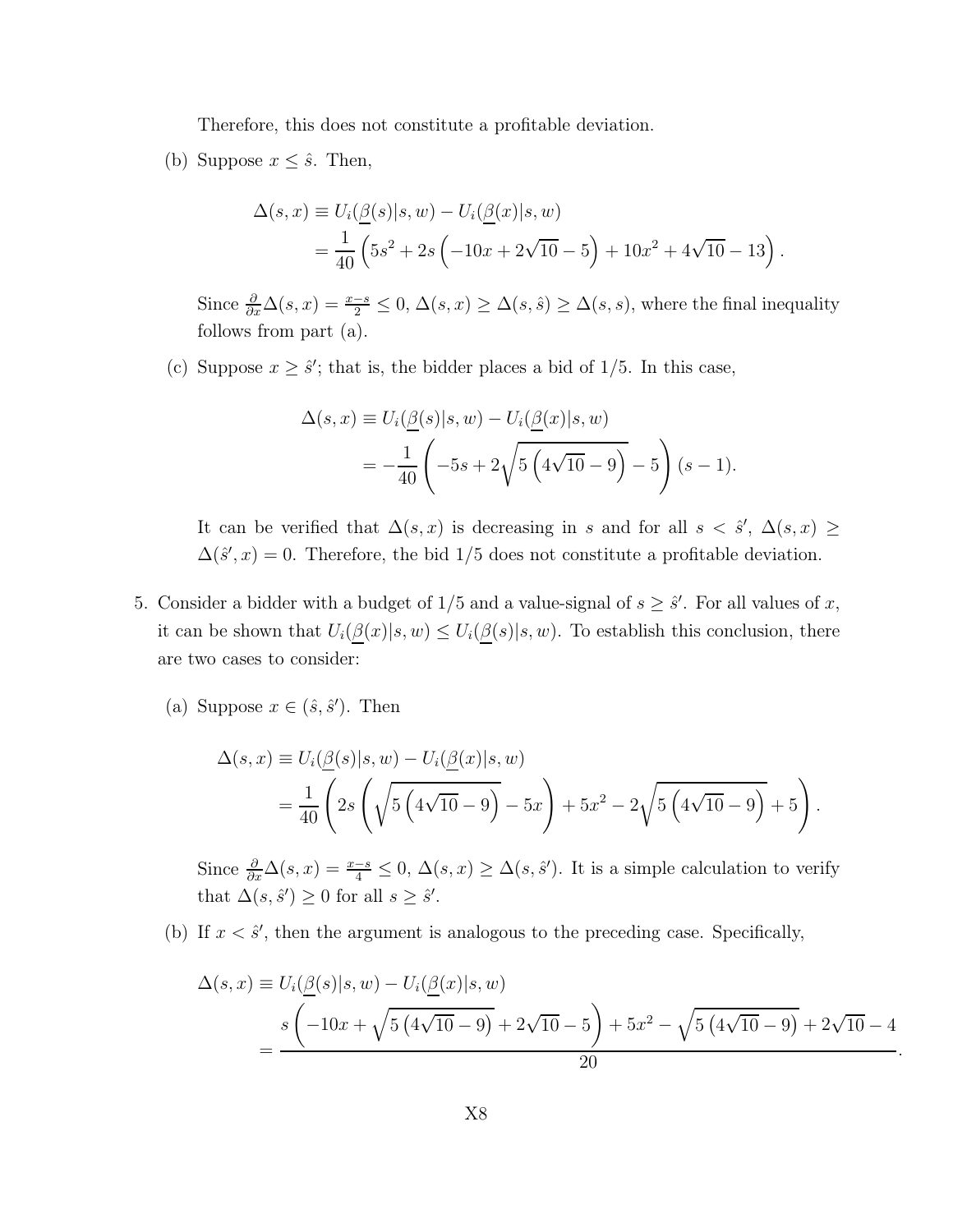Therefore, this does not constitute a profitable deviation.

(b) Suppose $x \leq \hat{s}$. Then,

$$\Delta(s,x) \equiv U_i(\underline{\beta}(s)|s,w) - U_i(\underline{\beta}(x)|s,w)$$
$$= \frac{1}{40}\left(5s^2 + 2s\left(-10x + 2\sqrt{10} - 5\right) + 10x^2 + 4\sqrt{10} - 13\right).$$

Since $\frac{\partial}{\partial x}\Delta(s,x) = \frac{x-s}{2} \leq 0$, $\Delta(s,x) \geq \Delta(s,\hat{s}) \geq \Delta(s,s)$, where the final inequality follows from part (a).

(c) Suppose $x \geq \hat{s}'$; that is, the bidder places a bid of $1/5$. In this case,

$$\Delta(s,x) \equiv U_i(\underline{\beta}(s)|s,w) - U_i(\underline{\beta}(x)|s,w)$$
$$= -\frac{1}{40}\left(-5s + 2\sqrt{5\left(4\sqrt{10} - 9\right)} - 5\right)(s-1).$$

It can be verified that $\Delta(s,x)$ is decreasing in $s$ and for all $s < \hat{s}'$, $\Delta(s,x) \geq \Delta(\hat{s}',x) = 0$. Therefore, the bid $1/5$ does not constitute a profitable deviation.

5. Consider a bidder with a budget of $1/5$ and a value-signal of $s \geq \hat{s}'$. For all values of $x$, it can be shown that $U_i(\underline{\beta}(x)|s,w) \leq U_i(\underline{\beta}(s)|s,w)$. To establish this conclusion, there are two cases to consider:

   (a) Suppose $x \in (\hat{s}, \hat{s}')$. Then

$$\Delta(s,x) \equiv U_i(\underline{\beta}(s)|s,w) - U_i(\underline{\beta}(x)|s,w)$$
$$= \frac{1}{40}\left(2s\left(\sqrt{5\left(4\sqrt{10} - 9\right)} - 5x\right) + 5x^2 - 2\sqrt{5\left(4\sqrt{10} - 9\right)} + 5\right).$$

   Since $\frac{\partial}{\partial x}\Delta(s,x) = \frac{x-s}{4} \leq 0$, $\Delta(s,x) \geq \Delta(s,\hat{s}')$. It is a simple calculation to verify that $\Delta(s,\hat{s}') \geq 0$ for all $s \geq \hat{s}'$.

   (b) If $x < \hat{s}'$, then the argument is analogous to the preceding case. Specifically,

$$\Delta(s,x) \equiv U_i(\underline{\beta}(s)|s,w) - U_i(\underline{\beta}(x)|s,w)$$
$$= \frac{s\left(-10x + \sqrt{5\left(4\sqrt{10} - 9\right)} + 2\sqrt{10} - 5\right) + 5x^2 - \sqrt{5\left(4\sqrt{10} - 9\right)} + 2\sqrt{10} - 4}{20}.$$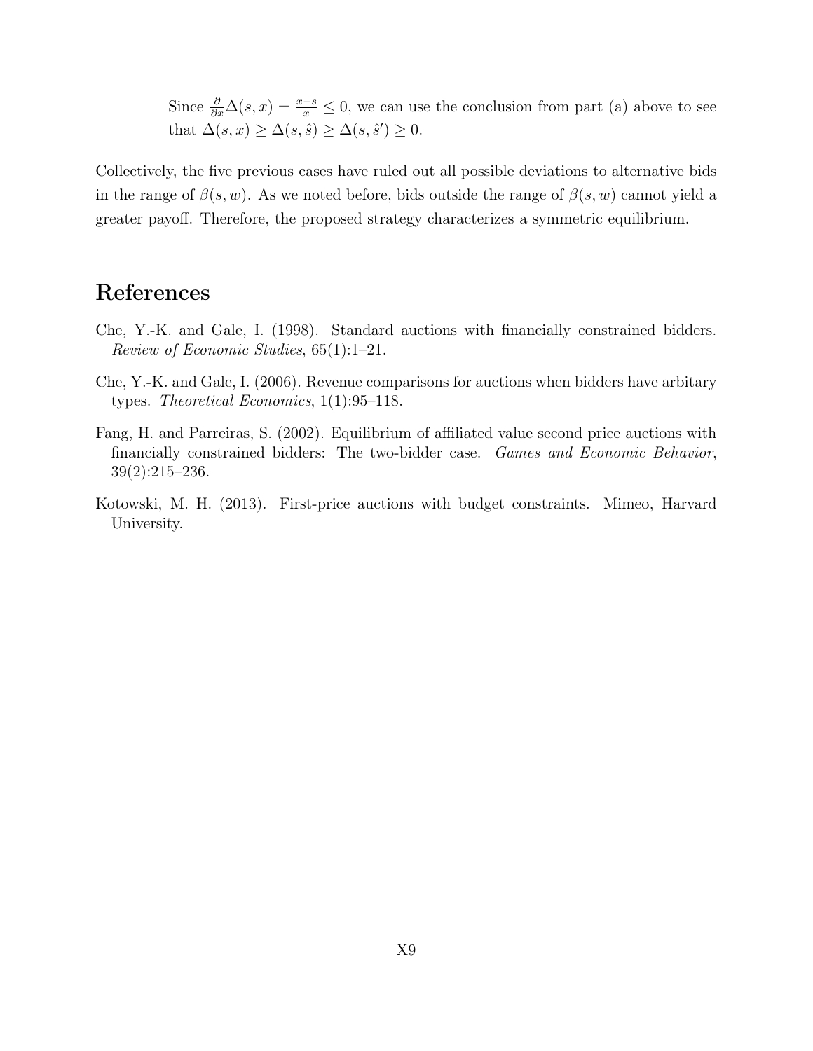Since $\frac{\partial}{\partial x}\Delta(s,x) = \frac{x-s}{x} \leq 0$, we can use the conclusion from part (a) above to see that $\Delta(s,x) \geq \Delta(s,\hat{s}) \geq \Delta(s,\hat{s}') \geq 0$.

Collectively, the five previous cases have ruled out all possible deviations to alternative bids in the range of $\beta(s,w)$. As we noted before, bids outside the range of $\beta(s,w)$ cannot yield a greater payoff. Therefore, the proposed strategy characterizes a symmetric equilibrium.

## References

Che, Y.-K. and Gale, I. (1998). Standard auctions with financially constrained bidders. *Review of Economic Studies*, 65(1):1–21.

Che, Y.-K. and Gale, I. (2006). Revenue comparisons for auctions when bidders have arbitary types. *Theoretical Economics*, 1(1):95–118.

Fang, H. and Parreiras, S. (2002). Equilibrium of affiliated value second price auctions with financially constrained bidders: The two-bidder case. *Games and Economic Behavior*, 39(2):215–236.

Kotowski, M. H. (2013). First-price auctions with budget constraints. Mimeo, Harvard University.